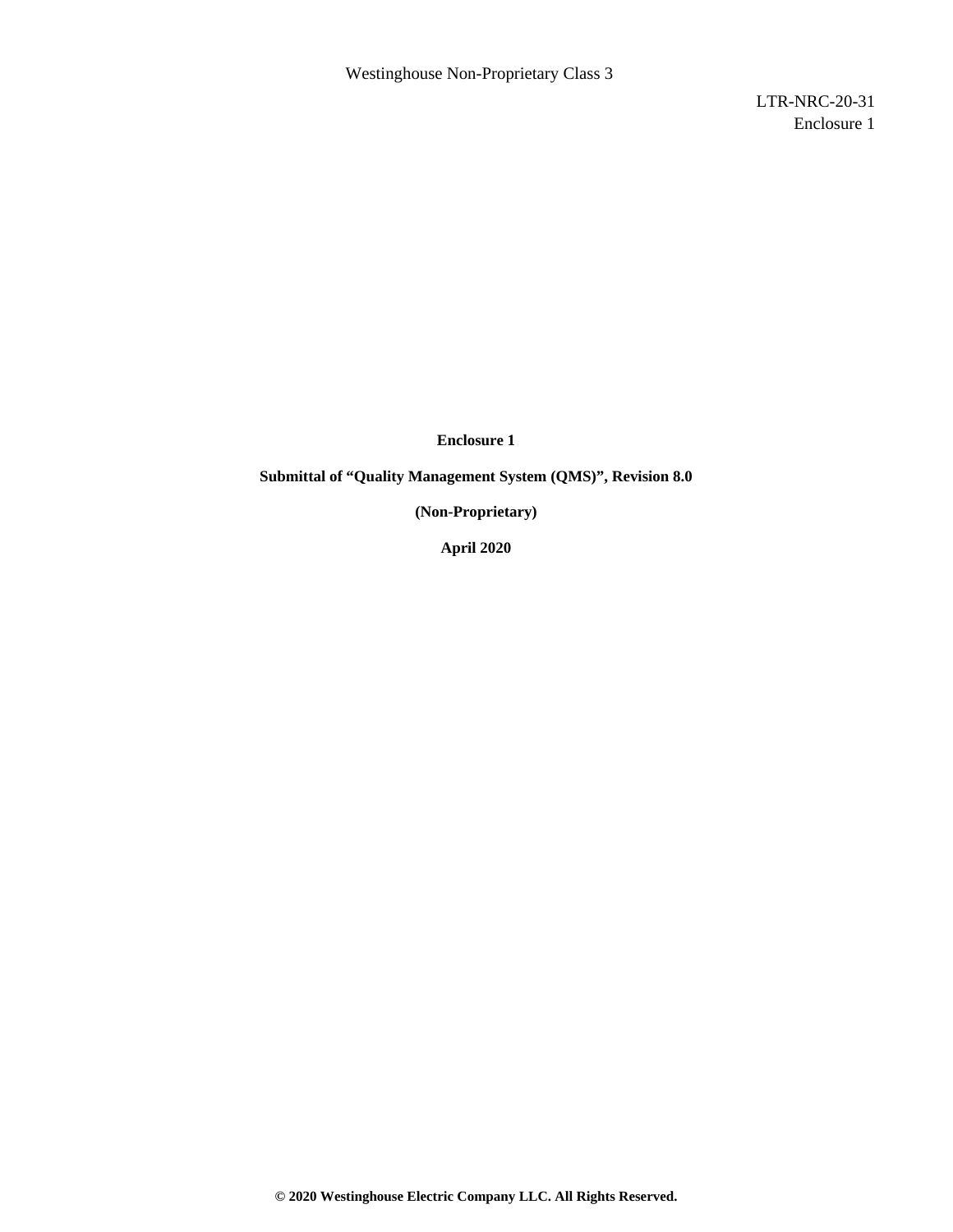Westinghouse Non-Proprietary Class 3

LTR-NRC-20-31
Enclosure 1

**Enclosure 1**

**Submittal of "Quality Management System (QMS)", Revision 8.0**

**(Non-Proprietary)**

**April 2020**

**© 2020 Westinghouse Electric Company LLC. All Rights Reserved.**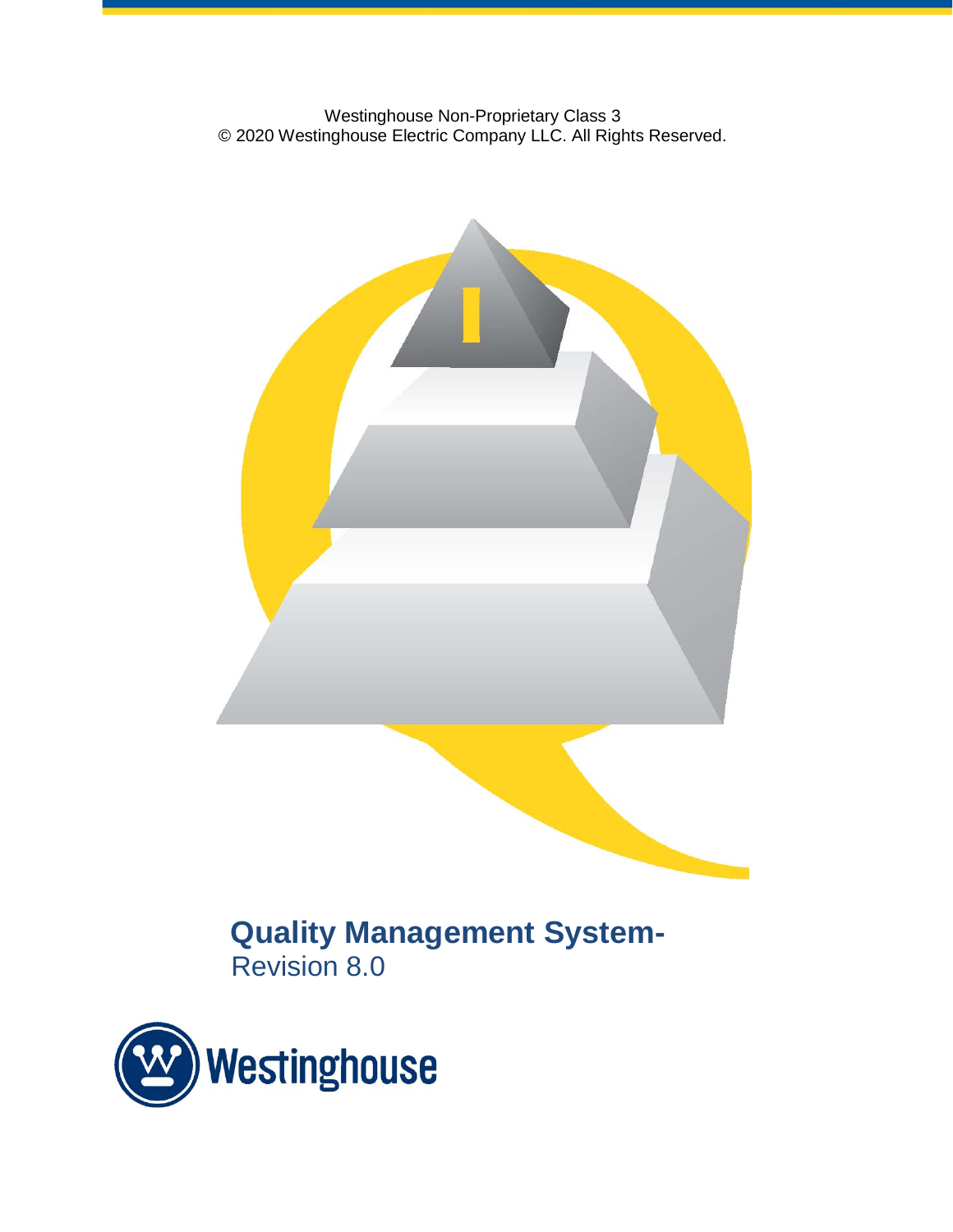Westinghouse Non-Proprietary Class 3
© 2020 Westinghouse Electric Company LLC. All Rights Reserved.

# Quality Management System-

Revision 8.0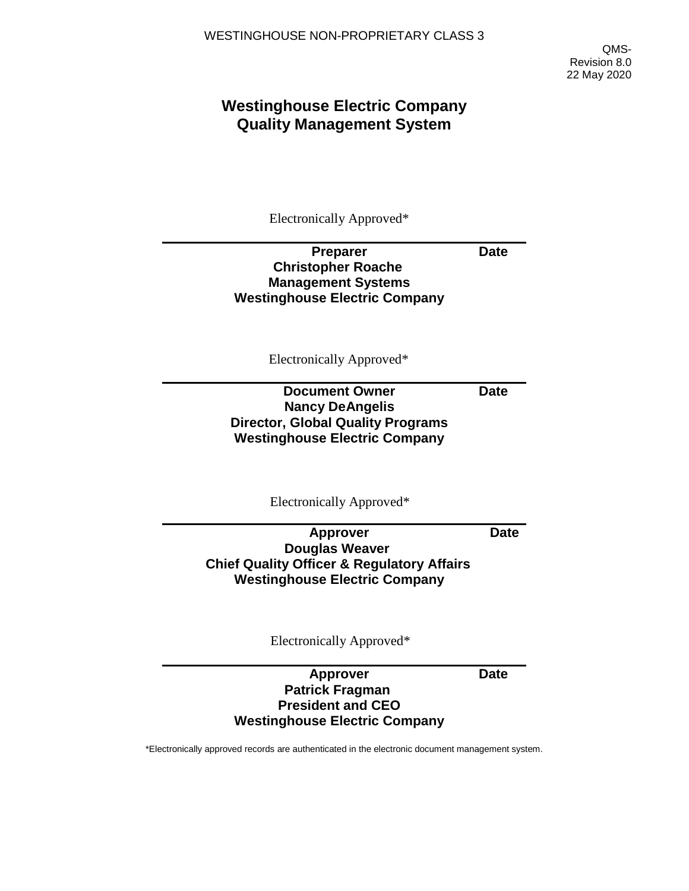WESTINGHOUSE NON-PROPRIETARY CLASS 3

QMS-
Revision 8.0
22 May 2020

# Westinghouse Electric Company
# Quality Management System

Electronically Approved*

---

**Preparer** **Date**
**Christopher Roache**
**Management Systems**
**Westinghouse Electric Company**

Electronically Approved*

---

**Document Owner** **Date**
**Nancy DeAngelis**
**Director, Global Quality Programs**
**Westinghouse Electric Company**

Electronically Approved*

---

**Approver** **Date**
**Douglas Weaver**
**Chief Quality Officer & Regulatory Affairs**
**Westinghouse Electric Company**

Electronically Approved*

---

**Approver** **Date**
**Patrick Fragman**
**President and CEO**
**Westinghouse Electric Company**

*Electronically approved records are authenticated in the electronic document management system.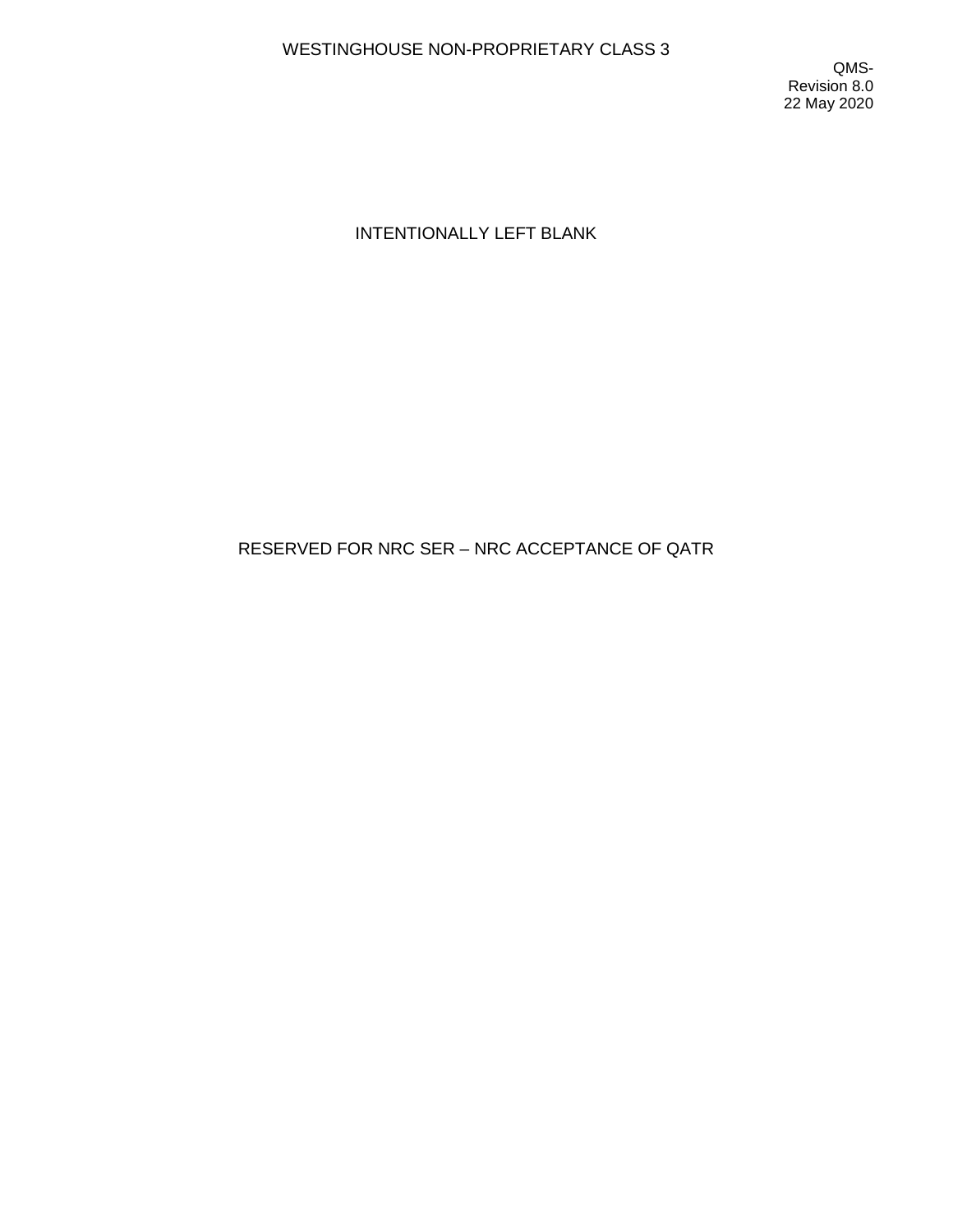INTENTIONALLY LEFT BLANK

RESERVED FOR NRC SER – NRC ACCEPTANCE OF QATR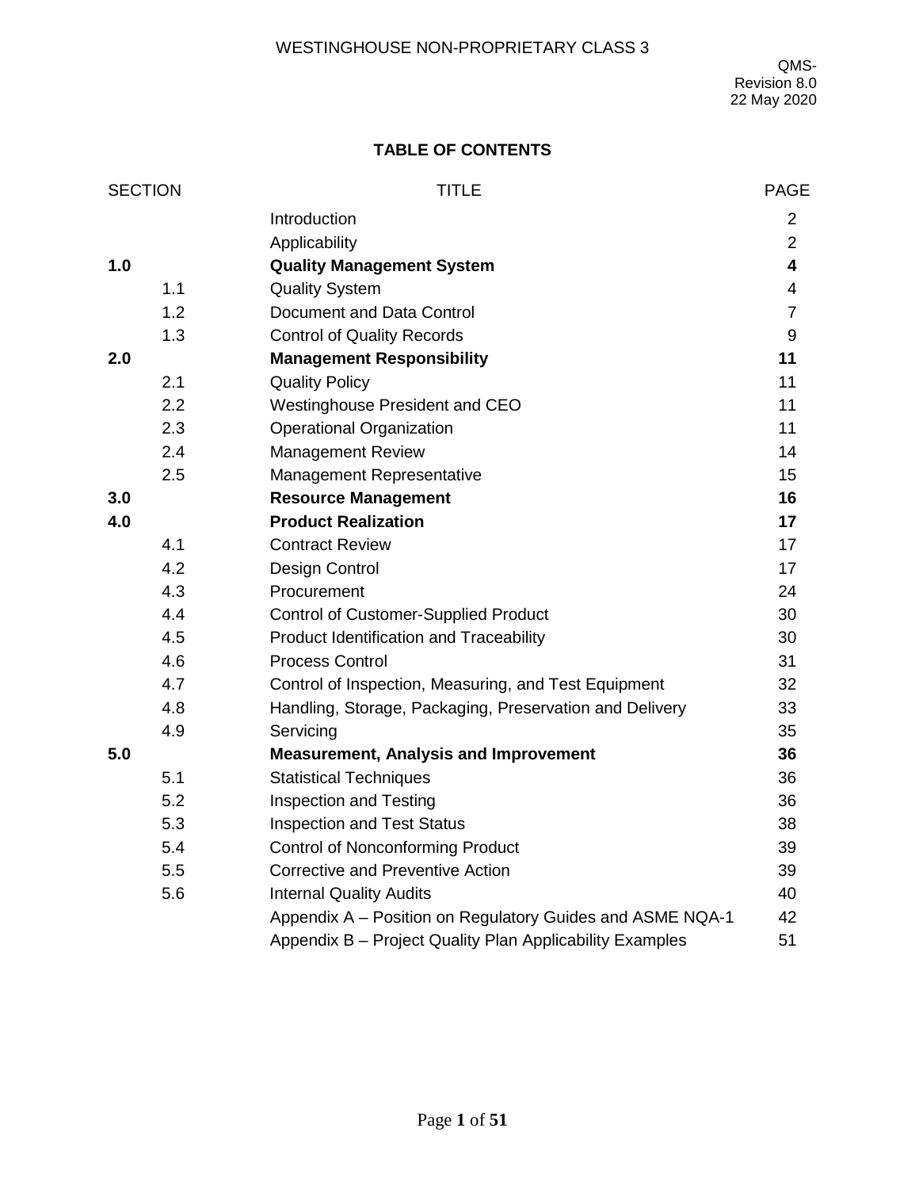QMS-
Revision 8.0
22 May 2020

**TABLE OF CONTENTS**

| SECTION | | TITLE | PAGE |
|---|---|---|---|
| | | Introduction | 2 |
| | | Applicability | 2 |
| **1.0** | | **Quality Management System** | **4** |
| | 1.1 | Quality System | 4 |
| | 1.2 | Document and Data Control | 7 |
| | 1.3 | Control of Quality Records | 9 |
| **2.0** | | **Management Responsibility** | **11** |
| | 2.1 | Quality Policy | 11 |
| | 2.2 | Westinghouse President and CEO | 11 |
| | 2.3 | Operational Organization | 11 |
| | 2.4 | Management Review | 14 |
| | 2.5 | Management Representative | 15 |
| **3.0** | | **Resource Management** | **16** |
| **4.0** | | **Product Realization** | **17** |
| | 4.1 | Contract Review | 17 |
| | 4.2 | Design Control | 17 |
| | 4.3 | Procurement | 24 |
| | 4.4 | Control of Customer-Supplied Product | 30 |
| | 4.5 | Product Identification and Traceability | 30 |
| | 4.6 | Process Control | 31 |
| | 4.7 | Control of Inspection, Measuring, and Test Equipment | 32 |
| | 4.8 | Handling, Storage, Packaging, Preservation and Delivery | 33 |
| | 4.9 | Servicing | 35 |
| **5.0** | | **Measurement, Analysis and Improvement** | **36** |
| | 5.1 | Statistical Techniques | 36 |
| | 5.2 | Inspection and Testing | 36 |
| | 5.3 | Inspection and Test Status | 38 |
| | 5.4 | Control of Nonconforming Product | 39 |
| | 5.5 | Corrective and Preventive Action | 39 |
| | 5.6 | Internal Quality Audits | 40 |
| | | Appendix A – Position on Regulatory Guides and ASME NQA-1 | 42 |
| | | Appendix B – Project Quality Plan Applicability Examples | 51 |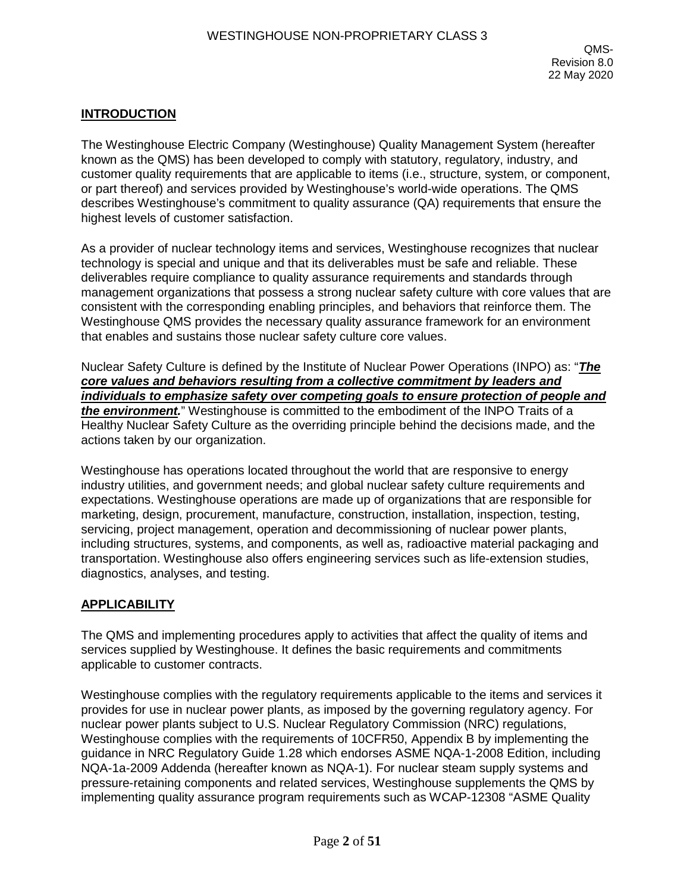## INTRODUCTION

The Westinghouse Electric Company (Westinghouse) Quality Management System (hereafter known as the QMS) has been developed to comply with statutory, regulatory, industry, and customer quality requirements that are applicable to items (i.e., structure, system, or component, or part thereof) and services provided by Westinghouse's world-wide operations. The QMS describes Westinghouse's commitment to quality assurance (QA) requirements that ensure the highest levels of customer satisfaction.

As a provider of nuclear technology items and services, Westinghouse recognizes that nuclear technology is special and unique and that its deliverables must be safe and reliable. These deliverables require compliance to quality assurance requirements and standards through management organizations that possess a strong nuclear safety culture with core values that are consistent with the corresponding enabling principles, and behaviors that reinforce them. The Westinghouse QMS provides the necessary quality assurance framework for an environment that enables and sustains those nuclear safety culture core values.

Nuclear Safety Culture is defined by the Institute of Nuclear Power Operations (INPO) as: "***The core values and behaviors resulting from a collective commitment by leaders and individuals to emphasize safety over competing goals to ensure protection of people and the environment.***" Westinghouse is committed to the embodiment of the INPO Traits of a Healthy Nuclear Safety Culture as the overriding principle behind the decisions made, and the actions taken by our organization.

Westinghouse has operations located throughout the world that are responsive to energy industry utilities, and government needs; and global nuclear safety culture requirements and expectations. Westinghouse operations are made up of organizations that are responsible for marketing, design, procurement, manufacture, construction, installation, inspection, testing, servicing, project management, operation and decommissioning of nuclear power plants, including structures, systems, and components, as well as, radioactive material packaging and transportation. Westinghouse also offers engineering services such as life-extension studies, diagnostics, analyses, and testing.

## APPLICABILITY

The QMS and implementing procedures apply to activities that affect the quality of items and services supplied by Westinghouse. It defines the basic requirements and commitments applicable to customer contracts.

Westinghouse complies with the regulatory requirements applicable to the items and services it provides for use in nuclear power plants, as imposed by the governing regulatory agency. For nuclear power plants subject to U.S. Nuclear Regulatory Commission (NRC) regulations, Westinghouse complies with the requirements of 10CFR50, Appendix B by implementing the guidance in NRC Regulatory Guide 1.28 which endorses ASME NQA-1-2008 Edition, including NQA-1a-2009 Addenda (hereafter known as NQA-1). For nuclear steam supply systems and pressure-retaining components and related services, Westinghouse supplements the QMS by implementing quality assurance program requirements such as WCAP-12308 "ASME Quality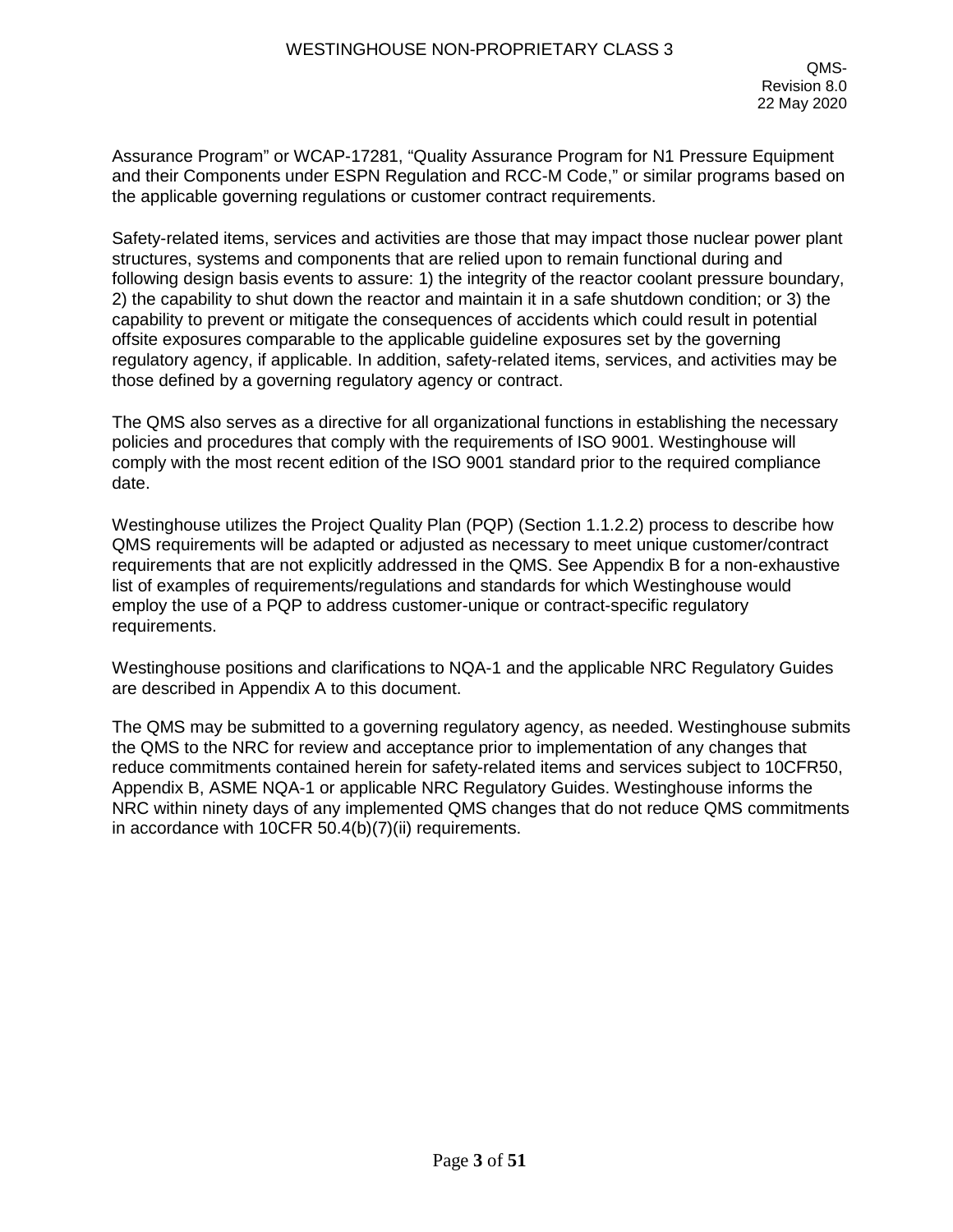Assurance Program" or WCAP-17281, "Quality Assurance Program for N1 Pressure Equipment and their Components under ESPN Regulation and RCC-M Code," or similar programs based on the applicable governing regulations or customer contract requirements.

Safety-related items, services and activities are those that may impact those nuclear power plant structures, systems and components that are relied upon to remain functional during and following design basis events to assure: 1) the integrity of the reactor coolant pressure boundary, 2) the capability to shut down the reactor and maintain it in a safe shutdown condition; or 3) the capability to prevent or mitigate the consequences of accidents which could result in potential offsite exposures comparable to the applicable guideline exposures set by the governing regulatory agency, if applicable. In addition, safety-related items, services, and activities may be those defined by a governing regulatory agency or contract.

The QMS also serves as a directive for all organizational functions in establishing the necessary policies and procedures that comply with the requirements of ISO 9001. Westinghouse will comply with the most recent edition of the ISO 9001 standard prior to the required compliance date.

Westinghouse utilizes the Project Quality Plan (PQP) (Section 1.1.2.2) process to describe how QMS requirements will be adapted or adjusted as necessary to meet unique customer/contract requirements that are not explicitly addressed in the QMS. See Appendix B for a non-exhaustive list of examples of requirements/regulations and standards for which Westinghouse would employ the use of a PQP to address customer-unique or contract-specific regulatory requirements.

Westinghouse positions and clarifications to NQA-1 and the applicable NRC Regulatory Guides are described in Appendix A to this document.

The QMS may be submitted to a governing regulatory agency, as needed. Westinghouse submits the QMS to the NRC for review and acceptance prior to implementation of any changes that reduce commitments contained herein for safety-related items and services subject to 10CFR50, Appendix B, ASME NQA-1 or applicable NRC Regulatory Guides. Westinghouse informs the NRC within ninety days of any implemented QMS changes that do not reduce QMS commitments in accordance with 10CFR 50.4(b)(7)(ii) requirements.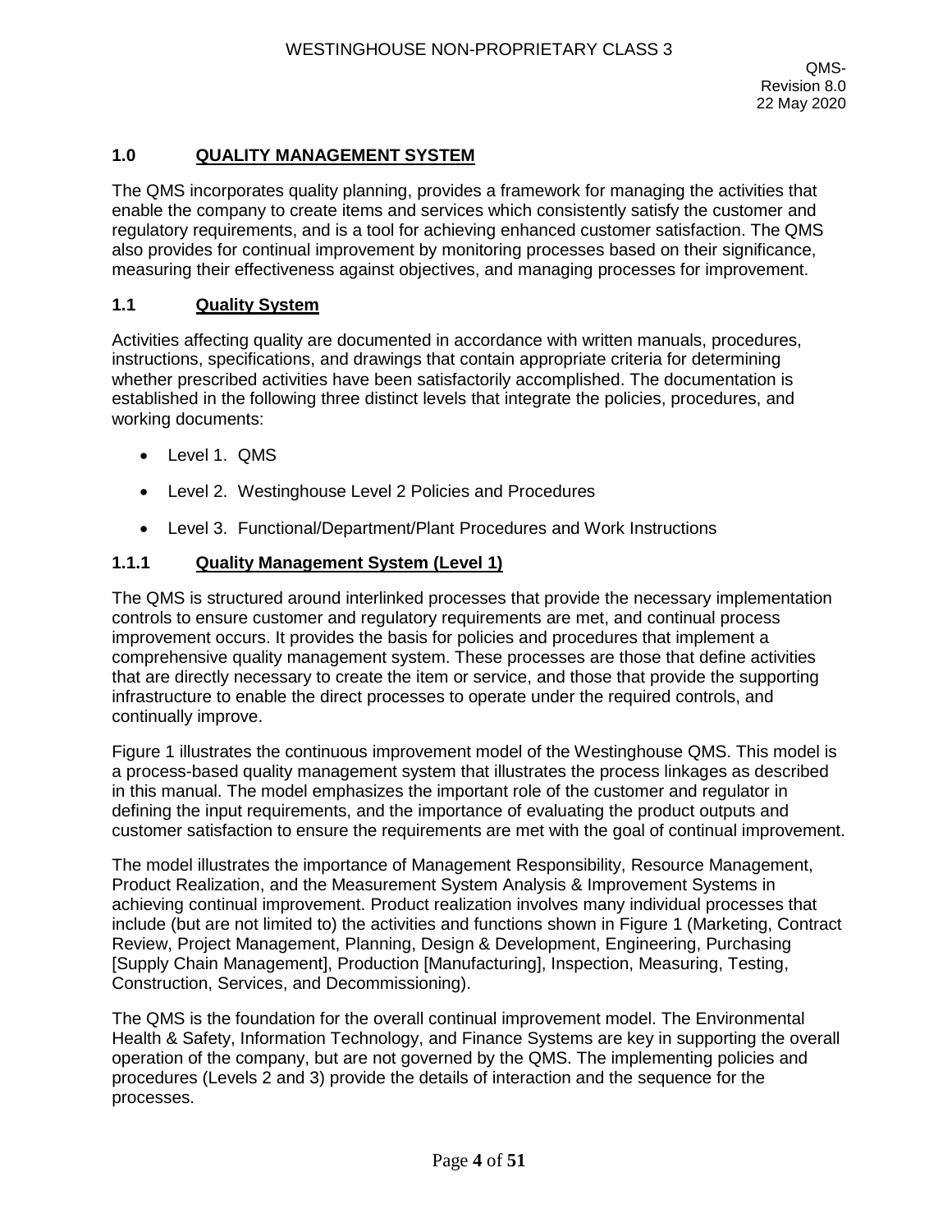## 1.0 QUALITY MANAGEMENT SYSTEM

The QMS incorporates quality planning, provides a framework for managing the activities that enable the company to create items and services which consistently satisfy the customer and regulatory requirements, and is a tool for achieving enhanced customer satisfaction. The QMS also provides for continual improvement by monitoring processes based on their significance, measuring their effectiveness against objectives, and managing processes for improvement.

### 1.1 Quality System

Activities affecting quality are documented in accordance with written manuals, procedures, instructions, specifications, and drawings that contain appropriate criteria for determining whether prescribed activities have been satisfactorily accomplished. The documentation is established in the following three distinct levels that integrate the policies, procedures, and working documents:

- Level 1. QMS
- Level 2. Westinghouse Level 2 Policies and Procedures
- Level 3. Functional/Department/Plant Procedures and Work Instructions

#### 1.1.1 Quality Management System (Level 1)

The QMS is structured around interlinked processes that provide the necessary implementation controls to ensure customer and regulatory requirements are met, and continual process improvement occurs. It provides the basis for policies and procedures that implement a comprehensive quality management system. These processes are those that define activities that are directly necessary to create the item or service, and those that provide the supporting infrastructure to enable the direct processes to operate under the required controls, and continually improve.

Figure 1 illustrates the continuous improvement model of the Westinghouse QMS. This model is a process-based quality management system that illustrates the process linkages as described in this manual. The model emphasizes the important role of the customer and regulator in defining the input requirements, and the importance of evaluating the product outputs and customer satisfaction to ensure the requirements are met with the goal of continual improvement.

The model illustrates the importance of Management Responsibility, Resource Management, Product Realization, and the Measurement System Analysis & Improvement Systems in achieving continual improvement. Product realization involves many individual processes that include (but are not limited to) the activities and functions shown in Figure 1 (Marketing, Contract Review, Project Management, Planning, Design & Development, Engineering, Purchasing [Supply Chain Management], Production [Manufacturing], Inspection, Measuring, Testing, Construction, Services, and Decommissioning).

The QMS is the foundation for the overall continual improvement model. The Environmental Health & Safety, Information Technology, and Finance Systems are key in supporting the overall operation of the company, but are not governed by the QMS. The implementing policies and procedures (Levels 2 and 3) provide the details of interaction and the sequence for the processes.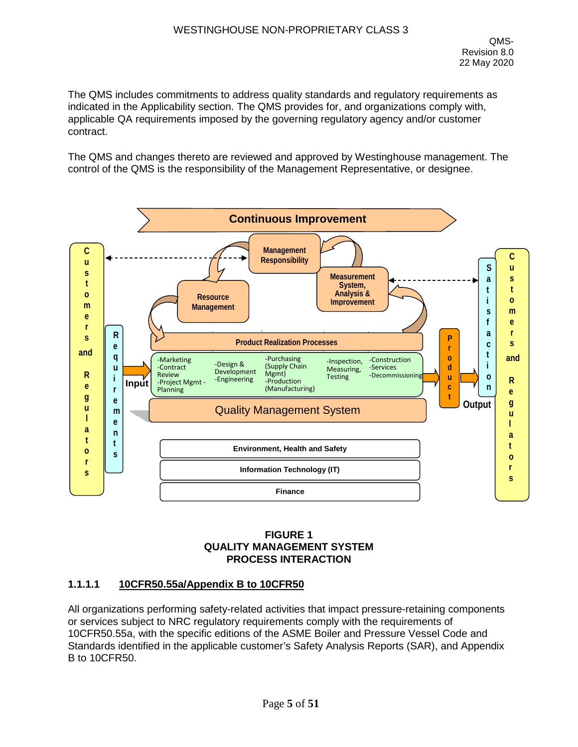The QMS includes commitments to address quality standards and regulatory requirements as indicated in the Applicability section. The QMS provides for, and organizations comply with, applicable QA requirements imposed by the governing regulatory agency and/or customer contract.

The QMS and changes thereto are reviewed and approved by Westinghouse management. The control of the QMS is the responsibility of the Management Representative, or designee.

**FIGURE 1**
**QUALITY MANAGEMENT SYSTEM**
**PROCESS INTERACTION**

#### 1.1.1.1 10CFR50.55a/Appendix B to 10CFR50

All organizations performing safety-related activities that impact pressure-retaining components or services subject to NRC regulatory requirements comply with the requirements of 10CFR50.55a, with the specific editions of the ASME Boiler and Pressure Vessel Code and Standards identified in the applicable customer's Safety Analysis Reports (SAR), and Appendix B to 10CFR50.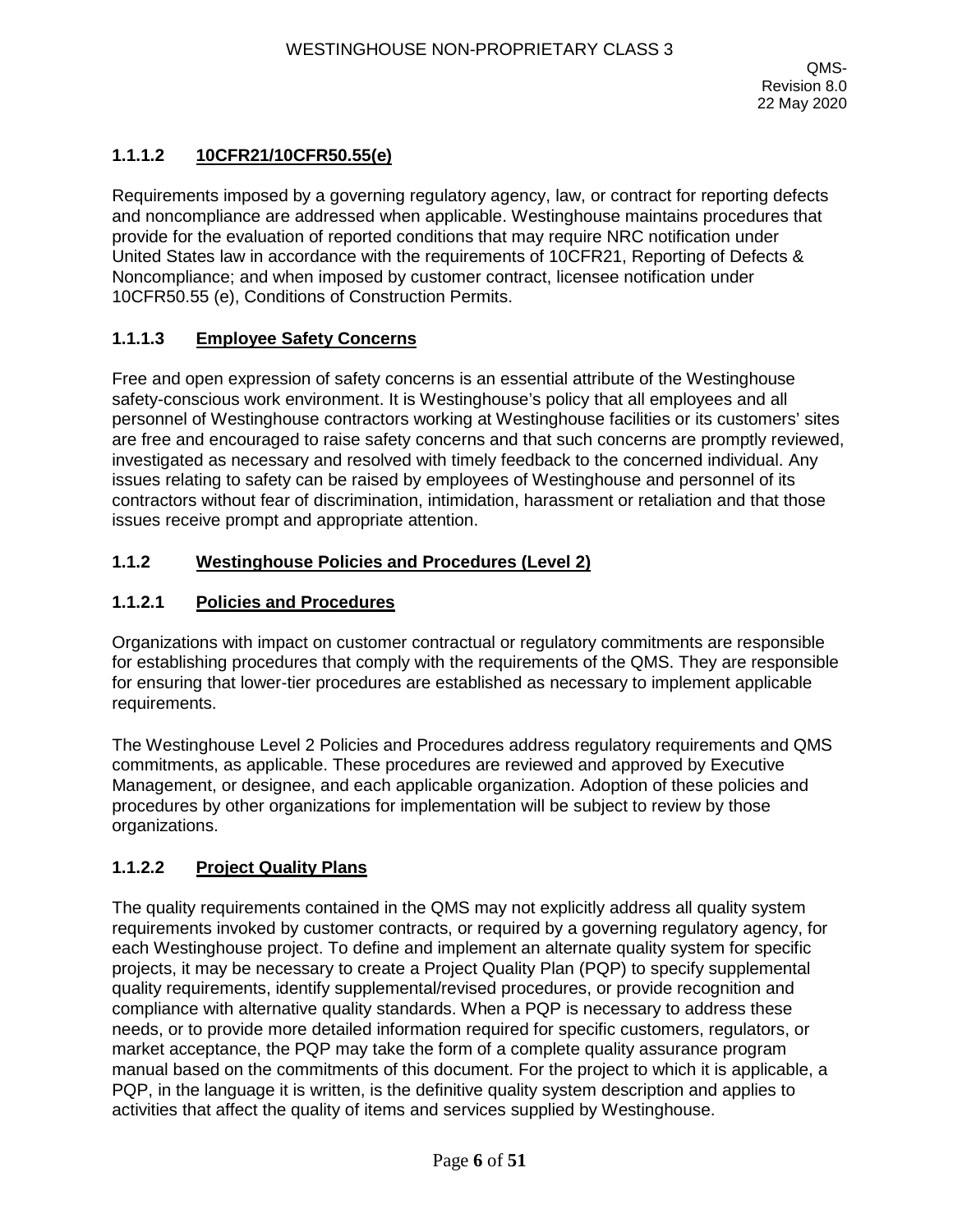### 1.1.1.2 10CFR21/10CFR50.55(e)

Requirements imposed by a governing regulatory agency, law, or contract for reporting defects and noncompliance are addressed when applicable. Westinghouse maintains procedures that provide for the evaluation of reported conditions that may require NRC notification under United States law in accordance with the requirements of 10CFR21, Reporting of Defects & Noncompliance; and when imposed by customer contract, licensee notification under 10CFR50.55 (e), Conditions of Construction Permits.

### 1.1.1.3 Employee Safety Concerns

Free and open expression of safety concerns is an essential attribute of the Westinghouse safety-conscious work environment. It is Westinghouse's policy that all employees and all personnel of Westinghouse contractors working at Westinghouse facilities or its customers' sites are free and encouraged to raise safety concerns and that such concerns are promptly reviewed, investigated as necessary and resolved with timely feedback to the concerned individual. Any issues relating to safety can be raised by employees of Westinghouse and personnel of its contractors without fear of discrimination, intimidation, harassment or retaliation and that those issues receive prompt and appropriate attention.

### 1.1.2 Westinghouse Policies and Procedures (Level 2)

### 1.1.2.1 Policies and Procedures

Organizations with impact on customer contractual or regulatory commitments are responsible for establishing procedures that comply with the requirements of the QMS. They are responsible for ensuring that lower-tier procedures are established as necessary to implement applicable requirements.

The Westinghouse Level 2 Policies and Procedures address regulatory requirements and QMS commitments, as applicable. These procedures are reviewed and approved by Executive Management, or designee, and each applicable organization. Adoption of these policies and procedures by other organizations for implementation will be subject to review by those organizations.

### 1.1.2.2 Project Quality Plans

The quality requirements contained in the QMS may not explicitly address all quality system requirements invoked by customer contracts, or required by a governing regulatory agency, for each Westinghouse project. To define and implement an alternate quality system for specific projects, it may be necessary to create a Project Quality Plan (PQP) to specify supplemental quality requirements, identify supplemental/revised procedures, or provide recognition and compliance with alternative quality standards. When a PQP is necessary to address these needs, or to provide more detailed information required for specific customers, regulators, or market acceptance, the PQP may take the form of a complete quality assurance program manual based on the commitments of this document. For the project to which it is applicable, a PQP, in the language it is written, is the definitive quality system description and applies to activities that affect the quality of items and services supplied by Westinghouse.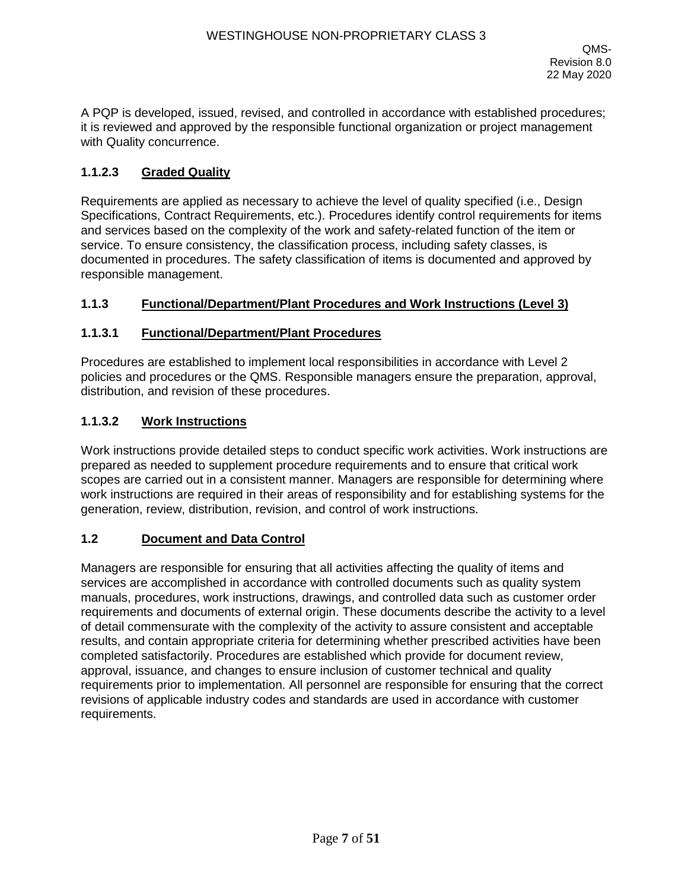A PQP is developed, issued, revised, and controlled in accordance with established procedures; it is reviewed and approved by the responsible functional organization or project management with Quality concurrence.

#### 1.1.2.3 Graded Quality

Requirements are applied as necessary to achieve the level of quality specified (i.e., Design Specifications, Contract Requirements, etc.). Procedures identify control requirements for items and services based on the complexity of the work and safety-related function of the item or service. To ensure consistency, the classification process, including safety classes, is documented in procedures. The safety classification of items is documented and approved by responsible management.

### 1.1.3 Functional/Department/Plant Procedures and Work Instructions (Level 3)

#### 1.1.3.1 Functional/Department/Plant Procedures

Procedures are established to implement local responsibilities in accordance with Level 2 policies and procedures or the QMS. Responsible managers ensure the preparation, approval, distribution, and revision of these procedures.

#### 1.1.3.2 Work Instructions

Work instructions provide detailed steps to conduct specific work activities. Work instructions are prepared as needed to supplement procedure requirements and to ensure that critical work scopes are carried out in a consistent manner. Managers are responsible for determining where work instructions are required in their areas of responsibility and for establishing systems for the generation, review, distribution, revision, and control of work instructions.

## 1.2 Document and Data Control

Managers are responsible for ensuring that all activities affecting the quality of items and services are accomplished in accordance with controlled documents such as quality system manuals, procedures, work instructions, drawings, and controlled data such as customer order requirements and documents of external origin. These documents describe the activity to a level of detail commensurate with the complexity of the activity to assure consistent and acceptable results, and contain appropriate criteria for determining whether prescribed activities have been completed satisfactorily. Procedures are established which provide for document review, approval, issuance, and changes to ensure inclusion of customer technical and quality requirements prior to implementation. All personnel are responsible for ensuring that the correct revisions of applicable industry codes and standards are used in accordance with customer requirements.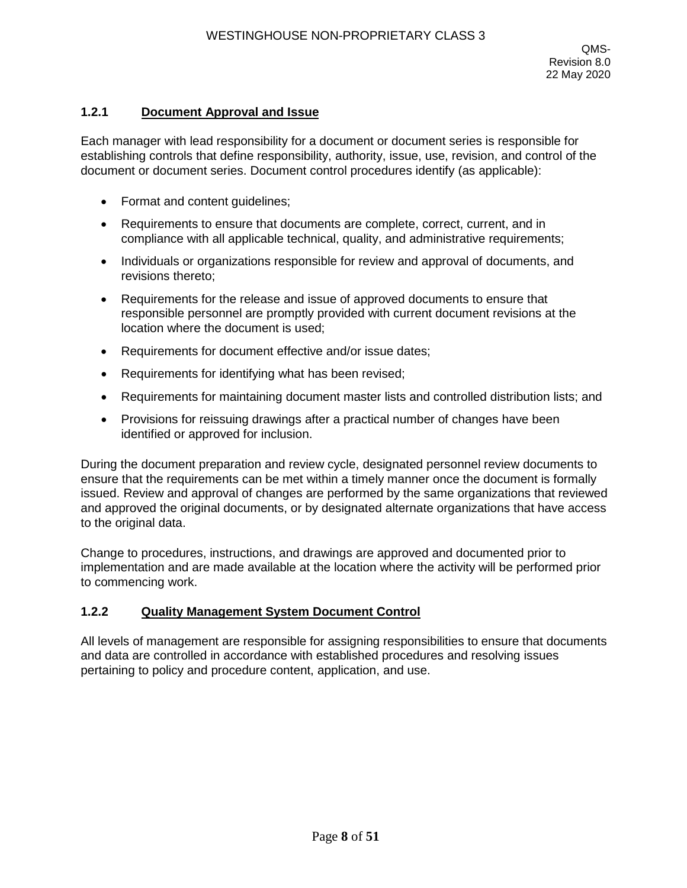### 1.2.1 Document Approval and Issue

Each manager with lead responsibility for a document or document series is responsible for establishing controls that define responsibility, authority, issue, use, revision, and control of the document or document series. Document control procedures identify (as applicable):

- Format and content guidelines;
- Requirements to ensure that documents are complete, correct, current, and in compliance with all applicable technical, quality, and administrative requirements;
- Individuals or organizations responsible for review and approval of documents, and revisions thereto;
- Requirements for the release and issue of approved documents to ensure that responsible personnel are promptly provided with current document revisions at the location where the document is used;
- Requirements for document effective and/or issue dates;
- Requirements for identifying what has been revised;
- Requirements for maintaining document master lists and controlled distribution lists; and
- Provisions for reissuing drawings after a practical number of changes have been identified or approved for inclusion.

During the document preparation and review cycle, designated personnel review documents to ensure that the requirements can be met within a timely manner once the document is formally issued. Review and approval of changes are performed by the same organizations that reviewed and approved the original documents, or by designated alternate organizations that have access to the original data.

Change to procedures, instructions, and drawings are approved and documented prior to implementation and are made available at the location where the activity will be performed prior to commencing work.

### 1.2.2 Quality Management System Document Control

All levels of management are responsible for assigning responsibilities to ensure that documents and data are controlled in accordance with established procedures and resolving issues pertaining to policy and procedure content, application, and use.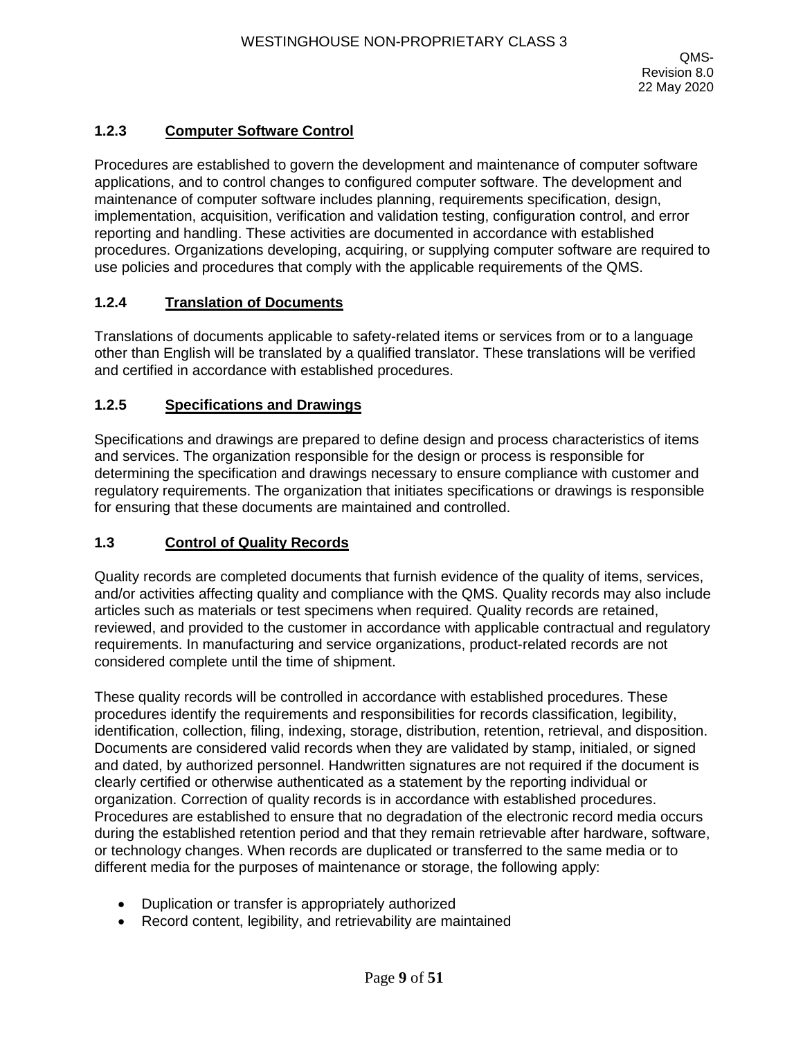### 1.2.3 Computer Software Control

Procedures are established to govern the development and maintenance of computer software applications, and to control changes to configured computer software. The development and maintenance of computer software includes planning, requirements specification, design, implementation, acquisition, verification and validation testing, configuration control, and error reporting and handling. These activities are documented in accordance with established procedures. Organizations developing, acquiring, or supplying computer software are required to use policies and procedures that comply with the applicable requirements of the QMS.

### 1.2.4 Translation of Documents

Translations of documents applicable to safety-related items or services from or to a language other than English will be translated by a qualified translator. These translations will be verified and certified in accordance with established procedures.

### 1.2.5 Specifications and Drawings

Specifications and drawings are prepared to define design and process characteristics of items and services. The organization responsible for the design or process is responsible for determining the specification and drawings necessary to ensure compliance with customer and regulatory requirements. The organization that initiates specifications or drawings is responsible for ensuring that these documents are maintained and controlled.

## 1.3 Control of Quality Records

Quality records are completed documents that furnish evidence of the quality of items, services, and/or activities affecting quality and compliance with the QMS. Quality records may also include articles such as materials or test specimens when required. Quality records are retained, reviewed, and provided to the customer in accordance with applicable contractual and regulatory requirements. In manufacturing and service organizations, product-related records are not considered complete until the time of shipment.

These quality records will be controlled in accordance with established procedures. These procedures identify the requirements and responsibilities for records classification, legibility, identification, collection, filing, indexing, storage, distribution, retention, retrieval, and disposition. Documents are considered valid records when they are validated by stamp, initialed, or signed and dated, by authorized personnel. Handwritten signatures are not required if the document is clearly certified or otherwise authenticated as a statement by the reporting individual or organization. Correction of quality records is in accordance with established procedures. Procedures are established to ensure that no degradation of the electronic record media occurs during the established retention period and that they remain retrievable after hardware, software, or technology changes. When records are duplicated or transferred to the same media or to different media for the purposes of maintenance or storage, the following apply:

- Duplication or transfer is appropriately authorized
- Record content, legibility, and retrievability are maintained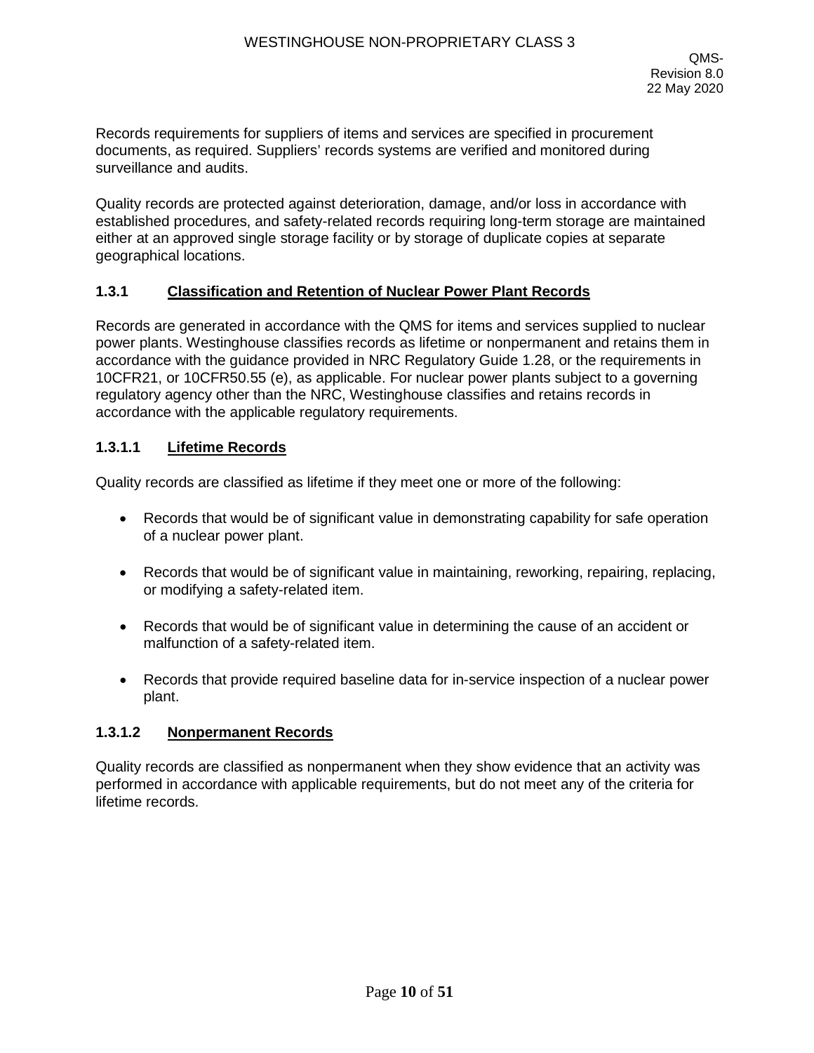Records requirements for suppliers of items and services are specified in procurement documents, as required. Suppliers' records systems are verified and monitored during surveillance and audits.

Quality records are protected against deterioration, damage, and/or loss in accordance with established procedures, and safety-related records requiring long-term storage are maintained either at an approved single storage facility or by storage of duplicate copies at separate geographical locations.

### 1.3.1 Classification and Retention of Nuclear Power Plant Records

Records are generated in accordance with the QMS for items and services supplied to nuclear power plants. Westinghouse classifies records as lifetime or nonpermanent and retains them in accordance with the guidance provided in NRC Regulatory Guide 1.28, or the requirements in 10CFR21, or 10CFR50.55 (e), as applicable. For nuclear power plants subject to a governing regulatory agency other than the NRC, Westinghouse classifies and retains records in accordance with the applicable regulatory requirements.

#### 1.3.1.1 Lifetime Records

Quality records are classified as lifetime if they meet one or more of the following:

- Records that would be of significant value in demonstrating capability for safe operation of a nuclear power plant.
- Records that would be of significant value in maintaining, reworking, repairing, replacing, or modifying a safety-related item.
- Records that would be of significant value in determining the cause of an accident or malfunction of a safety-related item.
- Records that provide required baseline data for in-service inspection of a nuclear power plant.

#### 1.3.1.2 Nonpermanent Records

Quality records are classified as nonpermanent when they show evidence that an activity was performed in accordance with applicable requirements, but do not meet any of the criteria for lifetime records.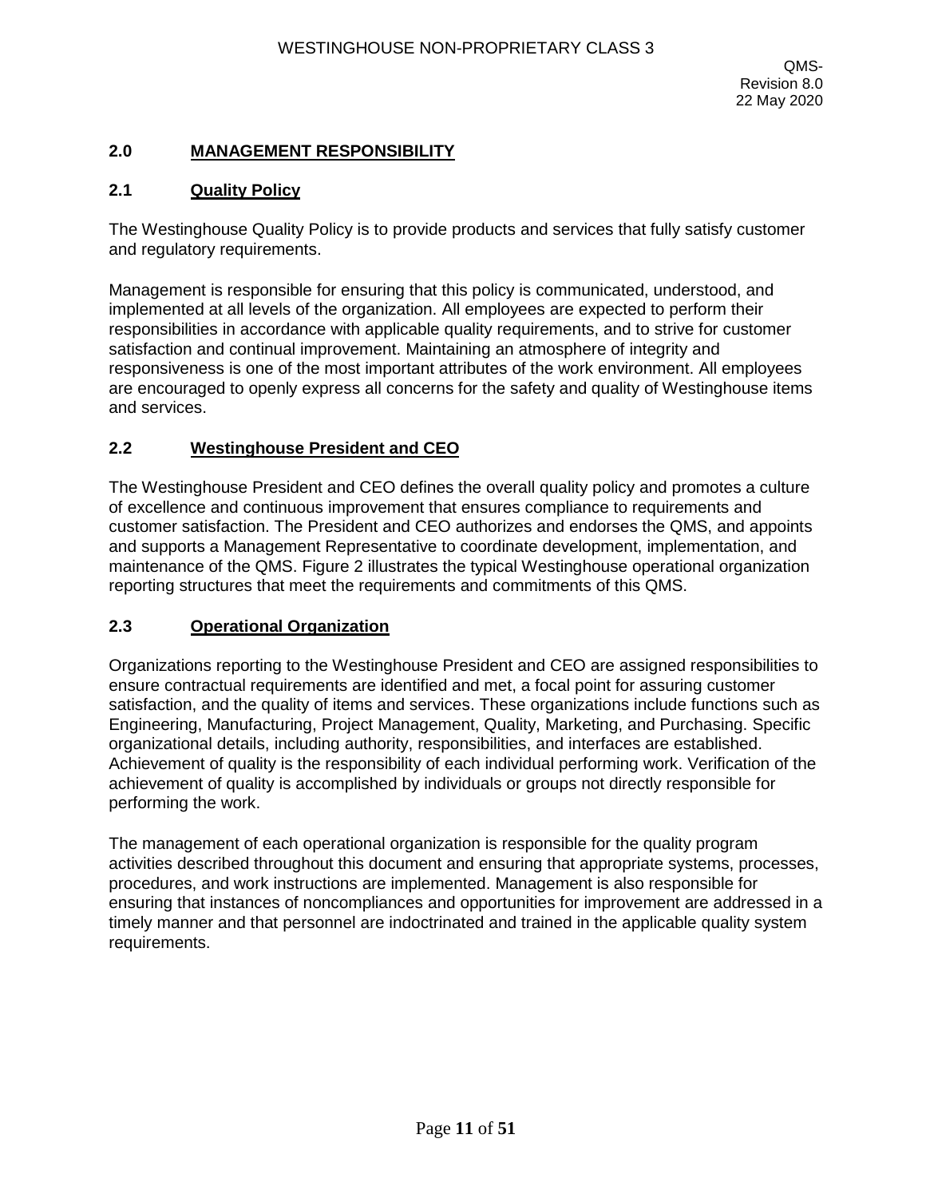## 2.0 MANAGEMENT RESPONSIBILITY

### 2.1 Quality Policy

The Westinghouse Quality Policy is to provide products and services that fully satisfy customer and regulatory requirements.

Management is responsible for ensuring that this policy is communicated, understood, and implemented at all levels of the organization. All employees are expected to perform their responsibilities in accordance with applicable quality requirements, and to strive for customer satisfaction and continual improvement. Maintaining an atmosphere of integrity and responsiveness is one of the most important attributes of the work environment. All employees are encouraged to openly express all concerns for the safety and quality of Westinghouse items and services.

### 2.2 Westinghouse President and CEO

The Westinghouse President and CEO defines the overall quality policy and promotes a culture of excellence and continuous improvement that ensures compliance to requirements and customer satisfaction. The President and CEO authorizes and endorses the QMS, and appoints and supports a Management Representative to coordinate development, implementation, and maintenance of the QMS. Figure 2 illustrates the typical Westinghouse operational organization reporting structures that meet the requirements and commitments of this QMS.

### 2.3 Operational Organization

Organizations reporting to the Westinghouse President and CEO are assigned responsibilities to ensure contractual requirements are identified and met, a focal point for assuring customer satisfaction, and the quality of items and services. These organizations include functions such as Engineering, Manufacturing, Project Management, Quality, Marketing, and Purchasing. Specific organizational details, including authority, responsibilities, and interfaces are established. Achievement of quality is the responsibility of each individual performing work. Verification of the achievement of quality is accomplished by individuals or groups not directly responsible for performing the work.

The management of each operational organization is responsible for the quality program activities described throughout this document and ensuring that appropriate systems, processes, procedures, and work instructions are implemented. Management is also responsible for ensuring that instances of noncompliances and opportunities for improvement are addressed in a timely manner and that personnel are indoctrinated and trained in the applicable quality system requirements.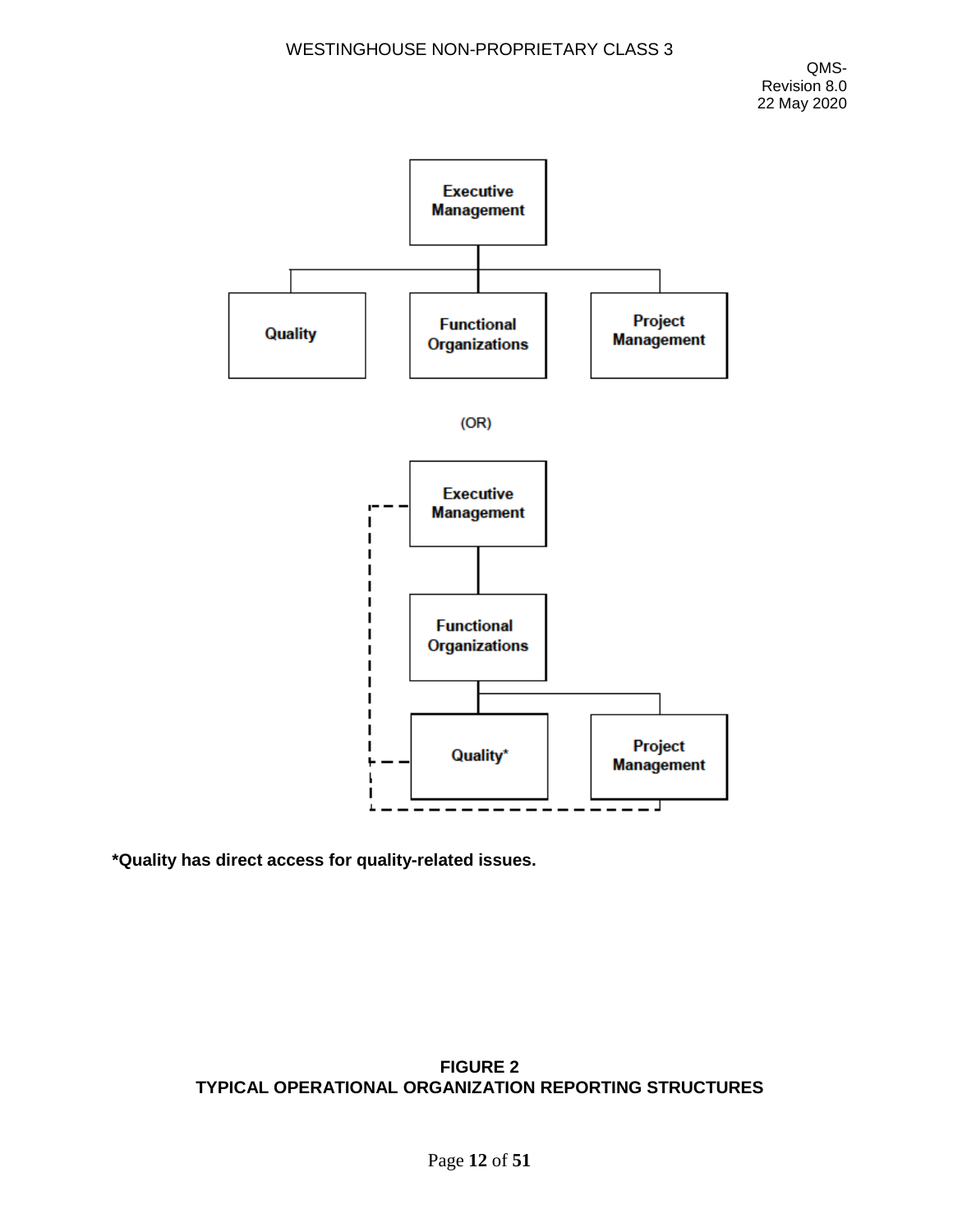Executive Management

Quality | Functional Organizations | Project Management

(OR)

Executive Management

Functional Organizations

Quality* | Project Management

**\*Quality has direct access for quality-related issues.**

**FIGURE 2**
**TYPICAL OPERATIONAL ORGANIZATION REPORTING STRUCTURES**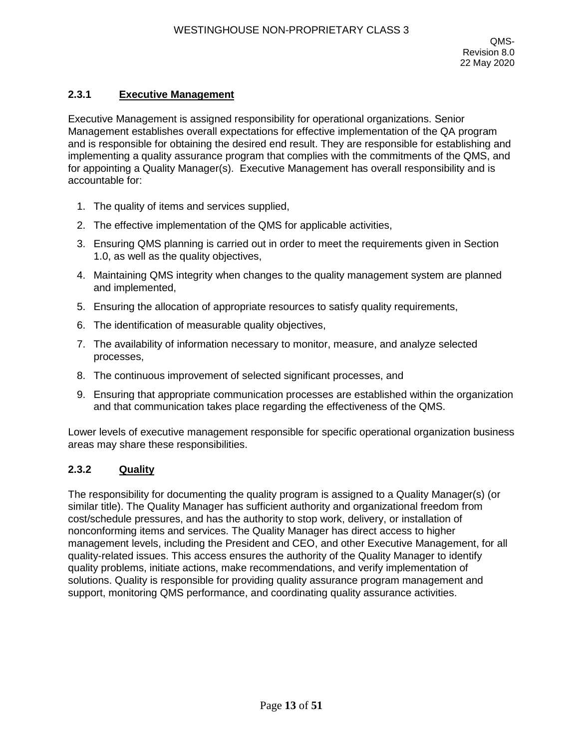### 2.3.1 Executive Management

Executive Management is assigned responsibility for operational organizations. Senior Management establishes overall expectations for effective implementation of the QA program and is responsible for obtaining the desired end result. They are responsible for establishing and implementing a quality assurance program that complies with the commitments of the QMS, and for appointing a Quality Manager(s). Executive Management has overall responsibility and is accountable for:

1. The quality of items and services supplied,
2. The effective implementation of the QMS for applicable activities,
3. Ensuring QMS planning is carried out in order to meet the requirements given in Section 1.0, as well as the quality objectives,
4. Maintaining QMS integrity when changes to the quality management system are planned and implemented,
5. Ensuring the allocation of appropriate resources to satisfy quality requirements,
6. The identification of measurable quality objectives,
7. The availability of information necessary to monitor, measure, and analyze selected processes,
8. The continuous improvement of selected significant processes, and
9. Ensuring that appropriate communication processes are established within the organization and that communication takes place regarding the effectiveness of the QMS.

Lower levels of executive management responsible for specific operational organization business areas may share these responsibilities.

### 2.3.2 Quality

The responsibility for documenting the quality program is assigned to a Quality Manager(s) (or similar title). The Quality Manager has sufficient authority and organizational freedom from cost/schedule pressures, and has the authority to stop work, delivery, or installation of nonconforming items and services. The Quality Manager has direct access to higher management levels, including the President and CEO, and other Executive Management, for all quality-related issues. This access ensures the authority of the Quality Manager to identify quality problems, initiate actions, make recommendations, and verify implementation of solutions. Quality is responsible for providing quality assurance program management and support, monitoring QMS performance, and coordinating quality assurance activities.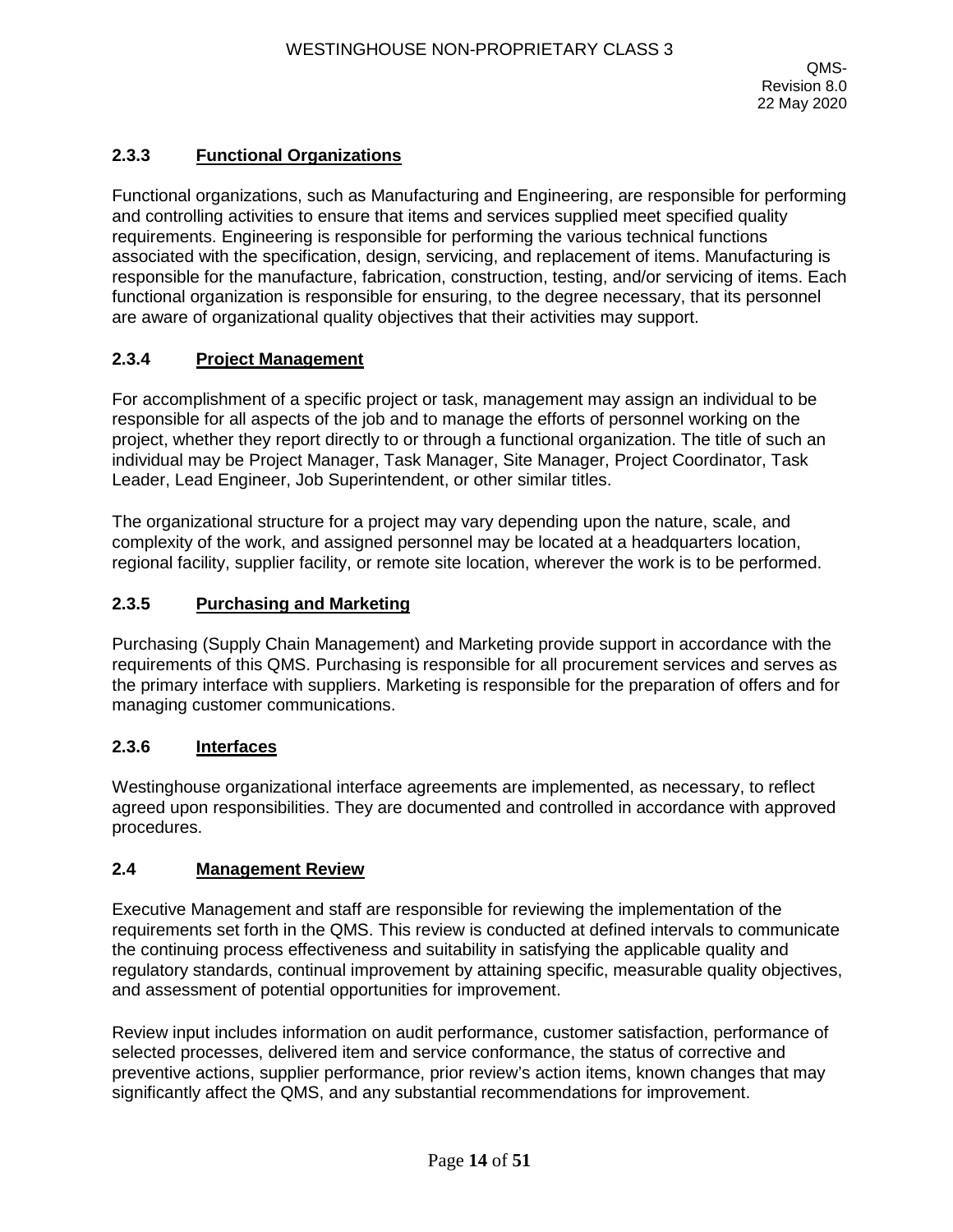### 2.3.3 Functional Organizations

Functional organizations, such as Manufacturing and Engineering, are responsible for performing and controlling activities to ensure that items and services supplied meet specified quality requirements. Engineering is responsible for performing the various technical functions associated with the specification, design, servicing, and replacement of items. Manufacturing is responsible for the manufacture, fabrication, construction, testing, and/or servicing of items. Each functional organization is responsible for ensuring, to the degree necessary, that its personnel are aware of organizational quality objectives that their activities may support.

### 2.3.4 Project Management

For accomplishment of a specific project or task, management may assign an individual to be responsible for all aspects of the job and to manage the efforts of personnel working on the project, whether they report directly to or through a functional organization. The title of such an individual may be Project Manager, Task Manager, Site Manager, Project Coordinator, Task Leader, Lead Engineer, Job Superintendent, or other similar titles.

The organizational structure for a project may vary depending upon the nature, scale, and complexity of the work, and assigned personnel may be located at a headquarters location, regional facility, supplier facility, or remote site location, wherever the work is to be performed.

### 2.3.5 Purchasing and Marketing

Purchasing (Supply Chain Management) and Marketing provide support in accordance with the requirements of this QMS. Purchasing is responsible for all procurement services and serves as the primary interface with suppliers. Marketing is responsible for the preparation of offers and for managing customer communications.

### 2.3.6 Interfaces

Westinghouse organizational interface agreements are implemented, as necessary, to reflect agreed upon responsibilities. They are documented and controlled in accordance with approved procedures.

## 2.4 Management Review

Executive Management and staff are responsible for reviewing the implementation of the requirements set forth in the QMS. This review is conducted at defined intervals to communicate the continuing process effectiveness and suitability in satisfying the applicable quality and regulatory standards, continual improvement by attaining specific, measurable quality objectives, and assessment of potential opportunities for improvement.

Review input includes information on audit performance, customer satisfaction, performance of selected processes, delivered item and service conformance, the status of corrective and preventive actions, supplier performance, prior review's action items, known changes that may significantly affect the QMS, and any substantial recommendations for improvement.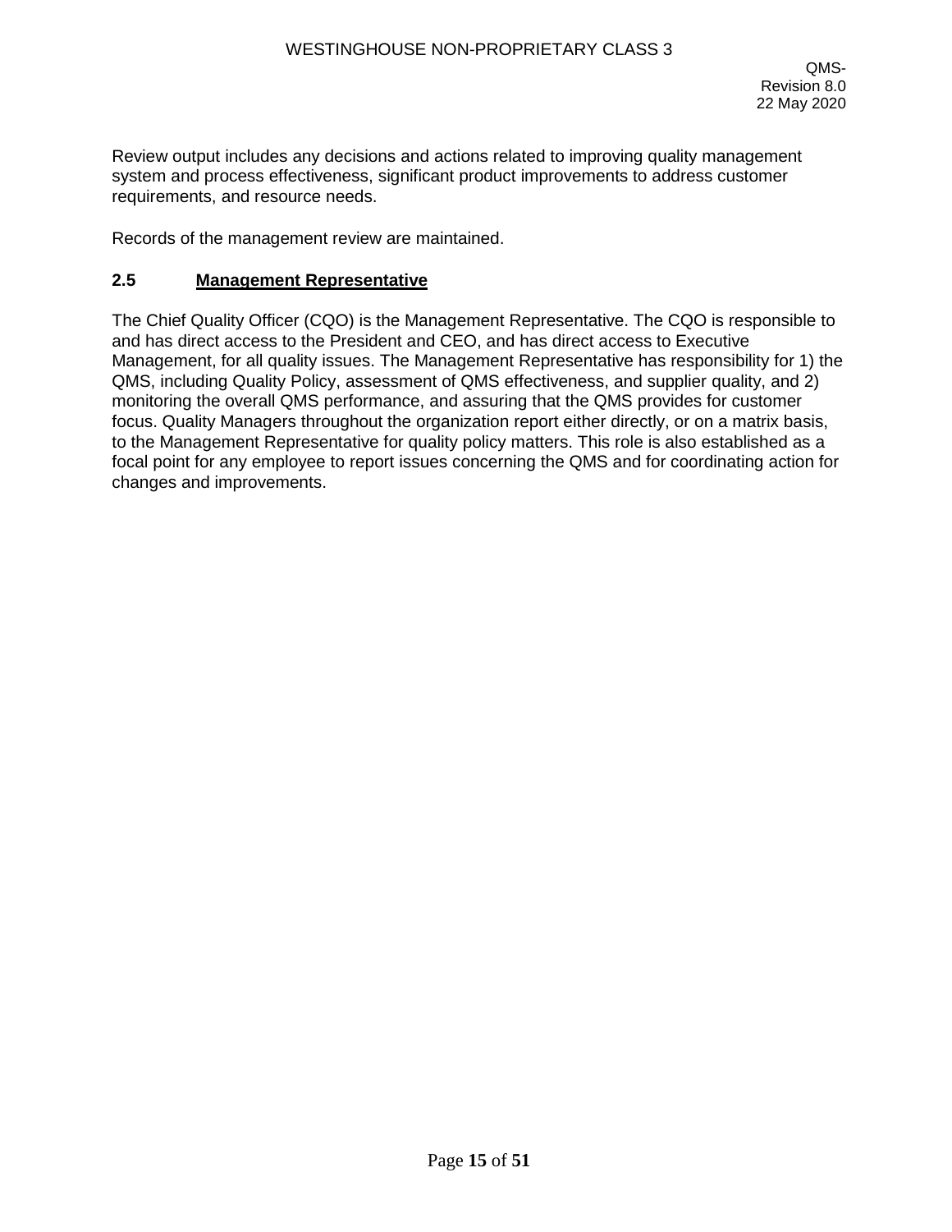Review output includes any decisions and actions related to improving quality management system and process effectiveness, significant product improvements to address customer requirements, and resource needs.

Records of the management review are maintained.

### 2.5 Management Representative

The Chief Quality Officer (CQO) is the Management Representative. The CQO is responsible to and has direct access to the President and CEO, and has direct access to Executive Management, for all quality issues. The Management Representative has responsibility for 1) the QMS, including Quality Policy, assessment of QMS effectiveness, and supplier quality, and 2) monitoring the overall QMS performance, and assuring that the QMS provides for customer focus. Quality Managers throughout the organization report either directly, or on a matrix basis, to the Management Representative for quality policy matters. This role is also established as a focal point for any employee to report issues concerning the QMS and for coordinating action for changes and improvements.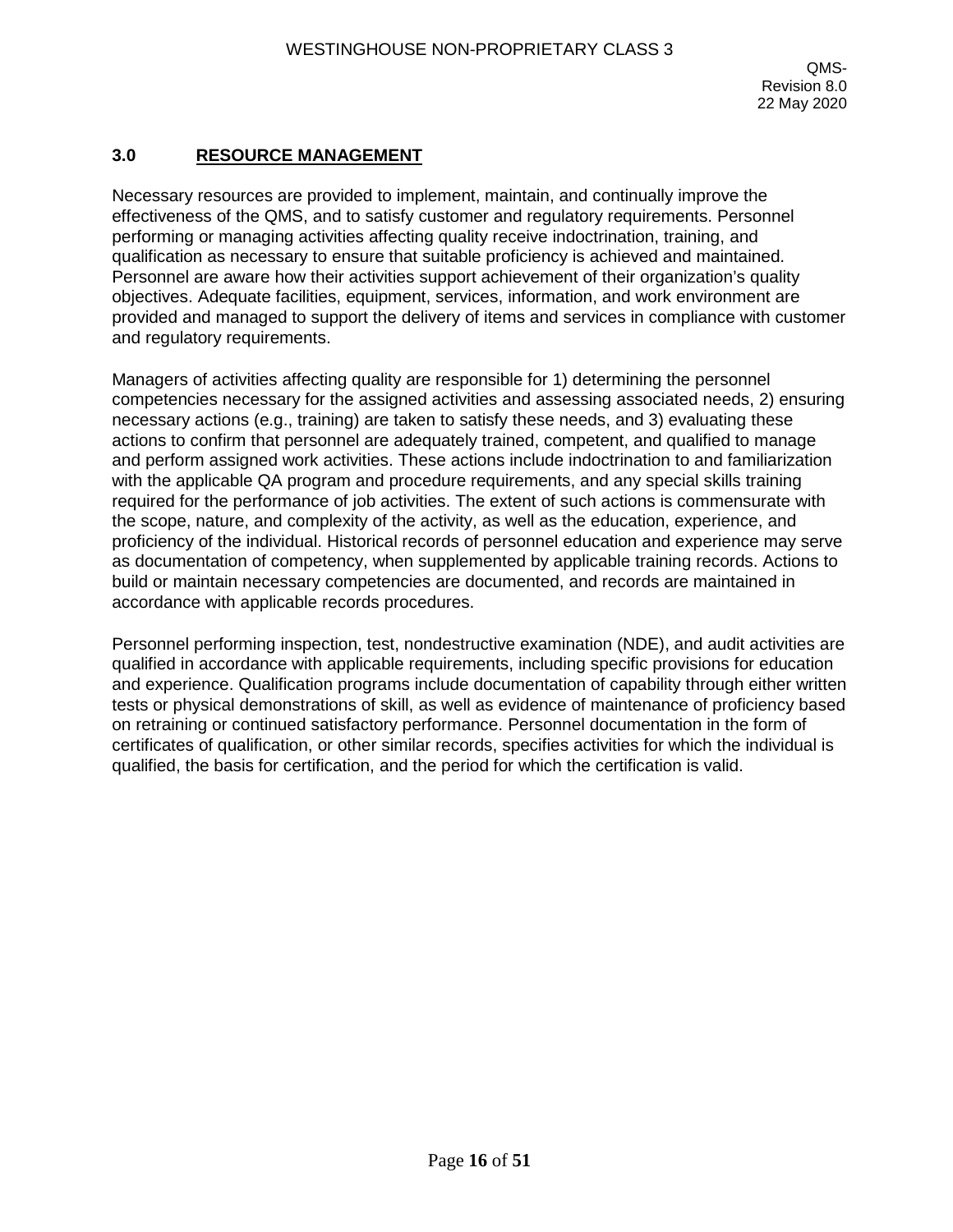## 3.0 RESOURCE MANAGEMENT

Necessary resources are provided to implement, maintain, and continually improve the effectiveness of the QMS, and to satisfy customer and regulatory requirements. Personnel performing or managing activities affecting quality receive indoctrination, training, and qualification as necessary to ensure that suitable proficiency is achieved and maintained. Personnel are aware how their activities support achievement of their organization's quality objectives. Adequate facilities, equipment, services, information, and work environment are provided and managed to support the delivery of items and services in compliance with customer and regulatory requirements.

Managers of activities affecting quality are responsible for 1) determining the personnel competencies necessary for the assigned activities and assessing associated needs, 2) ensuring necessary actions (e.g., training) are taken to satisfy these needs, and 3) evaluating these actions to confirm that personnel are adequately trained, competent, and qualified to manage and perform assigned work activities. These actions include indoctrination to and familiarization with the applicable QA program and procedure requirements, and any special skills training required for the performance of job activities. The extent of such actions is commensurate with the scope, nature, and complexity of the activity, as well as the education, experience, and proficiency of the individual. Historical records of personnel education and experience may serve as documentation of competency, when supplemented by applicable training records. Actions to build or maintain necessary competencies are documented, and records are maintained in accordance with applicable records procedures.

Personnel performing inspection, test, nondestructive examination (NDE), and audit activities are qualified in accordance with applicable requirements, including specific provisions for education and experience. Qualification programs include documentation of capability through either written tests or physical demonstrations of skill, as well as evidence of maintenance of proficiency based on retraining or continued satisfactory performance. Personnel documentation in the form of certificates of qualification, or other similar records, specifies activities for which the individual is qualified, the basis for certification, and the period for which the certification is valid.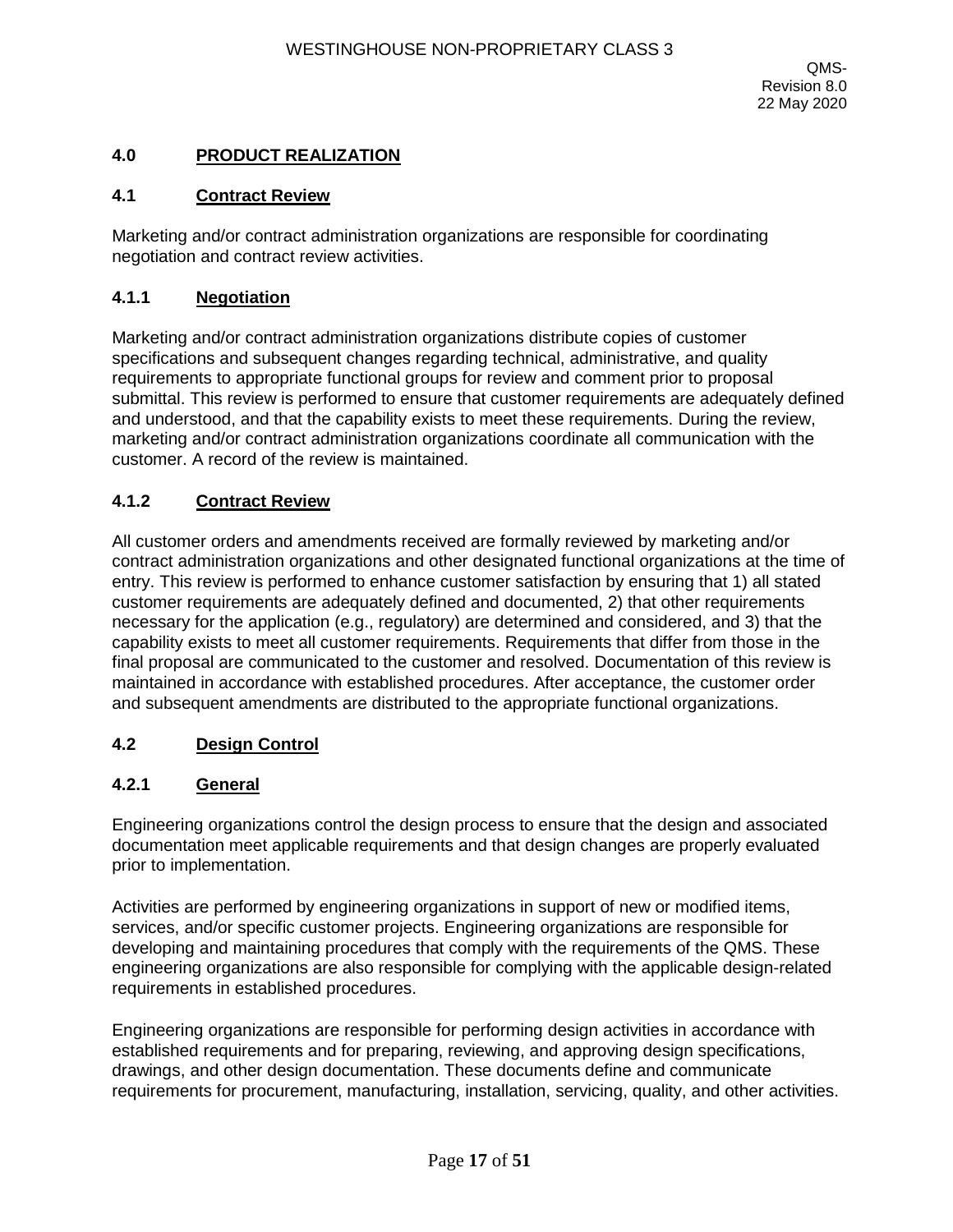## 4.0 PRODUCT REALIZATION

### 4.1 Contract Review

Marketing and/or contract administration organizations are responsible for coordinating negotiation and contract review activities.

#### 4.1.1 Negotiation

Marketing and/or contract administration organizations distribute copies of customer specifications and subsequent changes regarding technical, administrative, and quality requirements to appropriate functional groups for review and comment prior to proposal submittal. This review is performed to ensure that customer requirements are adequately defined and understood, and that the capability exists to meet these requirements. During the review, marketing and/or contract administration organizations coordinate all communication with the customer. A record of the review is maintained.

#### 4.1.2 Contract Review

All customer orders and amendments received are formally reviewed by marketing and/or contract administration organizations and other designated functional organizations at the time of entry. This review is performed to enhance customer satisfaction by ensuring that 1) all stated customer requirements are adequately defined and documented, 2) that other requirements necessary for the application (e.g., regulatory) are determined and considered, and 3) that the capability exists to meet all customer requirements. Requirements that differ from those in the final proposal are communicated to the customer and resolved. Documentation of this review is maintained in accordance with established procedures. After acceptance, the customer order and subsequent amendments are distributed to the appropriate functional organizations.

### 4.2 Design Control

#### 4.2.1 General

Engineering organizations control the design process to ensure that the design and associated documentation meet applicable requirements and that design changes are properly evaluated prior to implementation.

Activities are performed by engineering organizations in support of new or modified items, services, and/or specific customer projects. Engineering organizations are responsible for developing and maintaining procedures that comply with the requirements of the QMS. These engineering organizations are also responsible for complying with the applicable design-related requirements in established procedures.

Engineering organizations are responsible for performing design activities in accordance with established requirements and for preparing, reviewing, and approving design specifications, drawings, and other design documentation. These documents define and communicate requirements for procurement, manufacturing, installation, servicing, quality, and other activities.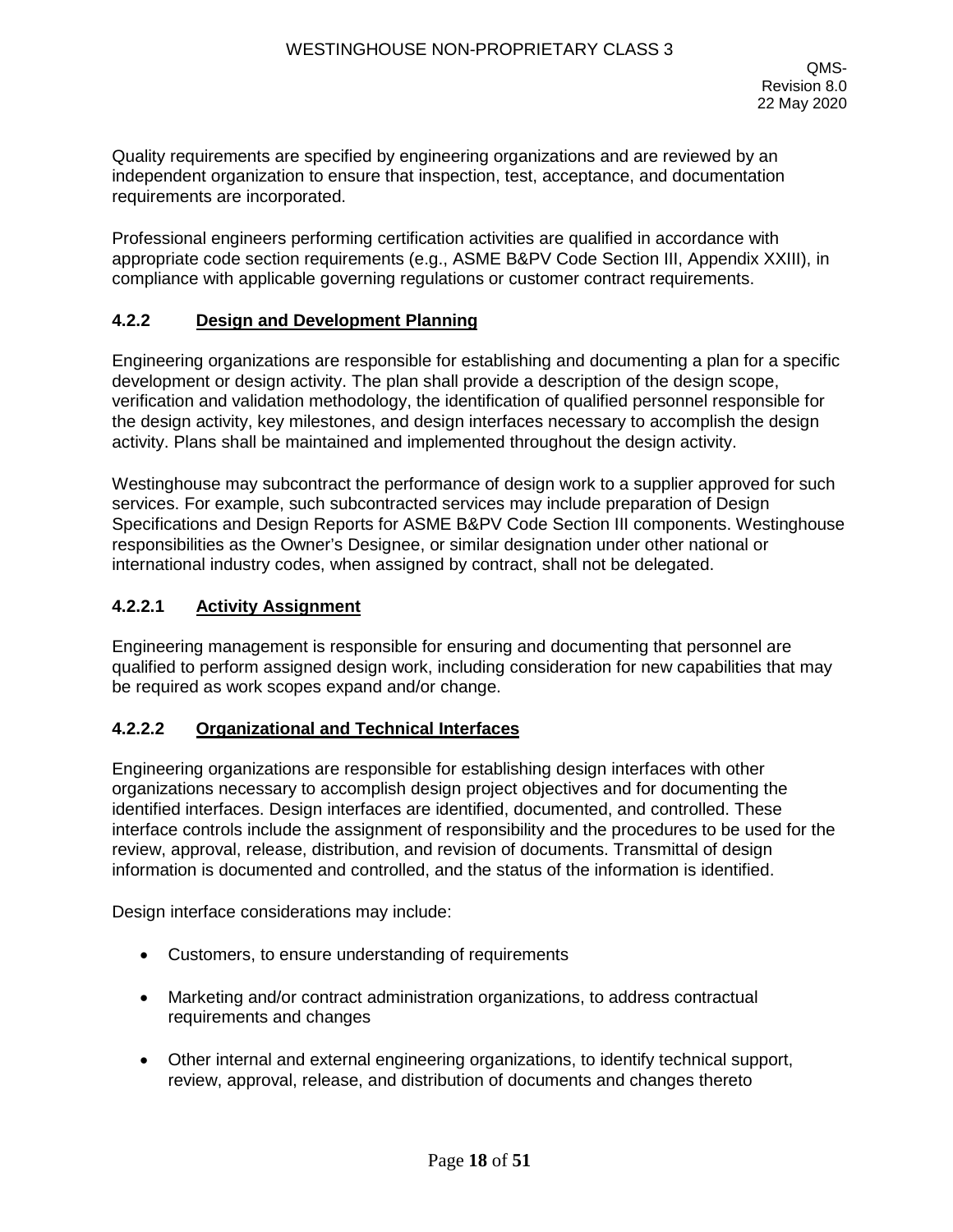Quality requirements are specified by engineering organizations and are reviewed by an independent organization to ensure that inspection, test, acceptance, and documentation requirements are incorporated.

Professional engineers performing certification activities are qualified in accordance with appropriate code section requirements (e.g., ASME B&PV Code Section III, Appendix XXIII), in compliance with applicable governing regulations or customer contract requirements.

### 4.2.2 Design and Development Planning

Engineering organizations are responsible for establishing and documenting a plan for a specific development or design activity. The plan shall provide a description of the design scope, verification and validation methodology, the identification of qualified personnel responsible for the design activity, key milestones, and design interfaces necessary to accomplish the design activity. Plans shall be maintained and implemented throughout the design activity.

Westinghouse may subcontract the performance of design work to a supplier approved for such services. For example, such subcontracted services may include preparation of Design Specifications and Design Reports for ASME B&PV Code Section III components. Westinghouse responsibilities as the Owner's Designee, or similar designation under other national or international industry codes, when assigned by contract, shall not be delegated.

#### 4.2.2.1 Activity Assignment

Engineering management is responsible for ensuring and documenting that personnel are qualified to perform assigned design work, including consideration for new capabilities that may be required as work scopes expand and/or change.

#### 4.2.2.2 Organizational and Technical Interfaces

Engineering organizations are responsible for establishing design interfaces with other organizations necessary to accomplish design project objectives and for documenting the identified interfaces. Design interfaces are identified, documented, and controlled. These interface controls include the assignment of responsibility and the procedures to be used for the review, approval, release, distribution, and revision of documents. Transmittal of design information is documented and controlled, and the status of the information is identified.

Design interface considerations may include:

- Customers, to ensure understanding of requirements
- Marketing and/or contract administration organizations, to address contractual requirements and changes
- Other internal and external engineering organizations, to identify technical support, review, approval, release, and distribution of documents and changes thereto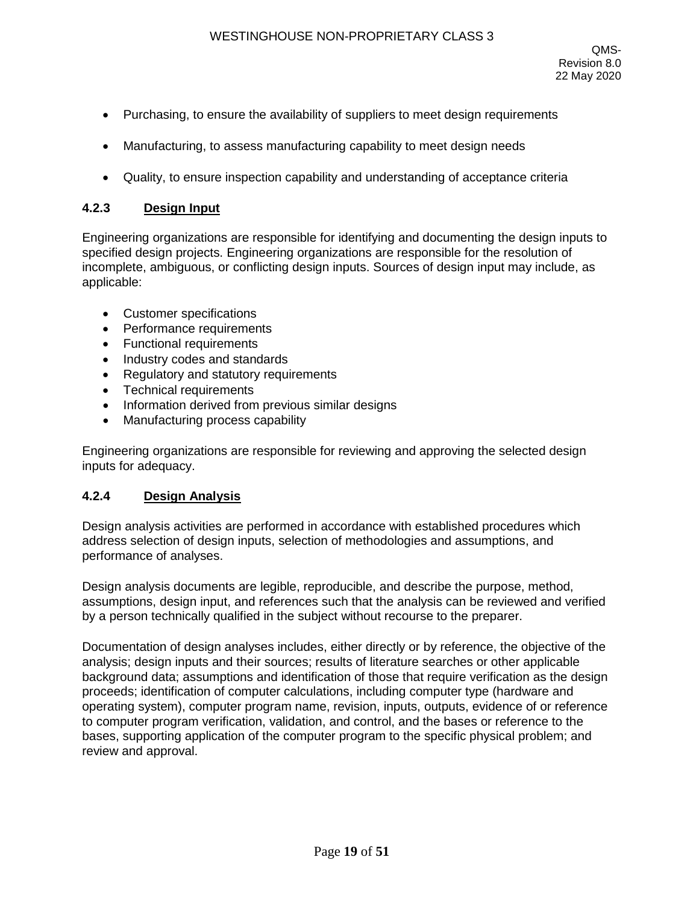- Purchasing, to ensure the availability of suppliers to meet design requirements
- Manufacturing, to assess manufacturing capability to meet design needs
- Quality, to ensure inspection capability and understanding of acceptance criteria

### 4.2.3 Design Input

Engineering organizations are responsible for identifying and documenting the design inputs to specified design projects. Engineering organizations are responsible for the resolution of incomplete, ambiguous, or conflicting design inputs. Sources of design input may include, as applicable:

- Customer specifications
- Performance requirements
- Functional requirements
- Industry codes and standards
- Regulatory and statutory requirements
- Technical requirements
- Information derived from previous similar designs
- Manufacturing process capability

Engineering organizations are responsible for reviewing and approving the selected design inputs for adequacy.

### 4.2.4 Design Analysis

Design analysis activities are performed in accordance with established procedures which address selection of design inputs, selection of methodologies and assumptions, and performance of analyses.

Design analysis documents are legible, reproducible, and describe the purpose, method, assumptions, design input, and references such that the analysis can be reviewed and verified by a person technically qualified in the subject without recourse to the preparer.

Documentation of design analyses includes, either directly or by reference, the objective of the analysis; design inputs and their sources; results of literature searches or other applicable background data; assumptions and identification of those that require verification as the design proceeds; identification of computer calculations, including computer type (hardware and operating system), computer program name, revision, inputs, outputs, evidence of or reference to computer program verification, validation, and control, and the bases or reference to the bases, supporting application of the computer program to the specific physical problem; and review and approval.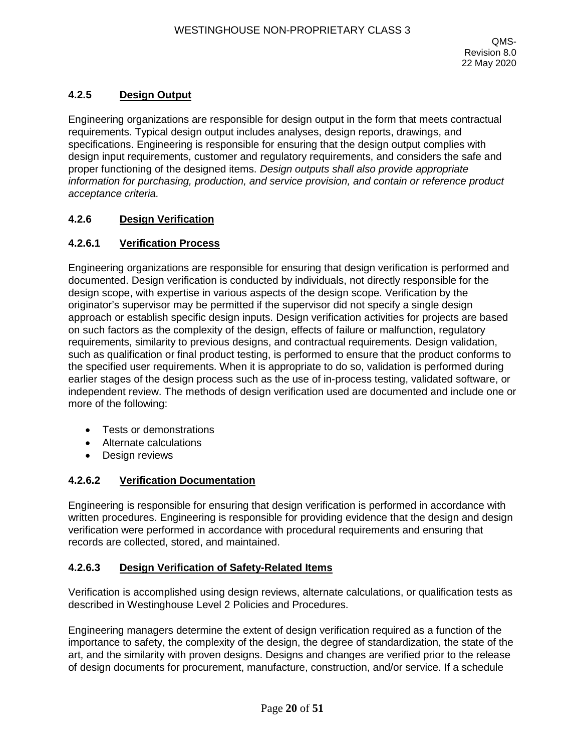#### 4.2.5 Design Output

Engineering organizations are responsible for design output in the form that meets contractual requirements. Typical design output includes analyses, design reports, drawings, and specifications. Engineering is responsible for ensuring that the design output complies with design input requirements, customer and regulatory requirements, and considers the safe and proper functioning of the designed items. *Design outputs shall also provide appropriate information for purchasing, production, and service provision, and contain or reference product acceptance criteria.*

#### 4.2.6 Design Verification

#### 4.2.6.1 Verification Process

Engineering organizations are responsible for ensuring that design verification is performed and documented. Design verification is conducted by individuals, not directly responsible for the design scope, with expertise in various aspects of the design scope. Verification by the originator's supervisor may be permitted if the supervisor did not specify a single design approach or establish specific design inputs. Design verification activities for projects are based on such factors as the complexity of the design, effects of failure or malfunction, regulatory requirements, similarity to previous designs, and contractual requirements. Design validation, such as qualification or final product testing, is performed to ensure that the product conforms to the specified user requirements. When it is appropriate to do so, validation is performed during earlier stages of the design process such as the use of in-process testing, validated software, or independent review. The methods of design verification used are documented and include one or more of the following:

- Tests or demonstrations
- Alternate calculations
- Design reviews

#### 4.2.6.2 Verification Documentation

Engineering is responsible for ensuring that design verification is performed in accordance with written procedures. Engineering is responsible for providing evidence that the design and design verification were performed in accordance with procedural requirements and ensuring that records are collected, stored, and maintained.

#### 4.2.6.3 Design Verification of Safety-Related Items

Verification is accomplished using design reviews, alternate calculations, or qualification tests as described in Westinghouse Level 2 Policies and Procedures.

Engineering managers determine the extent of design verification required as a function of the importance to safety, the complexity of the design, the degree of standardization, the state of the art, and the similarity with proven designs. Designs and changes are verified prior to the release of design documents for procurement, manufacture, construction, and/or service. If a schedule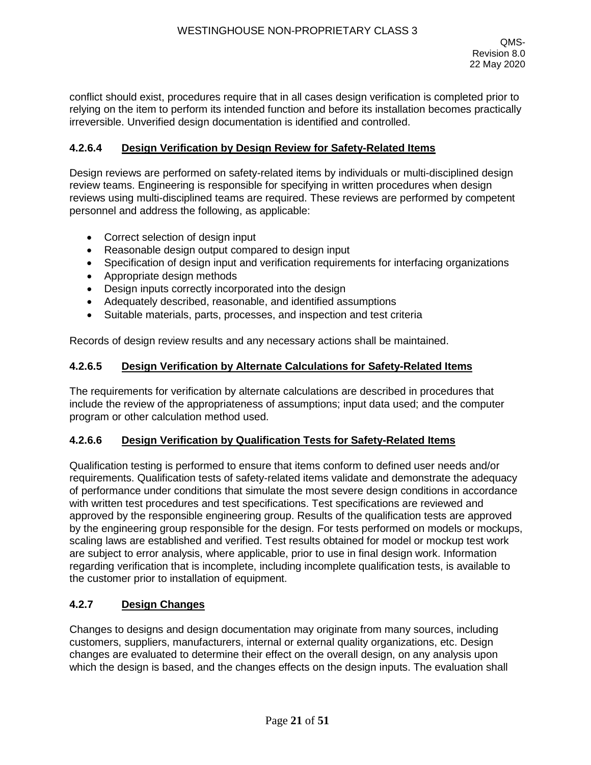conflict should exist, procedures require that in all cases design verification is completed prior to relying on the item to perform its intended function and before its installation becomes practically irreversible. Unverified design documentation is identified and controlled.

#### 4.2.6.4 Design Verification by Design Review for Safety-Related Items

Design reviews are performed on safety-related items by individuals or multi-disciplined design review teams. Engineering is responsible for specifying in written procedures when design reviews using multi-disciplined teams are required. These reviews are performed by competent personnel and address the following, as applicable:

- Correct selection of design input
- Reasonable design output compared to design input
- Specification of design input and verification requirements for interfacing organizations
- Appropriate design methods
- Design inputs correctly incorporated into the design
- Adequately described, reasonable, and identified assumptions
- Suitable materials, parts, processes, and inspection and test criteria

Records of design review results and any necessary actions shall be maintained.

#### 4.2.6.5 Design Verification by Alternate Calculations for Safety-Related Items

The requirements for verification by alternate calculations are described in procedures that include the review of the appropriateness of assumptions; input data used; and the computer program or other calculation method used.

#### 4.2.6.6 Design Verification by Qualification Tests for Safety-Related Items

Qualification testing is performed to ensure that items conform to defined user needs and/or requirements. Qualification tests of safety-related items validate and demonstrate the adequacy of performance under conditions that simulate the most severe design conditions in accordance with written test procedures and test specifications. Test specifications are reviewed and approved by the responsible engineering group. Results of the qualification tests are approved by the engineering group responsible for the design. For tests performed on models or mockups, scaling laws are established and verified. Test results obtained for model or mockup test work are subject to error analysis, where applicable, prior to use in final design work. Information regarding verification that is incomplete, including incomplete qualification tests, is available to the customer prior to installation of equipment.

### 4.2.7 Design Changes

Changes to designs and design documentation may originate from many sources, including customers, suppliers, manufacturers, internal or external quality organizations, etc. Design changes are evaluated to determine their effect on the overall design, on any analysis upon which the design is based, and the changes effects on the design inputs. The evaluation shall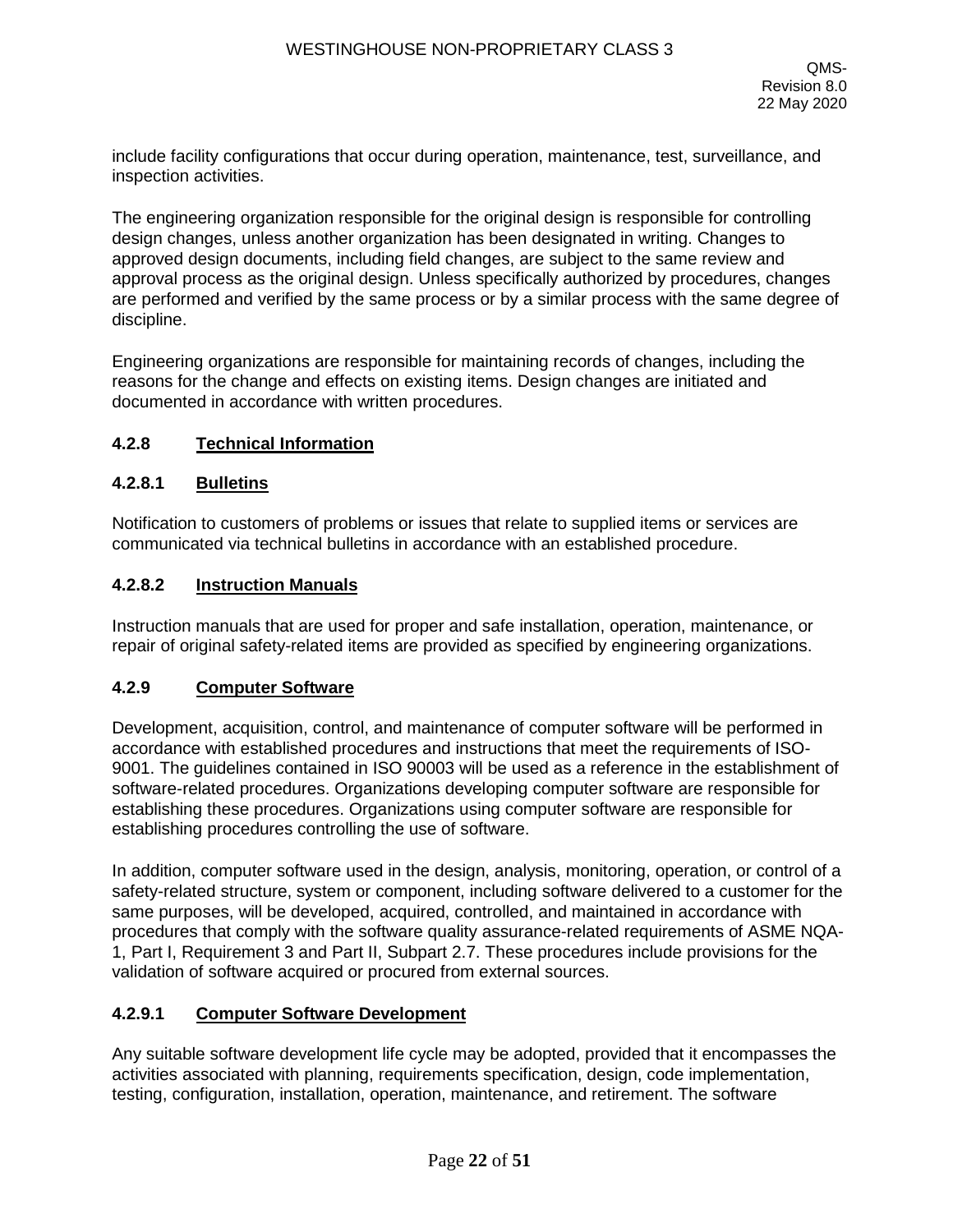include facility configurations that occur during operation, maintenance, test, surveillance, and inspection activities.

The engineering organization responsible for the original design is responsible for controlling design changes, unless another organization has been designated in writing. Changes to approved design documents, including field changes, are subject to the same review and approval process as the original design. Unless specifically authorized by procedures, changes are performed and verified by the same process or by a similar process with the same degree of discipline.

Engineering organizations are responsible for maintaining records of changes, including the reasons for the change and effects on existing items. Design changes are initiated and documented in accordance with written procedures.

### 4.2.8 Technical Information

#### 4.2.8.1 Bulletins

Notification to customers of problems or issues that relate to supplied items or services are communicated via technical bulletins in accordance with an established procedure.

#### 4.2.8.2 Instruction Manuals

Instruction manuals that are used for proper and safe installation, operation, maintenance, or repair of original safety-related items are provided as specified by engineering organizations.

### 4.2.9 Computer Software

Development, acquisition, control, and maintenance of computer software will be performed in accordance with established procedures and instructions that meet the requirements of ISO-9001. The guidelines contained in ISO 90003 will be used as a reference in the establishment of software-related procedures. Organizations developing computer software are responsible for establishing these procedures. Organizations using computer software are responsible for establishing procedures controlling the use of software.

In addition, computer software used in the design, analysis, monitoring, operation, or control of a safety-related structure, system or component, including software delivered to a customer for the same purposes, will be developed, acquired, controlled, and maintained in accordance with procedures that comply with the software quality assurance-related requirements of ASME NQA-1, Part I, Requirement 3 and Part II, Subpart 2.7. These procedures include provisions for the validation of software acquired or procured from external sources.

#### 4.2.9.1 Computer Software Development

Any suitable software development life cycle may be adopted, provided that it encompasses the activities associated with planning, requirements specification, design, code implementation, testing, configuration, installation, operation, maintenance, and retirement. The software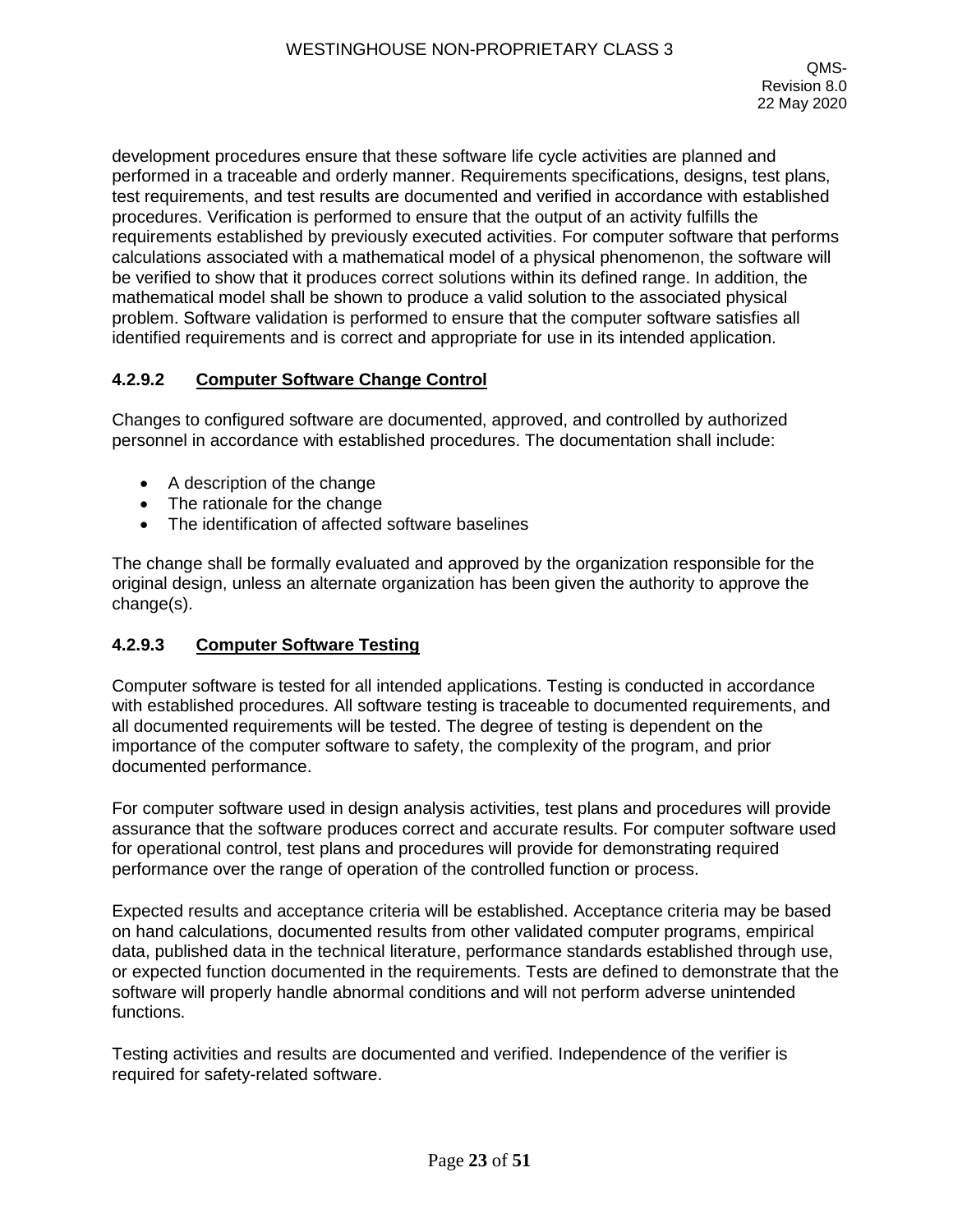development procedures ensure that these software life cycle activities are planned and performed in a traceable and orderly manner. Requirements specifications, designs, test plans, test requirements, and test results are documented and verified in accordance with established procedures. Verification is performed to ensure that the output of an activity fulfills the requirements established by previously executed activities. For computer software that performs calculations associated with a mathematical model of a physical phenomenon, the software will be verified to show that it produces correct solutions within its defined range. In addition, the mathematical model shall be shown to produce a valid solution to the associated physical problem. Software validation is performed to ensure that the computer software satisfies all identified requirements and is correct and appropriate for use in its intended application.

#### 4.2.9.2 Computer Software Change Control

Changes to configured software are documented, approved, and controlled by authorized personnel in accordance with established procedures. The documentation shall include:

- A description of the change
- The rationale for the change
- The identification of affected software baselines

The change shall be formally evaluated and approved by the organization responsible for the original design, unless an alternate organization has been given the authority to approve the change(s).

#### 4.2.9.3 Computer Software Testing

Computer software is tested for all intended applications. Testing is conducted in accordance with established procedures. All software testing is traceable to documented requirements, and all documented requirements will be tested. The degree of testing is dependent on the importance of the computer software to safety, the complexity of the program, and prior documented performance.

For computer software used in design analysis activities, test plans and procedures will provide assurance that the software produces correct and accurate results. For computer software used for operational control, test plans and procedures will provide for demonstrating required performance over the range of operation of the controlled function or process.

Expected results and acceptance criteria will be established. Acceptance criteria may be based on hand calculations, documented results from other validated computer programs, empirical data, published data in the technical literature, performance standards established through use, or expected function documented in the requirements. Tests are defined to demonstrate that the software will properly handle abnormal conditions and will not perform adverse unintended functions.

Testing activities and results are documented and verified. Independence of the verifier is required for safety-related software.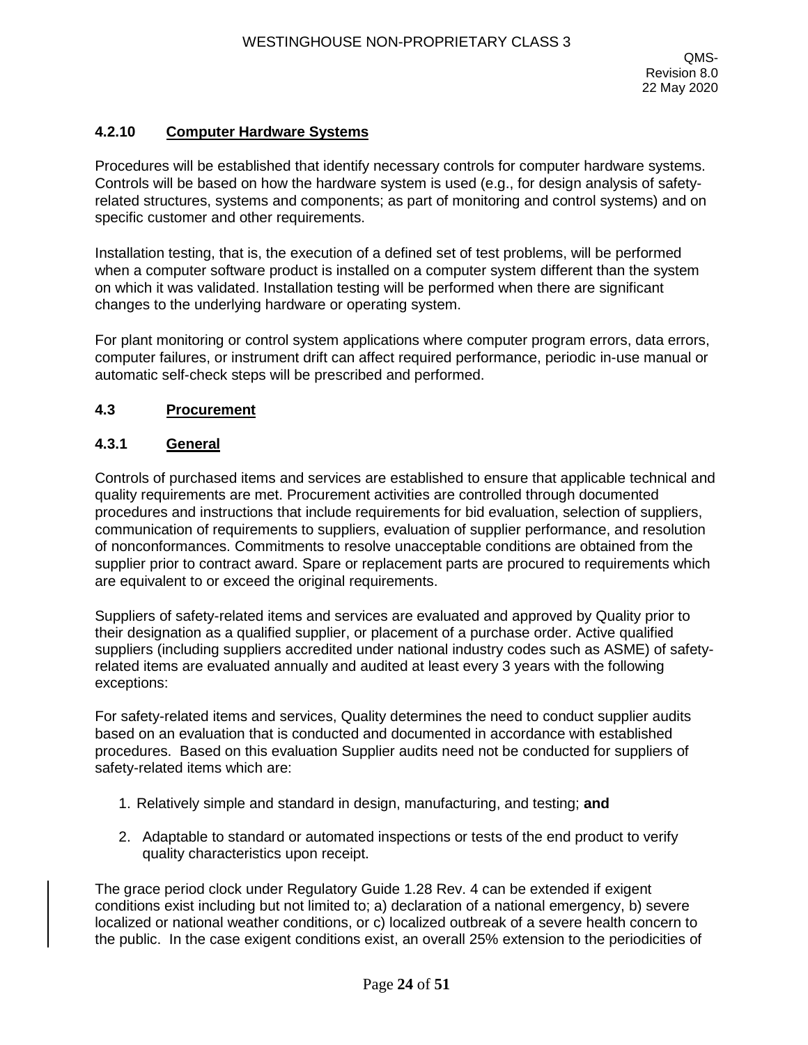### 4.2.10 Computer Hardware Systems

Procedures will be established that identify necessary controls for computer hardware systems. Controls will be based on how the hardware system is used (e.g., for design analysis of safety-related structures, systems and components; as part of monitoring and control systems) and on specific customer and other requirements.

Installation testing, that is, the execution of a defined set of test problems, will be performed when a computer software product is installed on a computer system different than the system on which it was validated. Installation testing will be performed when there are significant changes to the underlying hardware or operating system.

For plant monitoring or control system applications where computer program errors, data errors, computer failures, or instrument drift can affect required performance, periodic in-use manual or automatic self-check steps will be prescribed and performed.

## 4.3 Procurement

### 4.3.1 General

Controls of purchased items and services are established to ensure that applicable technical and quality requirements are met. Procurement activities are controlled through documented procedures and instructions that include requirements for bid evaluation, selection of suppliers, communication of requirements to suppliers, evaluation of supplier performance, and resolution of nonconformances. Commitments to resolve unacceptable conditions are obtained from the supplier prior to contract award. Spare or replacement parts are procured to requirements which are equivalent to or exceed the original requirements.

Suppliers of safety-related items and services are evaluated and approved by Quality prior to their designation as a qualified supplier, or placement of a purchase order. Active qualified suppliers (including suppliers accredited under national industry codes such as ASME) of safety-related items are evaluated annually and audited at least every 3 years with the following exceptions:

For safety-related items and services, Quality determines the need to conduct supplier audits based on an evaluation that is conducted and documented in accordance with established procedures. Based on this evaluation Supplier audits need not be conducted for suppliers of safety-related items which are:

1. Relatively simple and standard in design, manufacturing, and testing; **and**
2. Adaptable to standard or automated inspections or tests of the end product to verify quality characteristics upon receipt.

The grace period clock under Regulatory Guide 1.28 Rev. 4 can be extended if exigent conditions exist including but not limited to; a) declaration of a national emergency, b) severe localized or national weather conditions, or c) localized outbreak of a severe health concern to the public. In the case exigent conditions exist, an overall 25% extension to the periodicities of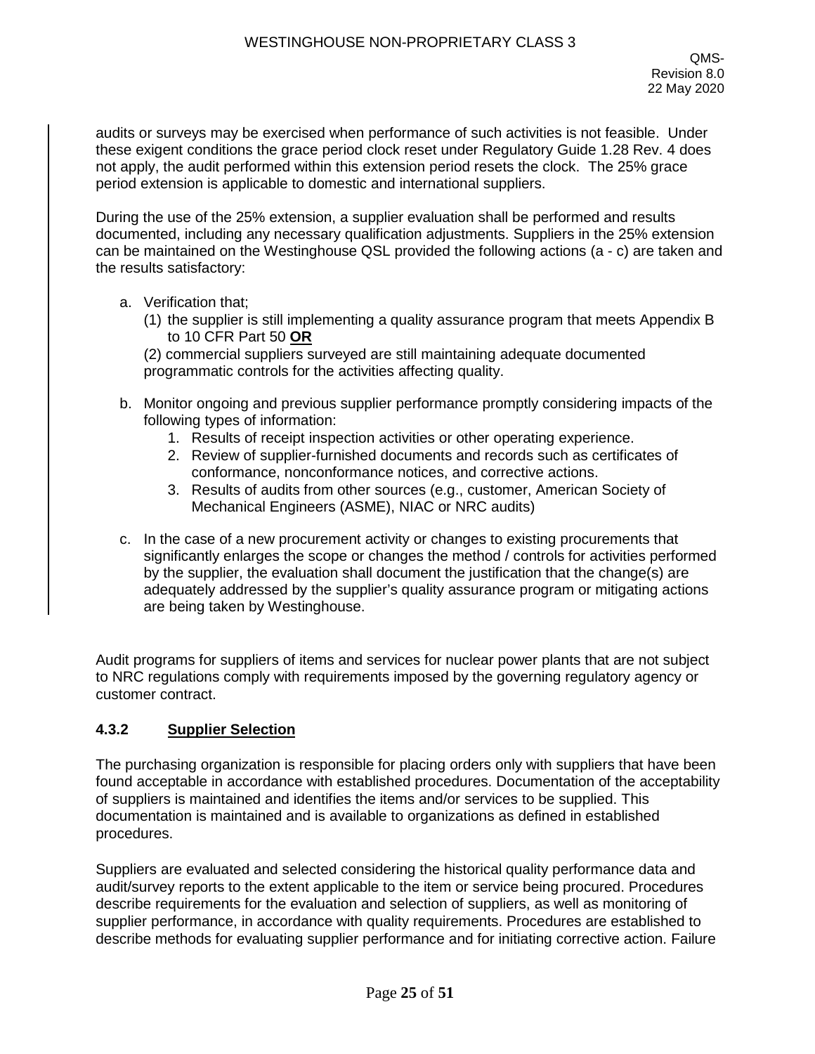audits or surveys may be exercised when performance of such activities is not feasible. Under these exigent conditions the grace period clock reset under Regulatory Guide 1.28 Rev. 4 does not apply, the audit performed within this extension period resets the clock. The 25% grace period extension is applicable to domestic and international suppliers.

During the use of the 25% extension, a supplier evaluation shall be performed and results documented, including any necessary qualification adjustments. Suppliers in the 25% extension can be maintained on the Westinghouse QSL provided the following actions (a - c) are taken and the results satisfactory:

a. Verification that;
   (1) the supplier is still implementing a quality assurance program that meets Appendix B to 10 CFR Part 50 **OR**
   (2) commercial suppliers surveyed are still maintaining adequate documented programmatic controls for the activities affecting quality.

b. Monitor ongoing and previous supplier performance promptly considering impacts of the following types of information:
   1. Results of receipt inspection activities or other operating experience.
   2. Review of supplier-furnished documents and records such as certificates of conformance, nonconformance notices, and corrective actions.
   3. Results of audits from other sources (e.g., customer, American Society of Mechanical Engineers (ASME), NIAC or NRC audits)

c. In the case of a new procurement activity or changes to existing procurements that significantly enlarges the scope or changes the method / controls for activities performed by the supplier, the evaluation shall document the justification that the change(s) are adequately addressed by the supplier's quality assurance program or mitigating actions are being taken by Westinghouse.

Audit programs for suppliers of items and services for nuclear power plants that are not subject to NRC regulations comply with requirements imposed by the governing regulatory agency or customer contract.

### 4.3.2 Supplier Selection

The purchasing organization is responsible for placing orders only with suppliers that have been found acceptable in accordance with established procedures. Documentation of the acceptability of suppliers is maintained and identifies the items and/or services to be supplied. This documentation is maintained and is available to organizations as defined in established procedures.

Suppliers are evaluated and selected considering the historical quality performance data and audit/survey reports to the extent applicable to the item or service being procured. Procedures describe requirements for the evaluation and selection of suppliers, as well as monitoring of supplier performance, in accordance with quality requirements. Procedures are established to describe methods for evaluating supplier performance and for initiating corrective action. Failure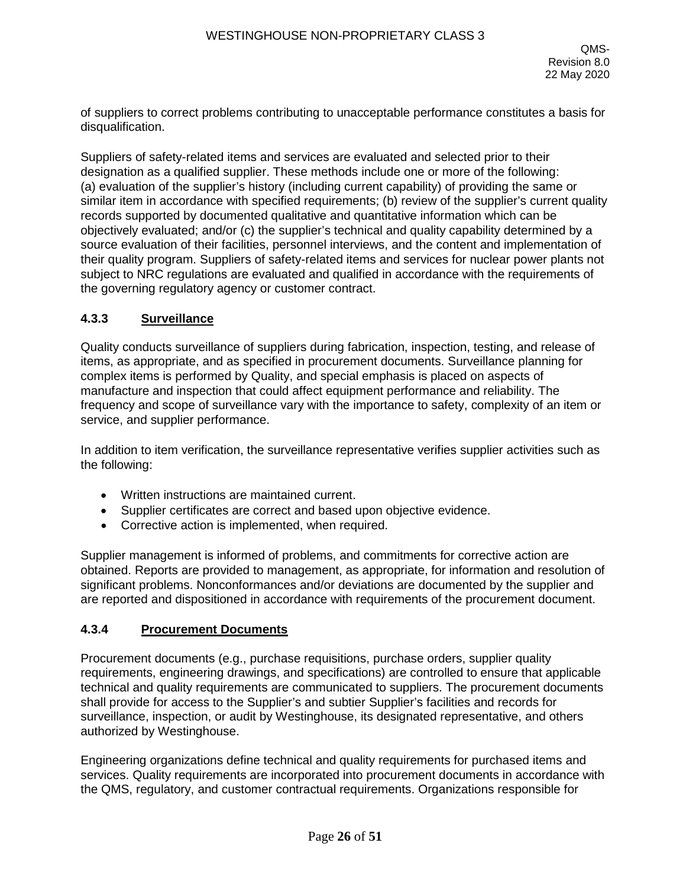of suppliers to correct problems contributing to unacceptable performance constitutes a basis for disqualification.

Suppliers of safety-related items and services are evaluated and selected prior to their designation as a qualified supplier. These methods include one or more of the following: (a) evaluation of the supplier's history (including current capability) of providing the same or similar item in accordance with specified requirements; (b) review of the supplier's current quality records supported by documented qualitative and quantitative information which can be objectively evaluated; and/or (c) the supplier's technical and quality capability determined by a source evaluation of their facilities, personnel interviews, and the content and implementation of their quality program. Suppliers of safety-related items and services for nuclear power plants not subject to NRC regulations are evaluated and qualified in accordance with the requirements of the governing regulatory agency or customer contract.

### 4.3.3 Surveillance

Quality conducts surveillance of suppliers during fabrication, inspection, testing, and release of items, as appropriate, and as specified in procurement documents. Surveillance planning for complex items is performed by Quality, and special emphasis is placed on aspects of manufacture and inspection that could affect equipment performance and reliability. The frequency and scope of surveillance vary with the importance to safety, complexity of an item or service, and supplier performance.

In addition to item verification, the surveillance representative verifies supplier activities such as the following:

- Written instructions are maintained current.
- Supplier certificates are correct and based upon objective evidence.
- Corrective action is implemented, when required.

Supplier management is informed of problems, and commitments for corrective action are obtained. Reports are provided to management, as appropriate, for information and resolution of significant problems. Nonconformances and/or deviations are documented by the supplier and are reported and dispositioned in accordance with requirements of the procurement document.

### 4.3.4 Procurement Documents

Procurement documents (e.g., purchase requisitions, purchase orders, supplier quality requirements, engineering drawings, and specifications) are controlled to ensure that applicable technical and quality requirements are communicated to suppliers. The procurement documents shall provide for access to the Supplier's and subtier Supplier's facilities and records for surveillance, inspection, or audit by Westinghouse, its designated representative, and others authorized by Westinghouse.

Engineering organizations define technical and quality requirements for purchased items and services. Quality requirements are incorporated into procurement documents in accordance with the QMS, regulatory, and customer contractual requirements. Organizations responsible for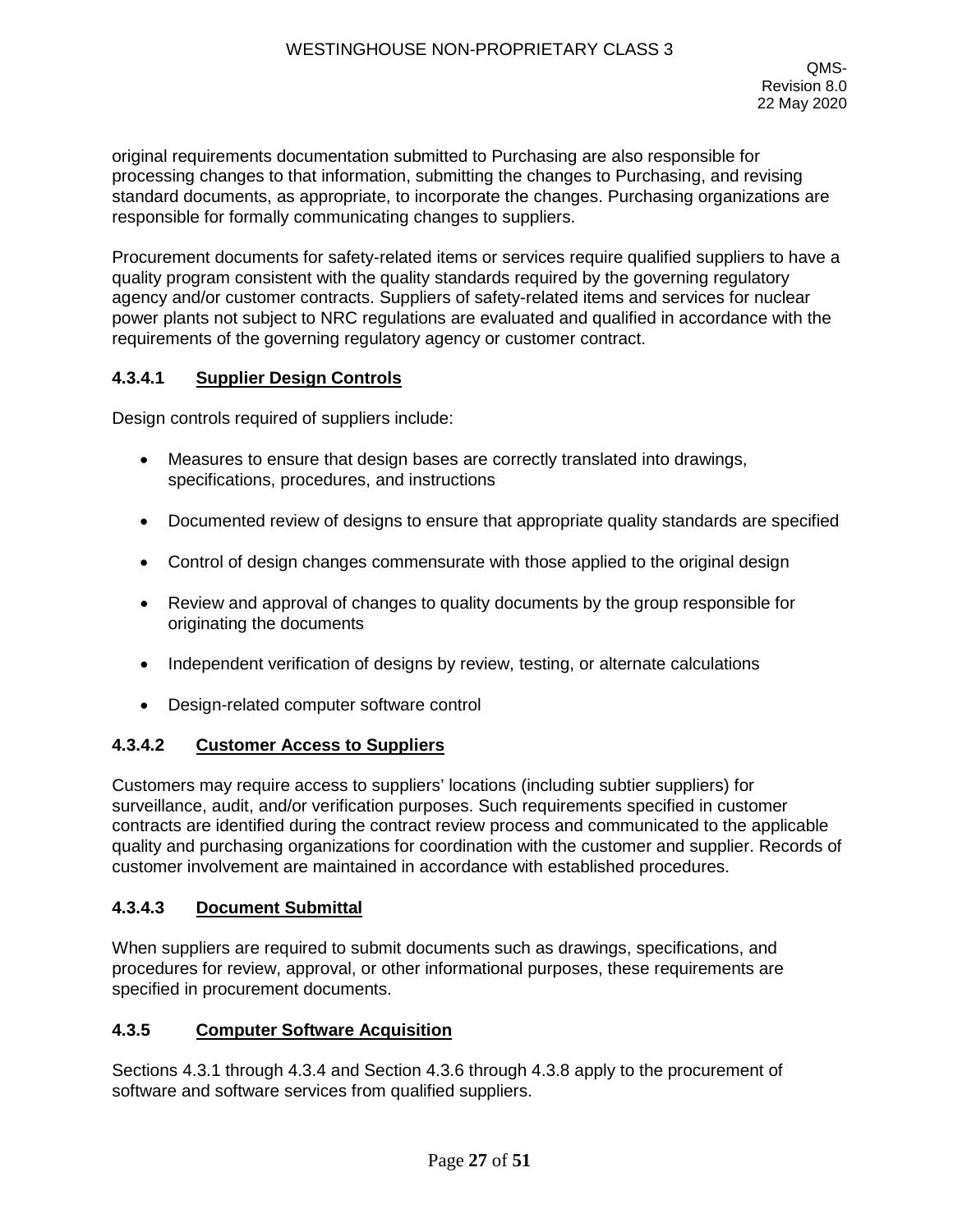original requirements documentation submitted to Purchasing are also responsible for processing changes to that information, submitting the changes to Purchasing, and revising standard documents, as appropriate, to incorporate the changes. Purchasing organizations are responsible for formally communicating changes to suppliers.

Procurement documents for safety-related items or services require qualified suppliers to have a quality program consistent with the quality standards required by the governing regulatory agency and/or customer contracts. Suppliers of safety-related items and services for nuclear power plants not subject to NRC regulations are evaluated and qualified in accordance with the requirements of the governing regulatory agency or customer contract.

#### 4.3.4.1 Supplier Design Controls

Design controls required of suppliers include:

- Measures to ensure that design bases are correctly translated into drawings, specifications, procedures, and instructions
- Documented review of designs to ensure that appropriate quality standards are specified
- Control of design changes commensurate with those applied to the original design
- Review and approval of changes to quality documents by the group responsible for originating the documents
- Independent verification of designs by review, testing, or alternate calculations
- Design-related computer software control

#### 4.3.4.2 Customer Access to Suppliers

Customers may require access to suppliers' locations (including subtier suppliers) for surveillance, audit, and/or verification purposes. Such requirements specified in customer contracts are identified during the contract review process and communicated to the applicable quality and purchasing organizations for coordination with the customer and supplier. Records of customer involvement are maintained in accordance with established procedures.

#### 4.3.4.3 Document Submittal

When suppliers are required to submit documents such as drawings, specifications, and procedures for review, approval, or other informational purposes, these requirements are specified in procurement documents.

### 4.3.5 Computer Software Acquisition

Sections 4.3.1 through 4.3.4 and Section 4.3.6 through 4.3.8 apply to the procurement of software and software services from qualified suppliers.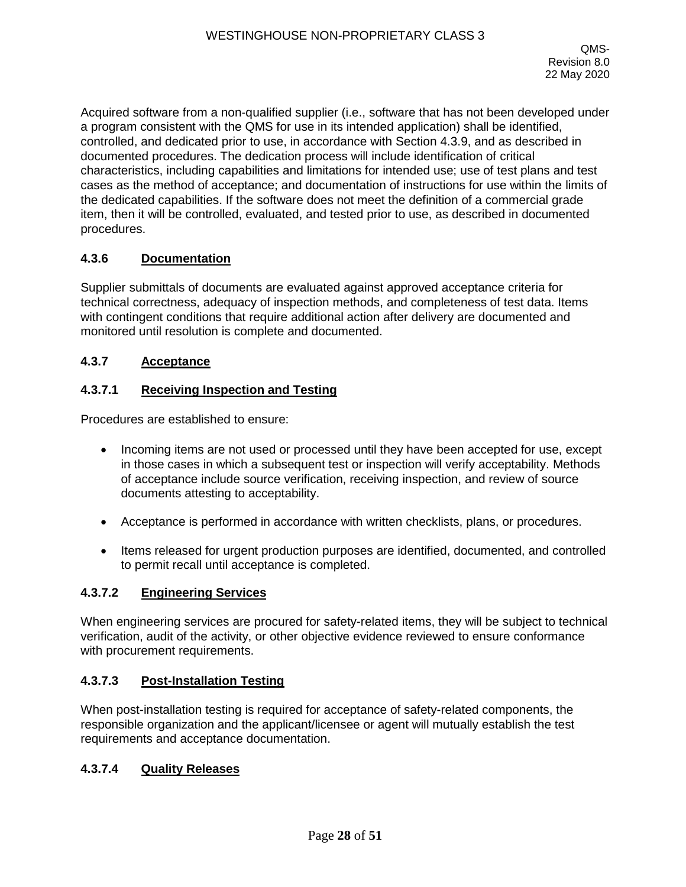Acquired software from a non-qualified supplier (i.e., software that has not been developed under a program consistent with the QMS for use in its intended application) shall be identified, controlled, and dedicated prior to use, in accordance with Section 4.3.9, and as described in documented procedures. The dedication process will include identification of critical characteristics, including capabilities and limitations for intended use; use of test plans and test cases as the method of acceptance; and documentation of instructions for use within the limits of the dedicated capabilities. If the software does not meet the definition of a commercial grade item, then it will be controlled, evaluated, and tested prior to use, as described in documented procedures.

### 4.3.6 Documentation

Supplier submittals of documents are evaluated against approved acceptance criteria for technical correctness, adequacy of inspection methods, and completeness of test data. Items with contingent conditions that require additional action after delivery are documented and monitored until resolution is complete and documented.

### 4.3.7 Acceptance

#### 4.3.7.1 Receiving Inspection and Testing

Procedures are established to ensure:

- Incoming items are not used or processed until they have been accepted for use, except in those cases in which a subsequent test or inspection will verify acceptability. Methods of acceptance include source verification, receiving inspection, and review of source documents attesting to acceptability.
- Acceptance is performed in accordance with written checklists, plans, or procedures.
- Items released for urgent production purposes are identified, documented, and controlled to permit recall until acceptance is completed.

#### 4.3.7.2 Engineering Services

When engineering services are procured for safety-related items, they will be subject to technical verification, audit of the activity, or other objective evidence reviewed to ensure conformance with procurement requirements.

#### 4.3.7.3 Post-Installation Testing

When post-installation testing is required for acceptance of safety-related components, the responsible organization and the applicant/licensee or agent will mutually establish the test requirements and acceptance documentation.

#### 4.3.7.4 Quality Releases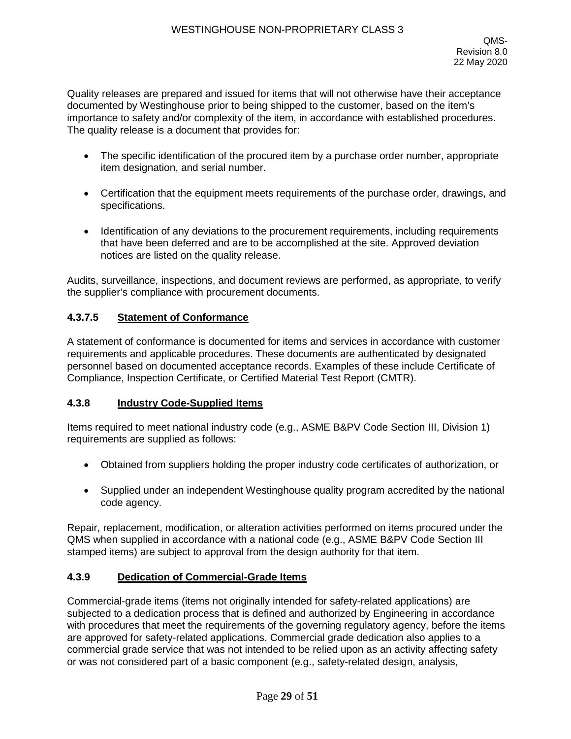Quality releases are prepared and issued for items that will not otherwise have their acceptance documented by Westinghouse prior to being shipped to the customer, based on the item's importance to safety and/or complexity of the item, in accordance with established procedures. The quality release is a document that provides for:

- The specific identification of the procured item by a purchase order number, appropriate item designation, and serial number.
- Certification that the equipment meets requirements of the purchase order, drawings, and specifications.
- Identification of any deviations to the procurement requirements, including requirements that have been deferred and are to be accomplished at the site. Approved deviation notices are listed on the quality release.

Audits, surveillance, inspections, and document reviews are performed, as appropriate, to verify the supplier's compliance with procurement documents.

#### 4.3.7.5 Statement of Conformance

A statement of conformance is documented for items and services in accordance with customer requirements and applicable procedures. These documents are authenticated by designated personnel based on documented acceptance records. Examples of these include Certificate of Compliance, Inspection Certificate, or Certified Material Test Report (CMTR).

### 4.3.8 Industry Code-Supplied Items

Items required to meet national industry code (e.g., ASME B&PV Code Section III, Division 1) requirements are supplied as follows:

- Obtained from suppliers holding the proper industry code certificates of authorization, or
- Supplied under an independent Westinghouse quality program accredited by the national code agency.

Repair, replacement, modification, or alteration activities performed on items procured under the QMS when supplied in accordance with a national code (e.g., ASME B&PV Code Section III stamped items) are subject to approval from the design authority for that item.

### 4.3.9 Dedication of Commercial-Grade Items

Commercial-grade items (items not originally intended for safety-related applications) are subjected to a dedication process that is defined and authorized by Engineering in accordance with procedures that meet the requirements of the governing regulatory agency, before the items are approved for safety-related applications. Commercial grade dedication also applies to a commercial grade service that was not intended to be relied upon as an activity affecting safety or was not considered part of a basic component (e.g., safety-related design, analysis,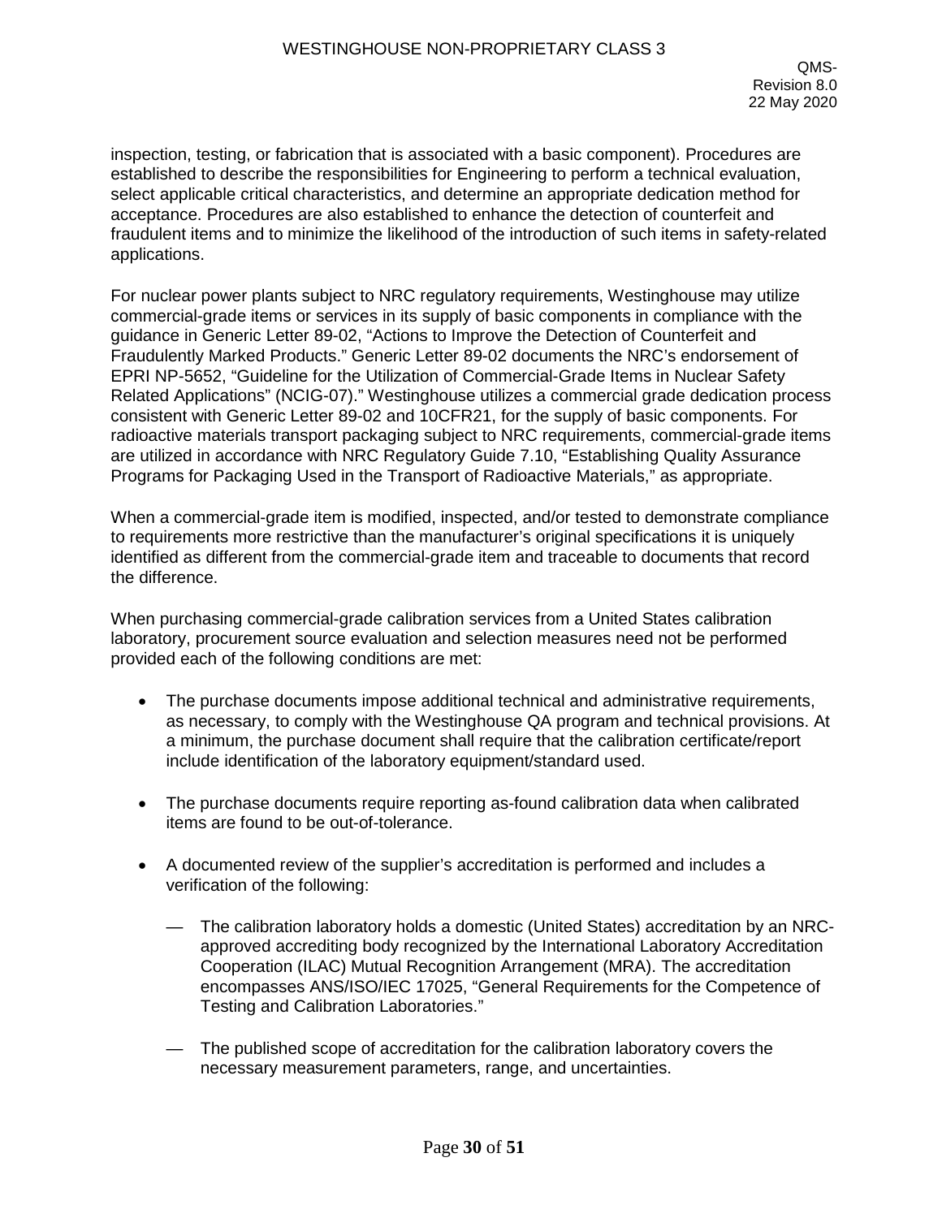inspection, testing, or fabrication that is associated with a basic component). Procedures are established to describe the responsibilities for Engineering to perform a technical evaluation, select applicable critical characteristics, and determine an appropriate dedication method for acceptance. Procedures are also established to enhance the detection of counterfeit and fraudulent items and to minimize the likelihood of the introduction of such items in safety-related applications.

For nuclear power plants subject to NRC regulatory requirements, Westinghouse may utilize commercial-grade items or services in its supply of basic components in compliance with the guidance in Generic Letter 89-02, "Actions to Improve the Detection of Counterfeit and Fraudulently Marked Products." Generic Letter 89-02 documents the NRC's endorsement of EPRI NP-5652, "Guideline for the Utilization of Commercial-Grade Items in Nuclear Safety Related Applications" (NCIG-07)." Westinghouse utilizes a commercial grade dedication process consistent with Generic Letter 89-02 and 10CFR21, for the supply of basic components. For radioactive materials transport packaging subject to NRC requirements, commercial-grade items are utilized in accordance with NRC Regulatory Guide 7.10, "Establishing Quality Assurance Programs for Packaging Used in the Transport of Radioactive Materials," as appropriate.

When a commercial-grade item is modified, inspected, and/or tested to demonstrate compliance to requirements more restrictive than the manufacturer's original specifications it is uniquely identified as different from the commercial-grade item and traceable to documents that record the difference.

When purchasing commercial-grade calibration services from a United States calibration laboratory, procurement source evaluation and selection measures need not be performed provided each of the following conditions are met:

- The purchase documents impose additional technical and administrative requirements, as necessary, to comply with the Westinghouse QA program and technical provisions. At a minimum, the purchase document shall require that the calibration certificate/report include identification of the laboratory equipment/standard used.
- The purchase documents require reporting as-found calibration data when calibrated items are found to be out-of-tolerance.
- A documented review of the supplier's accreditation is performed and includes a verification of the following:
  - The calibration laboratory holds a domestic (United States) accreditation by an NRC-approved accrediting body recognized by the International Laboratory Accreditation Cooperation (ILAC) Mutual Recognition Arrangement (MRA). The accreditation encompasses ANS/ISO/IEC 17025, "General Requirements for the Competence of Testing and Calibration Laboratories."
  - The published scope of accreditation for the calibration laboratory covers the necessary measurement parameters, range, and uncertainties.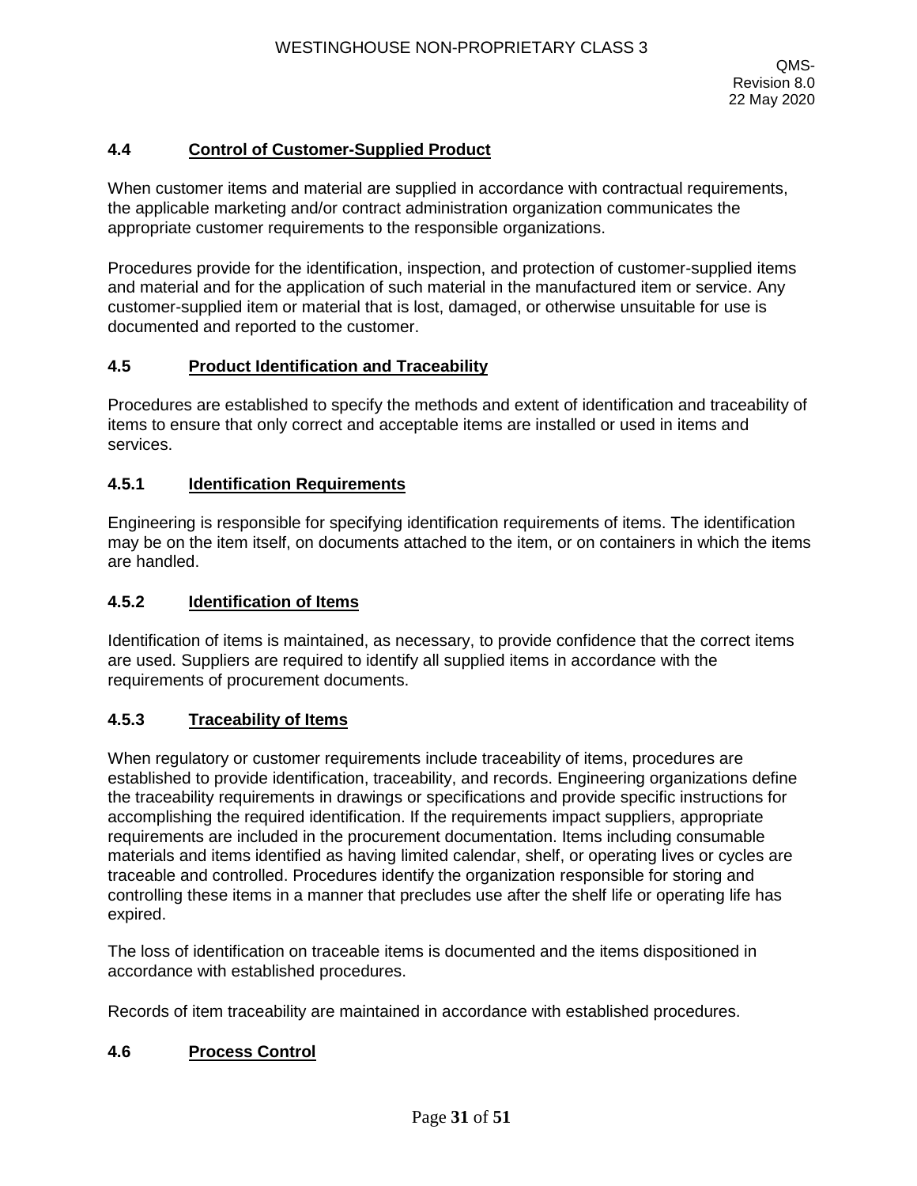## 4.4 Control of Customer-Supplied Product

When customer items and material are supplied in accordance with contractual requirements, the applicable marketing and/or contract administration organization communicates the appropriate customer requirements to the responsible organizations.

Procedures provide for the identification, inspection, and protection of customer-supplied items and material and for the application of such material in the manufactured item or service. Any customer-supplied item or material that is lost, damaged, or otherwise unsuitable for use is documented and reported to the customer.

## 4.5 Product Identification and Traceability

Procedures are established to specify the methods and extent of identification and traceability of items to ensure that only correct and acceptable items are installed or used in items and services.

### 4.5.1 Identification Requirements

Engineering is responsible for specifying identification requirements of items. The identification may be on the item itself, on documents attached to the item, or on containers in which the items are handled.

### 4.5.2 Identification of Items

Identification of items is maintained, as necessary, to provide confidence that the correct items are used. Suppliers are required to identify all supplied items in accordance with the requirements of procurement documents.

### 4.5.3 Traceability of Items

When regulatory or customer requirements include traceability of items, procedures are established to provide identification, traceability, and records. Engineering organizations define the traceability requirements in drawings or specifications and provide specific instructions for accomplishing the required identification. If the requirements impact suppliers, appropriate requirements are included in the procurement documentation. Items including consumable materials and items identified as having limited calendar, shelf, or operating lives or cycles are traceable and controlled. Procedures identify the organization responsible for storing and controlling these items in a manner that precludes use after the shelf life or operating life has expired.

The loss of identification on traceable items is documented and the items dispositioned in accordance with established procedures.

Records of item traceability are maintained in accordance with established procedures.

## 4.6 Process Control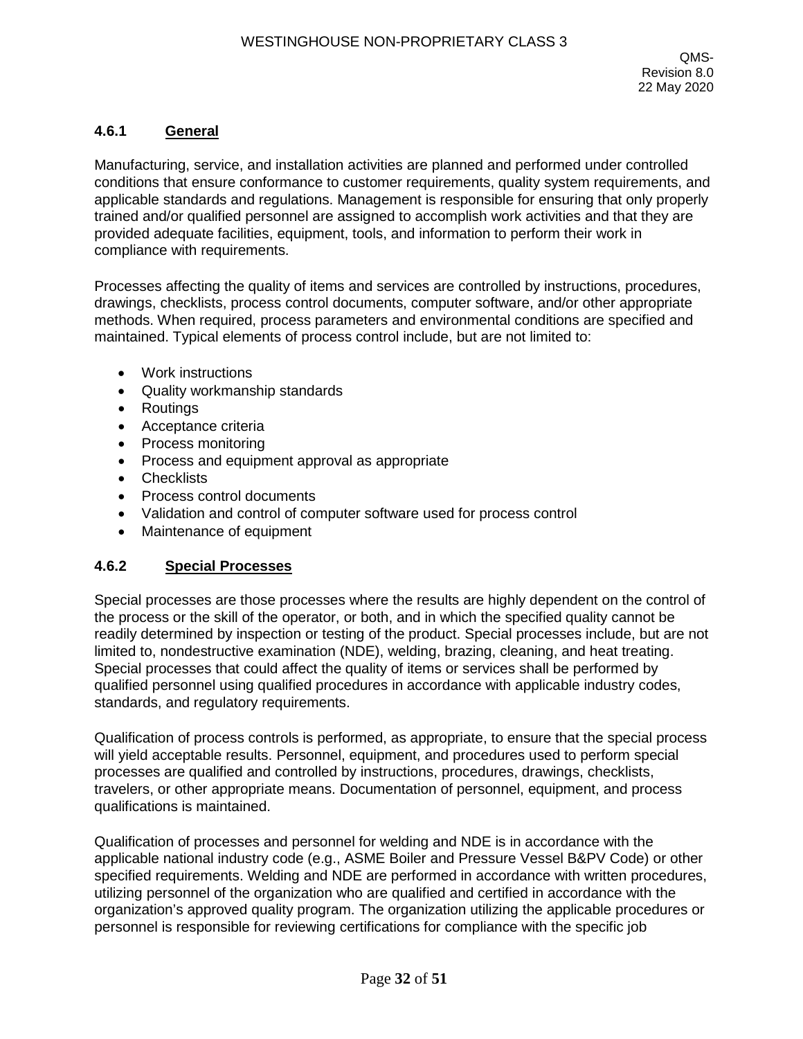### 4.6.1 General

Manufacturing, service, and installation activities are planned and performed under controlled conditions that ensure conformance to customer requirements, quality system requirements, and applicable standards and regulations. Management is responsible for ensuring that only properly trained and/or qualified personnel are assigned to accomplish work activities and that they are provided adequate facilities, equipment, tools, and information to perform their work in compliance with requirements.

Processes affecting the quality of items and services are controlled by instructions, procedures, drawings, checklists, process control documents, computer software, and/or other appropriate methods. When required, process parameters and environmental conditions are specified and maintained. Typical elements of process control include, but are not limited to:

- Work instructions
- Quality workmanship standards
- Routings
- Acceptance criteria
- Process monitoring
- Process and equipment approval as appropriate
- Checklists
- Process control documents
- Validation and control of computer software used for process control
- Maintenance of equipment

### 4.6.2 Special Processes

Special processes are those processes where the results are highly dependent on the control of the process or the skill of the operator, or both, and in which the specified quality cannot be readily determined by inspection or testing of the product. Special processes include, but are not limited to, nondestructive examination (NDE), welding, brazing, cleaning, and heat treating. Special processes that could affect the quality of items or services shall be performed by qualified personnel using qualified procedures in accordance with applicable industry codes, standards, and regulatory requirements.

Qualification of process controls is performed, as appropriate, to ensure that the special process will yield acceptable results. Personnel, equipment, and procedures used to perform special processes are qualified and controlled by instructions, procedures, drawings, checklists, travelers, or other appropriate means. Documentation of personnel, equipment, and process qualifications is maintained.

Qualification of processes and personnel for welding and NDE is in accordance with the applicable national industry code (e.g., ASME Boiler and Pressure Vessel B&PV Code) or other specified requirements. Welding and NDE are performed in accordance with written procedures, utilizing personnel of the organization who are qualified and certified in accordance with the organization's approved quality program. The organization utilizing the applicable procedures or personnel is responsible for reviewing certifications for compliance with the specific job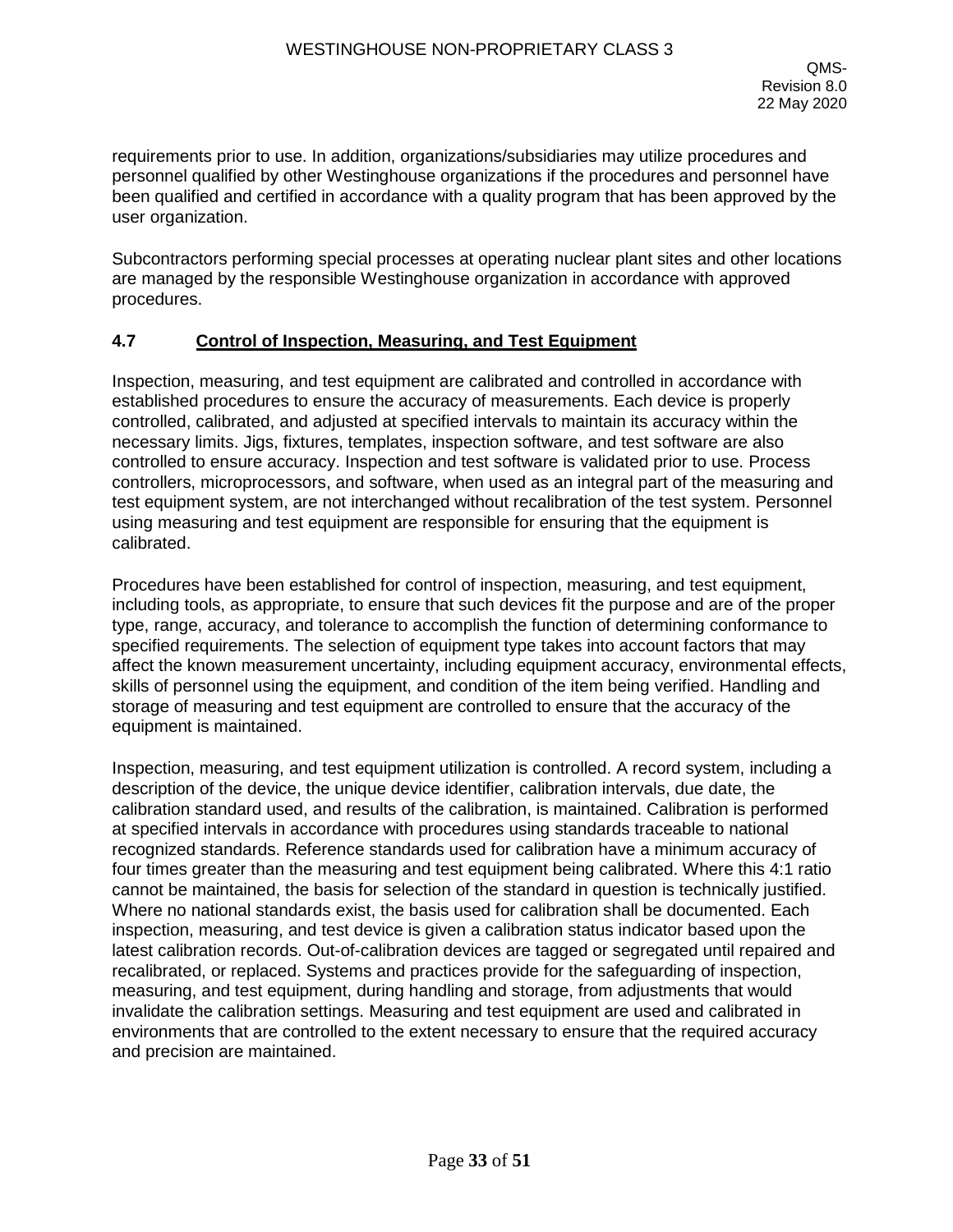requirements prior to use. In addition, organizations/subsidiaries may utilize procedures and personnel qualified by other Westinghouse organizations if the procedures and personnel have been qualified and certified in accordance with a quality program that has been approved by the user organization.

Subcontractors performing special processes at operating nuclear plant sites and other locations are managed by the responsible Westinghouse organization in accordance with approved procedures.

## 4.7 Control of Inspection, Measuring, and Test Equipment

Inspection, measuring, and test equipment are calibrated and controlled in accordance with established procedures to ensure the accuracy of measurements. Each device is properly controlled, calibrated, and adjusted at specified intervals to maintain its accuracy within the necessary limits. Jigs, fixtures, templates, inspection software, and test software are also controlled to ensure accuracy. Inspection and test software is validated prior to use. Process controllers, microprocessors, and software, when used as an integral part of the measuring and test equipment system, are not interchanged without recalibration of the test system. Personnel using measuring and test equipment are responsible for ensuring that the equipment is calibrated.

Procedures have been established for control of inspection, measuring, and test equipment, including tools, as appropriate, to ensure that such devices fit the purpose and are of the proper type, range, accuracy, and tolerance to accomplish the function of determining conformance to specified requirements. The selection of equipment type takes into account factors that may affect the known measurement uncertainty, including equipment accuracy, environmental effects, skills of personnel using the equipment, and condition of the item being verified. Handling and storage of measuring and test equipment are controlled to ensure that the accuracy of the equipment is maintained.

Inspection, measuring, and test equipment utilization is controlled. A record system, including a description of the device, the unique device identifier, calibration intervals, due date, the calibration standard used, and results of the calibration, is maintained. Calibration is performed at specified intervals in accordance with procedures using standards traceable to national recognized standards. Reference standards used for calibration have a minimum accuracy of four times greater than the measuring and test equipment being calibrated. Where this 4:1 ratio cannot be maintained, the basis for selection of the standard in question is technically justified. Where no national standards exist, the basis used for calibration shall be documented. Each inspection, measuring, and test device is given a calibration status indicator based upon the latest calibration records. Out-of-calibration devices are tagged or segregated until repaired and recalibrated, or replaced. Systems and practices provide for the safeguarding of inspection, measuring, and test equipment, during handling and storage, from adjustments that would invalidate the calibration settings. Measuring and test equipment are used and calibrated in environments that are controlled to the extent necessary to ensure that the required accuracy and precision are maintained.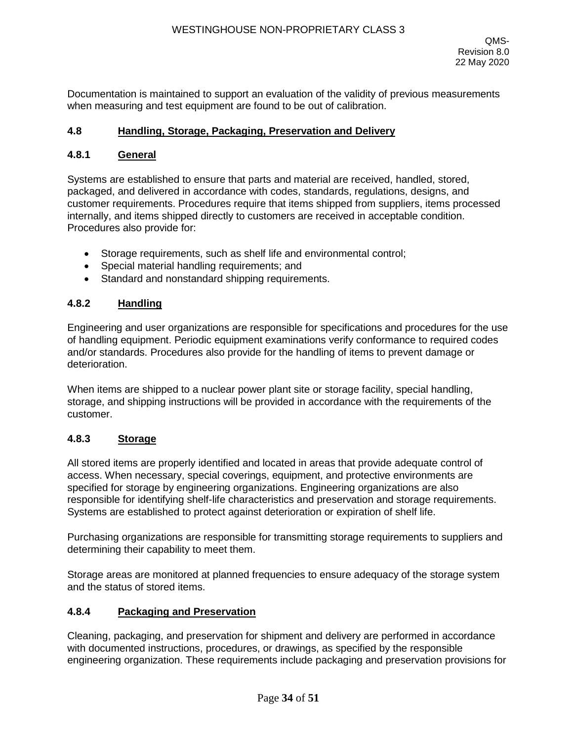Documentation is maintained to support an evaluation of the validity of previous measurements when measuring and test equipment are found to be out of calibration.

### 4.8 Handling, Storage, Packaging, Preservation and Delivery

#### 4.8.1 General

Systems are established to ensure that parts and material are received, handled, stored, packaged, and delivered in accordance with codes, standards, regulations, designs, and customer requirements. Procedures require that items shipped from suppliers, items processed internally, and items shipped directly to customers are received in acceptable condition. Procedures also provide for:

- Storage requirements, such as shelf life and environmental control;
- Special material handling requirements; and
- Standard and nonstandard shipping requirements.

#### 4.8.2 Handling

Engineering and user organizations are responsible for specifications and procedures for the use of handling equipment. Periodic equipment examinations verify conformance to required codes and/or standards. Procedures also provide for the handling of items to prevent damage or deterioration.

When items are shipped to a nuclear power plant site or storage facility, special handling, storage, and shipping instructions will be provided in accordance with the requirements of the customer.

#### 4.8.3 Storage

All stored items are properly identified and located in areas that provide adequate control of access. When necessary, special coverings, equipment, and protective environments are specified for storage by engineering organizations. Engineering organizations are also responsible for identifying shelf-life characteristics and preservation and storage requirements. Systems are established to protect against deterioration or expiration of shelf life.

Purchasing organizations are responsible for transmitting storage requirements to suppliers and determining their capability to meet them.

Storage areas are monitored at planned frequencies to ensure adequacy of the storage system and the status of stored items.

#### 4.8.4 Packaging and Preservation

Cleaning, packaging, and preservation for shipment and delivery are performed in accordance with documented instructions, procedures, or drawings, as specified by the responsible engineering organization. These requirements include packaging and preservation provisions for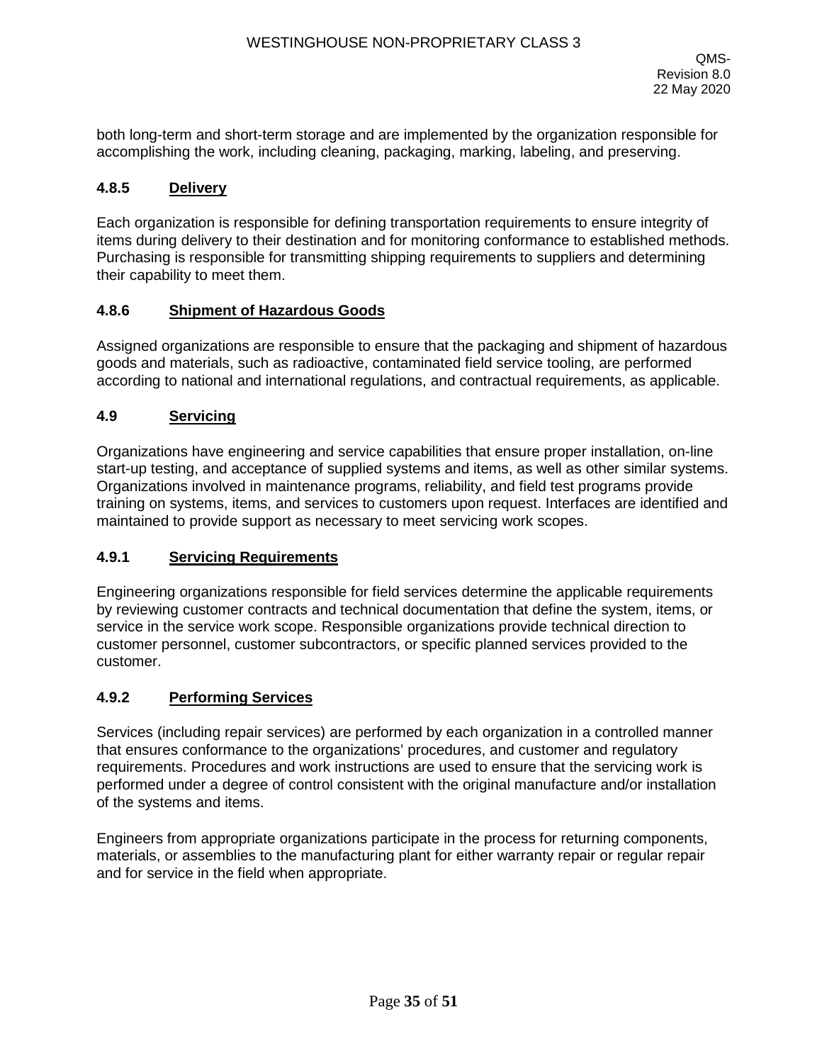both long-term and short-term storage and are implemented by the organization responsible for accomplishing the work, including cleaning, packaging, marking, labeling, and preserving.

### 4.8.5 Delivery

Each organization is responsible for defining transportation requirements to ensure integrity of items during delivery to their destination and for monitoring conformance to established methods. Purchasing is responsible for transmitting shipping requirements to suppliers and determining their capability to meet them.

### 4.8.6 Shipment of Hazardous Goods

Assigned organizations are responsible to ensure that the packaging and shipment of hazardous goods and materials, such as radioactive, contaminated field service tooling, are performed according to national and international regulations, and contractual requirements, as applicable.

## 4.9 Servicing

Organizations have engineering and service capabilities that ensure proper installation, on-line start-up testing, and acceptance of supplied systems and items, as well as other similar systems. Organizations involved in maintenance programs, reliability, and field test programs provide training on systems, items, and services to customers upon request. Interfaces are identified and maintained to provide support as necessary to meet servicing work scopes.

### 4.9.1 Servicing Requirements

Engineering organizations responsible for field services determine the applicable requirements by reviewing customer contracts and technical documentation that define the system, items, or service in the service work scope. Responsible organizations provide technical direction to customer personnel, customer subcontractors, or specific planned services provided to the customer.

### 4.9.2 Performing Services

Services (including repair services) are performed by each organization in a controlled manner that ensures conformance to the organizations' procedures, and customer and regulatory requirements. Procedures and work instructions are used to ensure that the servicing work is performed under a degree of control consistent with the original manufacture and/or installation of the systems and items.

Engineers from appropriate organizations participate in the process for returning components, materials, or assemblies to the manufacturing plant for either warranty repair or regular repair and for service in the field when appropriate.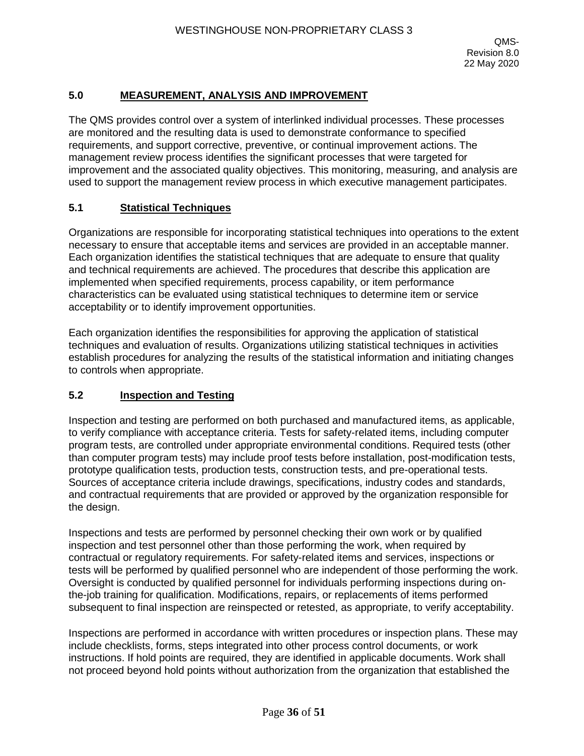## 5.0 MEASUREMENT, ANALYSIS AND IMPROVEMENT

The QMS provides control over a system of interlinked individual processes. These processes are monitored and the resulting data is used to demonstrate conformance to specified requirements, and support corrective, preventive, or continual improvement actions. The management review process identifies the significant processes that were targeted for improvement and the associated quality objectives. This monitoring, measuring, and analysis are used to support the management review process in which executive management participates.

### 5.1 Statistical Techniques

Organizations are responsible for incorporating statistical techniques into operations to the extent necessary to ensure that acceptable items and services are provided in an acceptable manner. Each organization identifies the statistical techniques that are adequate to ensure that quality and technical requirements are achieved. The procedures that describe this application are implemented when specified requirements, process capability, or item performance characteristics can be evaluated using statistical techniques to determine item or service acceptability or to identify improvement opportunities.

Each organization identifies the responsibilities for approving the application of statistical techniques and evaluation of results. Organizations utilizing statistical techniques in activities establish procedures for analyzing the results of the statistical information and initiating changes to controls when appropriate.

### 5.2 Inspection and Testing

Inspection and testing are performed on both purchased and manufactured items, as applicable, to verify compliance with acceptance criteria. Tests for safety-related items, including computer program tests, are controlled under appropriate environmental conditions. Required tests (other than computer program tests) may include proof tests before installation, post-modification tests, prototype qualification tests, production tests, construction tests, and pre-operational tests. Sources of acceptance criteria include drawings, specifications, industry codes and standards, and contractual requirements that are provided or approved by the organization responsible for the design.

Inspections and tests are performed by personnel checking their own work or by qualified inspection and test personnel other than those performing the work, when required by contractual or regulatory requirements. For safety-related items and services, inspections or tests will be performed by qualified personnel who are independent of those performing the work. Oversight is conducted by qualified personnel for individuals performing inspections during on-the-job training for qualification. Modifications, repairs, or replacements of items performed subsequent to final inspection are reinspected or retested, as appropriate, to verify acceptability.

Inspections are performed in accordance with written procedures or inspection plans. These may include checklists, forms, steps integrated into other process control documents, or work instructions. If hold points are required, they are identified in applicable documents. Work shall not proceed beyond hold points without authorization from the organization that established the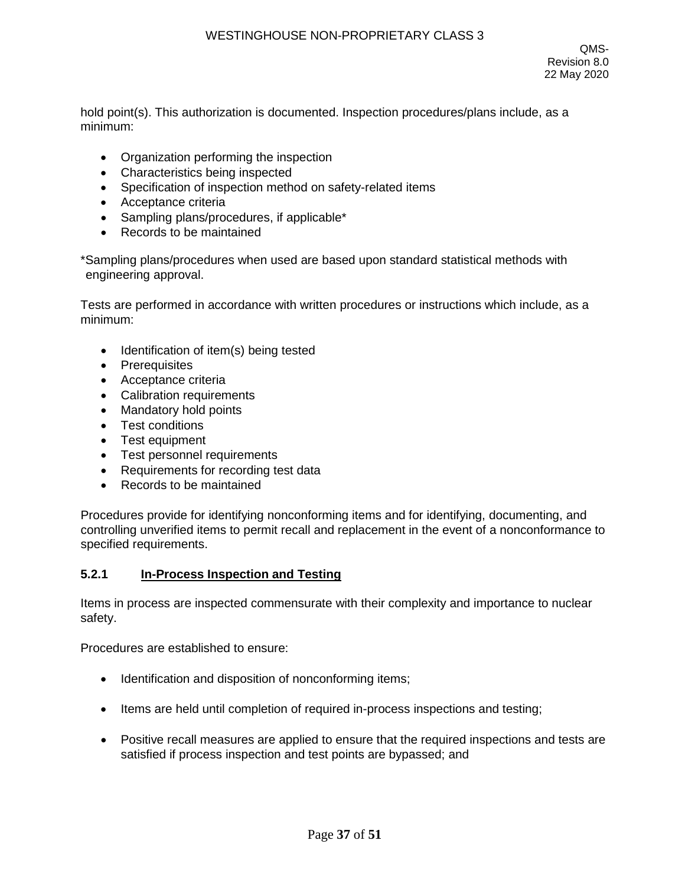hold point(s). This authorization is documented. Inspection procedures/plans include, as a minimum:

- Organization performing the inspection
- Characteristics being inspected
- Specification of inspection method on safety-related items
- Acceptance criteria
- Sampling plans/procedures, if applicable*
- Records to be maintained

*Sampling plans/procedures when used are based upon standard statistical methods with engineering approval.

Tests are performed in accordance with written procedures or instructions which include, as a minimum:

- Identification of item(s) being tested
- Prerequisites
- Acceptance criteria
- Calibration requirements
- Mandatory hold points
- Test conditions
- Test equipment
- Test personnel requirements
- Requirements for recording test data
- Records to be maintained

Procedures provide for identifying nonconforming items and for identifying, documenting, and controlling unverified items to permit recall and replacement in the event of a nonconformance to specified requirements.

### 5.2.1 In-Process Inspection and Testing

Items in process are inspected commensurate with their complexity and importance to nuclear safety.

Procedures are established to ensure:

- Identification and disposition of nonconforming items;

- Items are held until completion of required in-process inspections and testing;

- Positive recall measures are applied to ensure that the required inspections and tests are satisfied if process inspection and test points are bypassed; and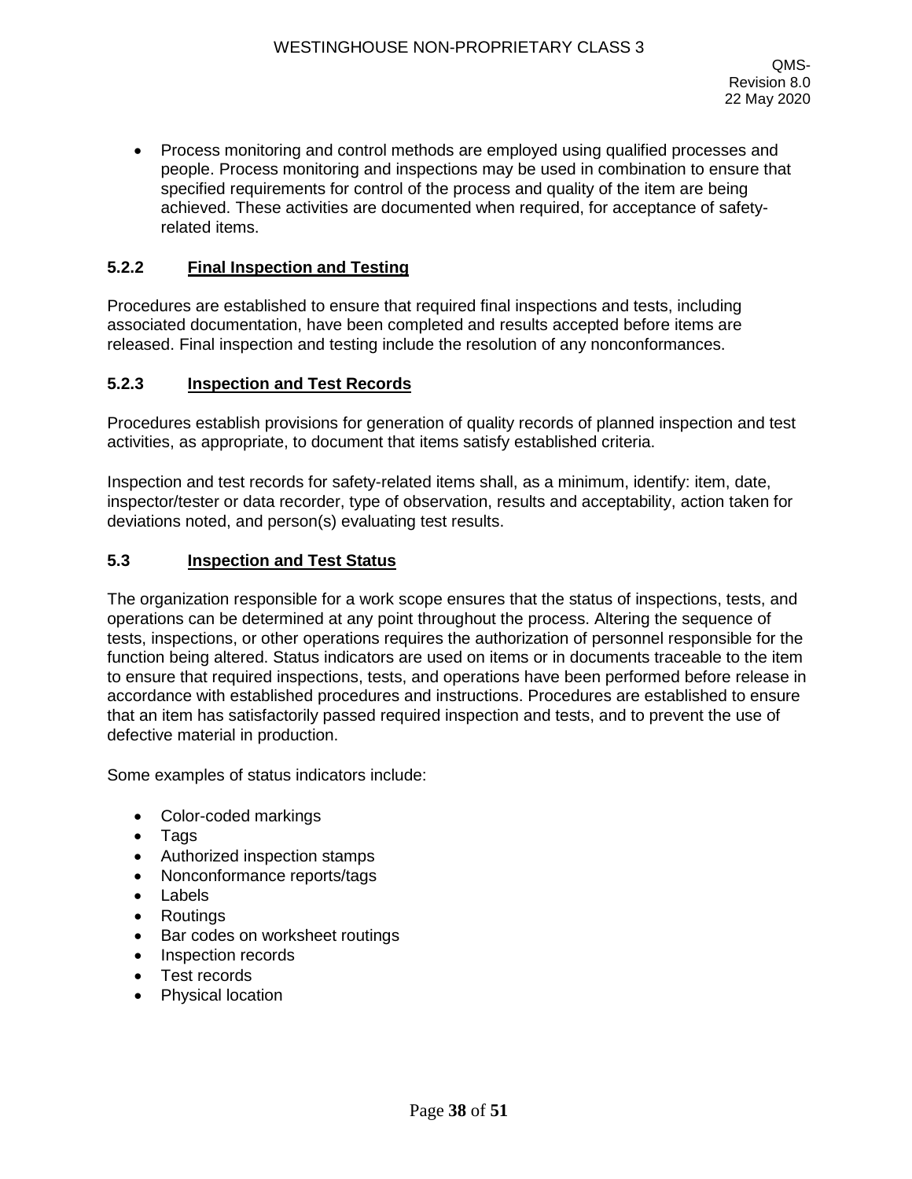- Process monitoring and control methods are employed using qualified processes and people. Process monitoring and inspections may be used in combination to ensure that specified requirements for control of the process and quality of the item are being achieved. These activities are documented when required, for acceptance of safety-related items.

### 5.2.2 Final Inspection and Testing

Procedures are established to ensure that required final inspections and tests, including associated documentation, have been completed and results accepted before items are released. Final inspection and testing include the resolution of any nonconformances.

### 5.2.3 Inspection and Test Records

Procedures establish provisions for generation of quality records of planned inspection and test activities, as appropriate, to document that items satisfy established criteria.

Inspection and test records for safety-related items shall, as a minimum, identify: item, date, inspector/tester or data recorder, type of observation, results and acceptability, action taken for deviations noted, and person(s) evaluating test results.

## 5.3 Inspection and Test Status

The organization responsible for a work scope ensures that the status of inspections, tests, and operations can be determined at any point throughout the process. Altering the sequence of tests, inspections, or other operations requires the authorization of personnel responsible for the function being altered. Status indicators are used on items or in documents traceable to the item to ensure that required inspections, tests, and operations have been performed before release in accordance with established procedures and instructions. Procedures are established to ensure that an item has satisfactorily passed required inspection and tests, and to prevent the use of defective material in production.

Some examples of status indicators include:

- Color-coded markings
- Tags
- Authorized inspection stamps
- Nonconformance reports/tags
- Labels
- Routings
- Bar codes on worksheet routings
- Inspection records
- Test records
- Physical location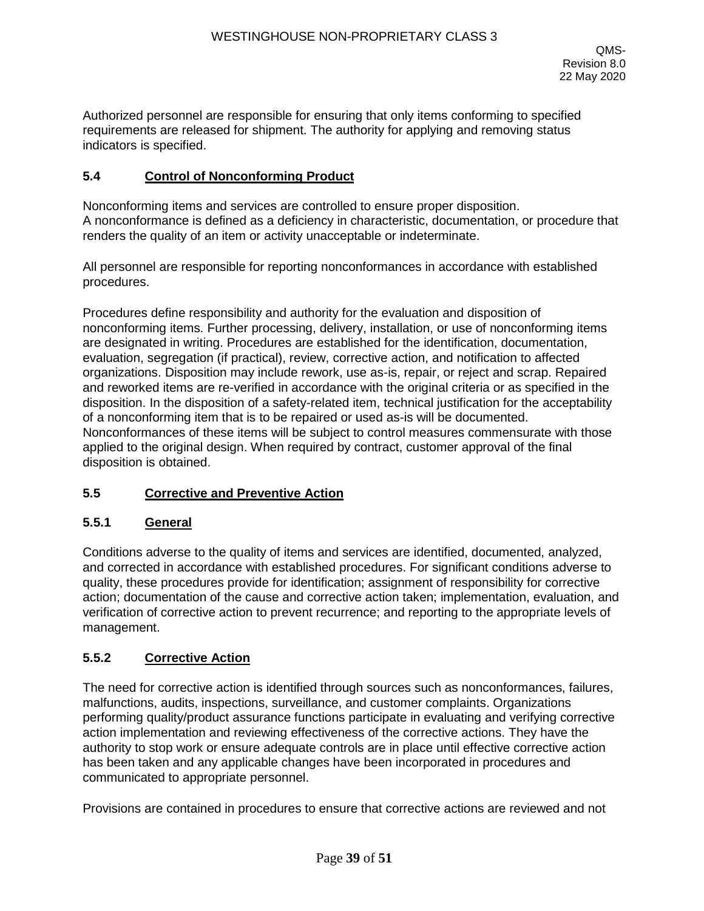Authorized personnel are responsible for ensuring that only items conforming to specified requirements are released for shipment. The authority for applying and removing status indicators is specified.

### 5.4 Control of Nonconforming Product

Nonconforming items and services are controlled to ensure proper disposition.
A nonconformance is defined as a deficiency in characteristic, documentation, or procedure that renders the quality of an item or activity unacceptable or indeterminate.

All personnel are responsible for reporting nonconformances in accordance with established procedures.

Procedures define responsibility and authority for the evaluation and disposition of nonconforming items. Further processing, delivery, installation, or use of nonconforming items are designated in writing. Procedures are established for the identification, documentation, evaluation, segregation (if practical), review, corrective action, and notification to affected organizations. Disposition may include rework, use as-is, repair, or reject and scrap. Repaired and reworked items are re-verified in accordance with the original criteria or as specified in the disposition. In the disposition of a safety-related item, technical justification for the acceptability of a nonconforming item that is to be repaired or used as-is will be documented. Nonconformances of these items will be subject to control measures commensurate with those applied to the original design. When required by contract, customer approval of the final disposition is obtained.

### 5.5 Corrective and Preventive Action

#### 5.5.1 General

Conditions adverse to the quality of items and services are identified, documented, analyzed, and corrected in accordance with established procedures. For significant conditions adverse to quality, these procedures provide for identification; assignment of responsibility for corrective action; documentation of the cause and corrective action taken; implementation, evaluation, and verification of corrective action to prevent recurrence; and reporting to the appropriate levels of management.

#### 5.5.2 Corrective Action

The need for corrective action is identified through sources such as nonconformances, failures, malfunctions, audits, inspections, surveillance, and customer complaints. Organizations performing quality/product assurance functions participate in evaluating and verifying corrective action implementation and reviewing effectiveness of the corrective actions. They have the authority to stop work or ensure adequate controls are in place until effective corrective action has been taken and any applicable changes have been incorporated in procedures and communicated to appropriate personnel.

Provisions are contained in procedures to ensure that corrective actions are reviewed and not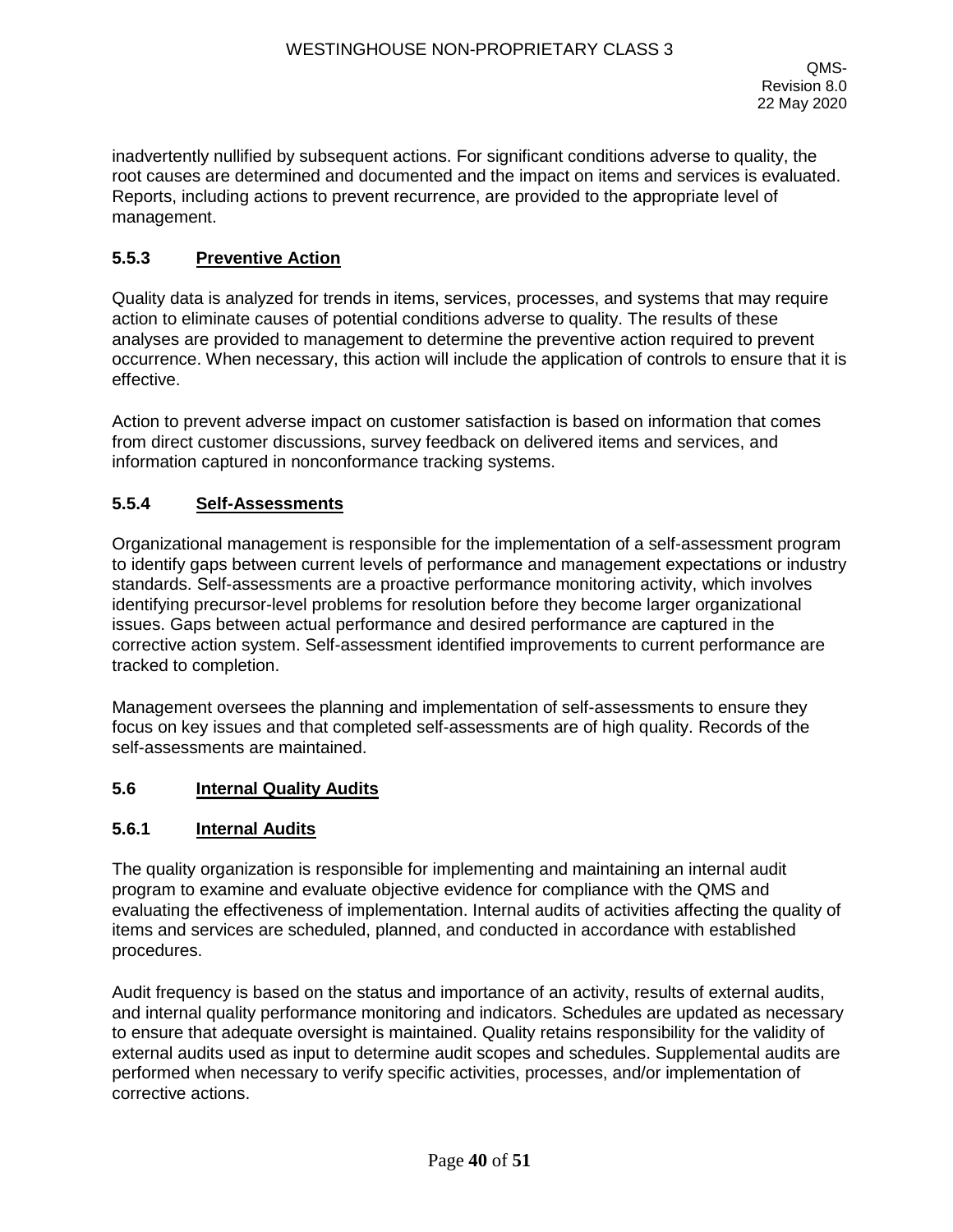inadvertently nullified by subsequent actions. For significant conditions adverse to quality, the root causes are determined and documented and the impact on items and services is evaluated. Reports, including actions to prevent recurrence, are provided to the appropriate level of management.

### 5.5.3 Preventive Action

Quality data is analyzed for trends in items, services, processes, and systems that may require action to eliminate causes of potential conditions adverse to quality. The results of these analyses are provided to management to determine the preventive action required to prevent occurrence. When necessary, this action will include the application of controls to ensure that it is effective.

Action to prevent adverse impact on customer satisfaction is based on information that comes from direct customer discussions, survey feedback on delivered items and services, and information captured in nonconformance tracking systems.

### 5.5.4 Self-Assessments

Organizational management is responsible for the implementation of a self-assessment program to identify gaps between current levels of performance and management expectations or industry standards. Self-assessments are a proactive performance monitoring activity, which involves identifying precursor-level problems for resolution before they become larger organizational issues. Gaps between actual performance and desired performance are captured in the corrective action system. Self-assessment identified improvements to current performance are tracked to completion.

Management oversees the planning and implementation of self-assessments to ensure they focus on key issues and that completed self-assessments are of high quality. Records of the self-assessments are maintained.

## 5.6 Internal Quality Audits

### 5.6.1 Internal Audits

The quality organization is responsible for implementing and maintaining an internal audit program to examine and evaluate objective evidence for compliance with the QMS and evaluating the effectiveness of implementation. Internal audits of activities affecting the quality of items and services are scheduled, planned, and conducted in accordance with established procedures.

Audit frequency is based on the status and importance of an activity, results of external audits, and internal quality performance monitoring and indicators. Schedules are updated as necessary to ensure that adequate oversight is maintained. Quality retains responsibility for the validity of external audits used as input to determine audit scopes and schedules. Supplemental audits are performed when necessary to verify specific activities, processes, and/or implementation of corrective actions.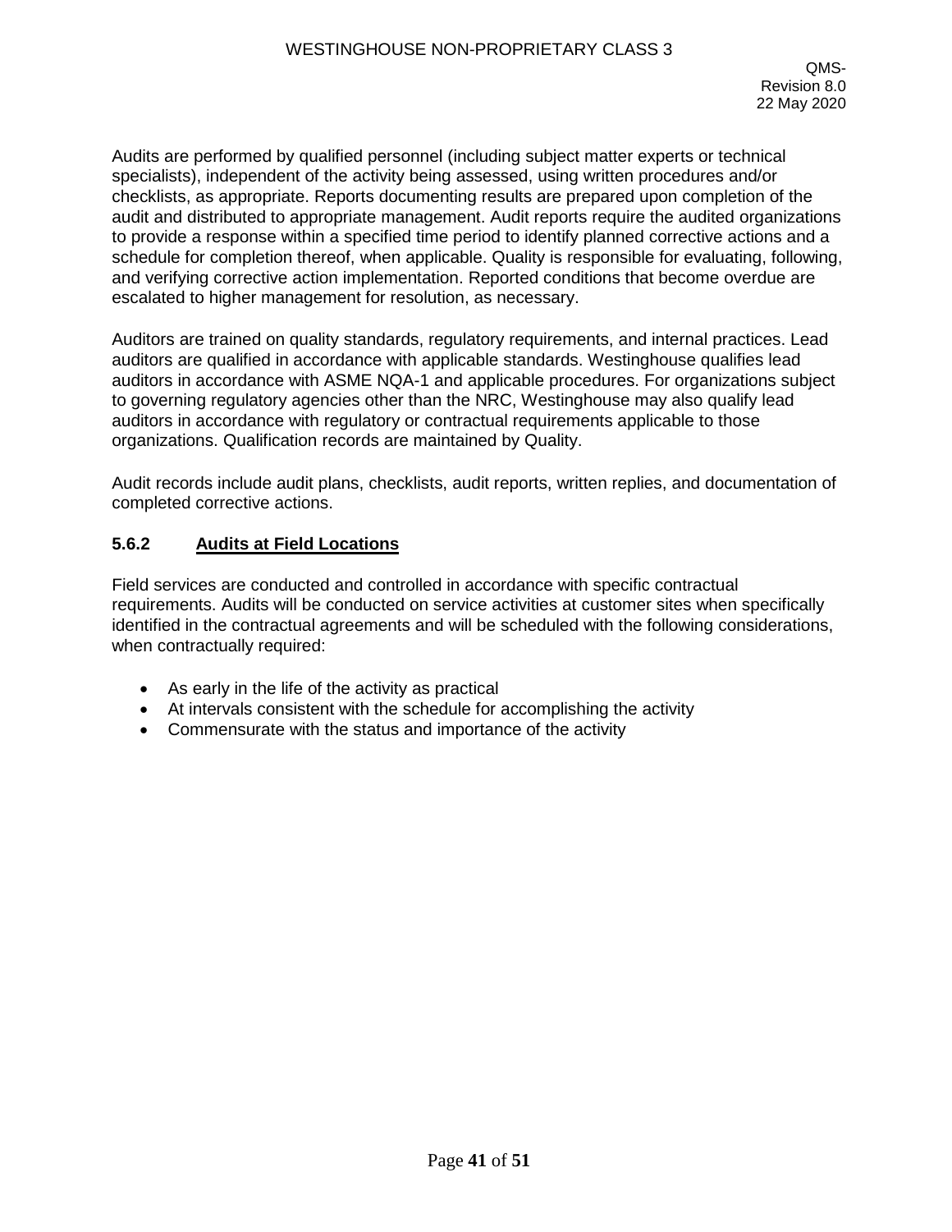Audits are performed by qualified personnel (including subject matter experts or technical specialists), independent of the activity being assessed, using written procedures and/or checklists, as appropriate. Reports documenting results are prepared upon completion of the audit and distributed to appropriate management. Audit reports require the audited organizations to provide a response within a specified time period to identify planned corrective actions and a schedule for completion thereof, when applicable. Quality is responsible for evaluating, following, and verifying corrective action implementation. Reported conditions that become overdue are escalated to higher management for resolution, as necessary.

Auditors are trained on quality standards, regulatory requirements, and internal practices. Lead auditors are qualified in accordance with applicable standards. Westinghouse qualifies lead auditors in accordance with ASME NQA-1 and applicable procedures. For organizations subject to governing regulatory agencies other than the NRC, Westinghouse may also qualify lead auditors in accordance with regulatory or contractual requirements applicable to those organizations. Qualification records are maintained by Quality.

Audit records include audit plans, checklists, audit reports, written replies, and documentation of completed corrective actions.

### 5.6.2 Audits at Field Locations

Field services are conducted and controlled in accordance with specific contractual requirements. Audits will be conducted on service activities at customer sites when specifically identified in the contractual agreements and will be scheduled with the following considerations, when contractually required:

- As early in the life of the activity as practical
- At intervals consistent with the schedule for accomplishing the activity
- Commensurate with the status and importance of the activity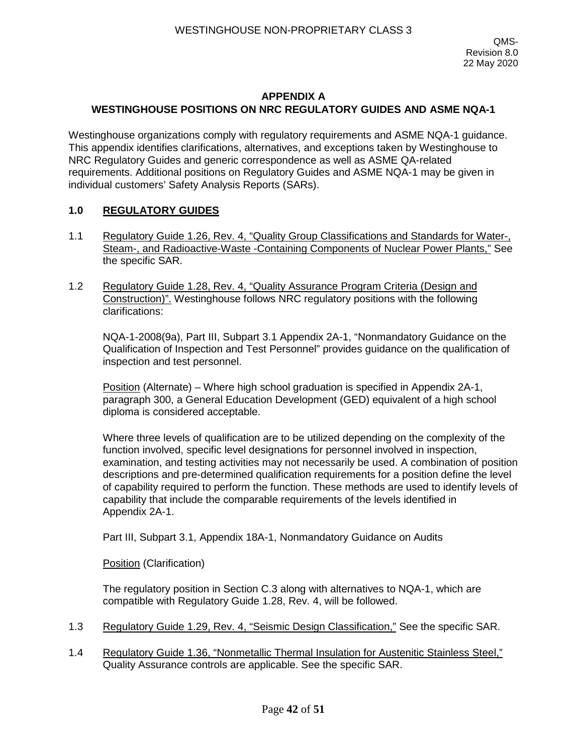## APPENDIX A
## WESTINGHOUSE POSITIONS ON NRC REGULATORY GUIDES AND ASME NQA-1

Westinghouse organizations comply with regulatory requirements and ASME NQA-1 guidance. This appendix identifies clarifications, alternatives, and exceptions taken by Westinghouse to NRC Regulatory Guides and generic correspondence as well as ASME QA-related requirements. Additional positions on Regulatory Guides and ASME NQA-1 may be given in individual customers' Safety Analysis Reports (SARs).

### 1.0 REGULATORY GUIDES

1.1 Regulatory Guide 1.26, Rev. 4, "Quality Group Classifications and Standards for Water-, Steam-, and Radioactive-Waste -Containing Components of Nuclear Power Plants," See the specific SAR.

1.2 Regulatory Guide 1.28, Rev. 4, "Quality Assurance Program Criteria (Design and Construction)". Westinghouse follows NRC regulatory positions with the following clarifications:

NQA-1-2008(9a), Part III, Subpart 3.1 Appendix 2A-1, "Nonmandatory Guidance on the Qualification of Inspection and Test Personnel" provides guidance on the qualification of inspection and test personnel.

Position (Alternate) – Where high school graduation is specified in Appendix 2A-1, paragraph 300, a General Education Development (GED) equivalent of a high school diploma is considered acceptable.

Where three levels of qualification are to be utilized depending on the complexity of the function involved, specific level designations for personnel involved in inspection, examination, and testing activities may not necessarily be used. A combination of position descriptions and pre-determined qualification requirements for a position define the level of capability required to perform the function. These methods are used to identify levels of capability that include the comparable requirements of the levels identified in Appendix 2A-1.

Part III, Subpart 3.1, Appendix 18A-1, Nonmandatory Guidance on Audits

Position (Clarification)

The regulatory position in Section C.3 along with alternatives to NQA-1, which are compatible with Regulatory Guide 1.28, Rev. 4, will be followed.

1.3 Regulatory Guide 1.29, Rev. 4, "Seismic Design Classification," See the specific SAR.

1.4 Regulatory Guide 1.36, "Nonmetallic Thermal Insulation for Austenitic Stainless Steel," Quality Assurance controls are applicable. See the specific SAR.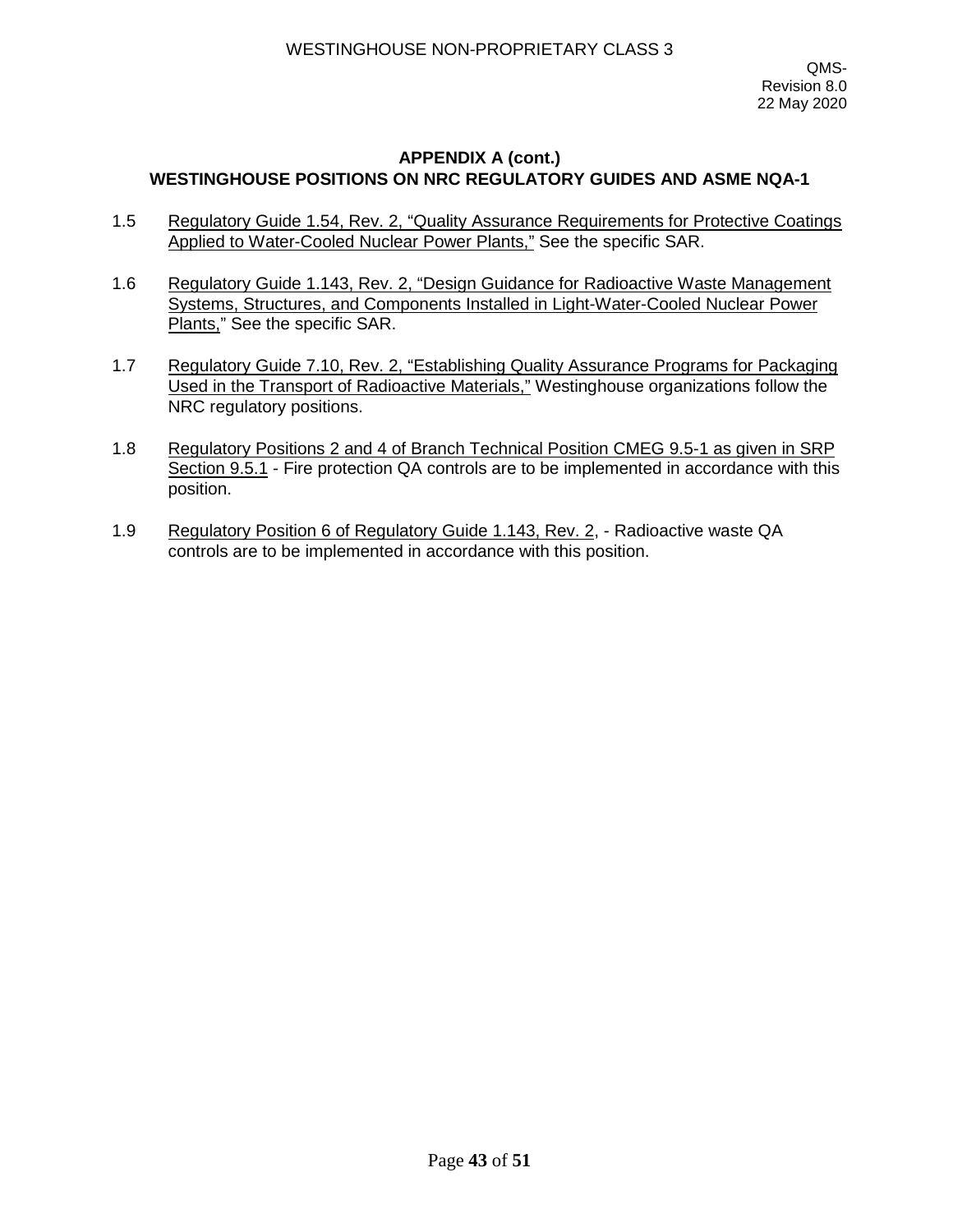## APPENDIX A (cont.)
## WESTINGHOUSE POSITIONS ON NRC REGULATORY GUIDES AND ASME NQA-1

1.5 Regulatory Guide 1.54, Rev. 2, "Quality Assurance Requirements for Protective Coatings Applied to Water-Cooled Nuclear Power Plants," See the specific SAR.

1.6 Regulatory Guide 1.143, Rev. 2, "Design Guidance for Radioactive Waste Management Systems, Structures, and Components Installed in Light-Water-Cooled Nuclear Power Plants," See the specific SAR.

1.7 Regulatory Guide 7.10, Rev. 2, "Establishing Quality Assurance Programs for Packaging Used in the Transport of Radioactive Materials," Westinghouse organizations follow the NRC regulatory positions.

1.8 Regulatory Positions 2 and 4 of Branch Technical Position CMEG 9.5-1 as given in SRP Section 9.5.1 - Fire protection QA controls are to be implemented in accordance with this position.

1.9 Regulatory Position 6 of Regulatory Guide 1.143, Rev. 2, - Radioactive waste QA controls are to be implemented in accordance with this position.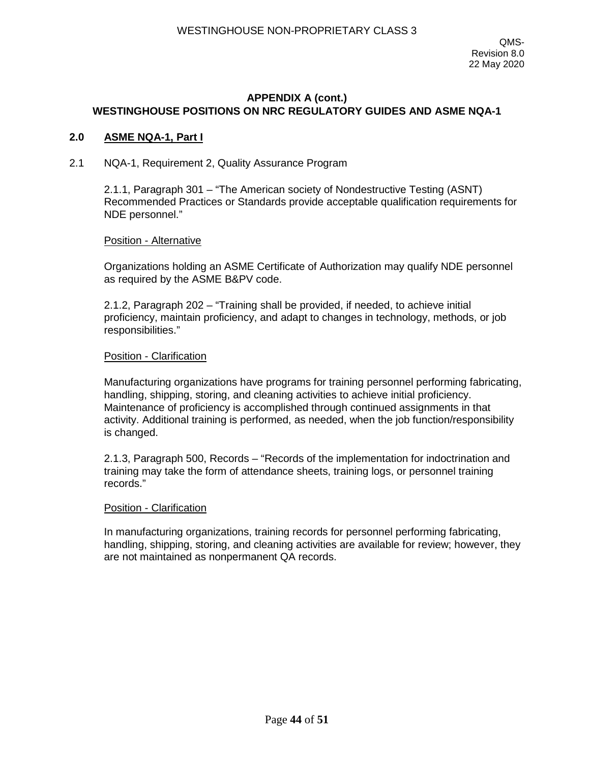## APPENDIX A (cont.)
## WESTINGHOUSE POSITIONS ON NRC REGULATORY GUIDES AND ASME NQA-1

## 2.0 ASME NQA-1, Part I

2.1 NQA-1, Requirement 2, Quality Assurance Program

2.1.1, Paragraph 301 – "The American society of Nondestructive Testing (ASNT) Recommended Practices or Standards provide acceptable qualification requirements for NDE personnel."

Position - Alternative

Organizations holding an ASME Certificate of Authorization may qualify NDE personnel as required by the ASME B&PV code.

2.1.2, Paragraph 202 – "Training shall be provided, if needed, to achieve initial proficiency, maintain proficiency, and adapt to changes in technology, methods, or job responsibilities."

Position - Clarification

Manufacturing organizations have programs for training personnel performing fabricating, handling, shipping, storing, and cleaning activities to achieve initial proficiency. Maintenance of proficiency is accomplished through continued assignments in that activity. Additional training is performed, as needed, when the job function/responsibility is changed.

2.1.3, Paragraph 500, Records – "Records of the implementation for indoctrination and training may take the form of attendance sheets, training logs, or personnel training records."

Position - Clarification

In manufacturing organizations, training records for personnel performing fabricating, handling, shipping, storing, and cleaning activities are available for review; however, they are not maintained as nonpermanent QA records.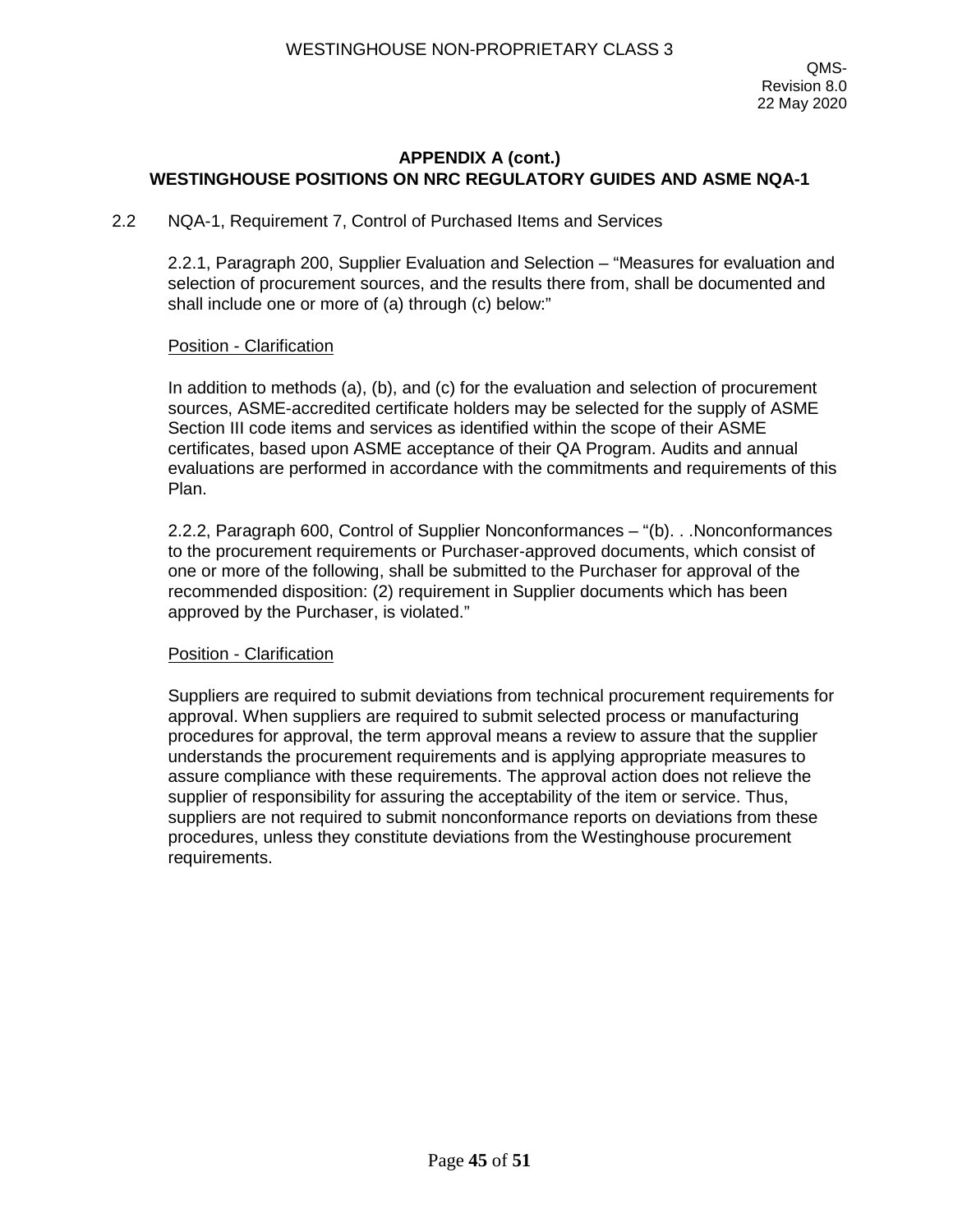## APPENDIX A (cont.)
## WESTINGHOUSE POSITIONS ON NRC REGULATORY GUIDES AND ASME NQA-1

2.2 NQA-1, Requirement 7, Control of Purchased Items and Services

2.2.1, Paragraph 200, Supplier Evaluation and Selection – "Measures for evaluation and selection of procurement sources, and the results there from, shall be documented and shall include one or more of (a) through (c) below:"

Position - Clarification

In addition to methods (a), (b), and (c) for the evaluation and selection of procurement sources, ASME-accredited certificate holders may be selected for the supply of ASME Section III code items and services as identified within the scope of their ASME certificates, based upon ASME acceptance of their QA Program. Audits and annual evaluations are performed in accordance with the commitments and requirements of this Plan.

2.2.2, Paragraph 600, Control of Supplier Nonconformances – "(b). . .Nonconformances to the procurement requirements or Purchaser-approved documents, which consist of one or more of the following, shall be submitted to the Purchaser for approval of the recommended disposition: (2) requirement in Supplier documents which has been approved by the Purchaser, is violated."

Position - Clarification

Suppliers are required to submit deviations from technical procurement requirements for approval. When suppliers are required to submit selected process or manufacturing procedures for approval, the term approval means a review to assure that the supplier understands the procurement requirements and is applying appropriate measures to assure compliance with these requirements. The approval action does not relieve the supplier of responsibility for assuring the acceptability of the item or service. Thus, suppliers are not required to submit nonconformance reports on deviations from these procedures, unless they constitute deviations from the Westinghouse procurement requirements.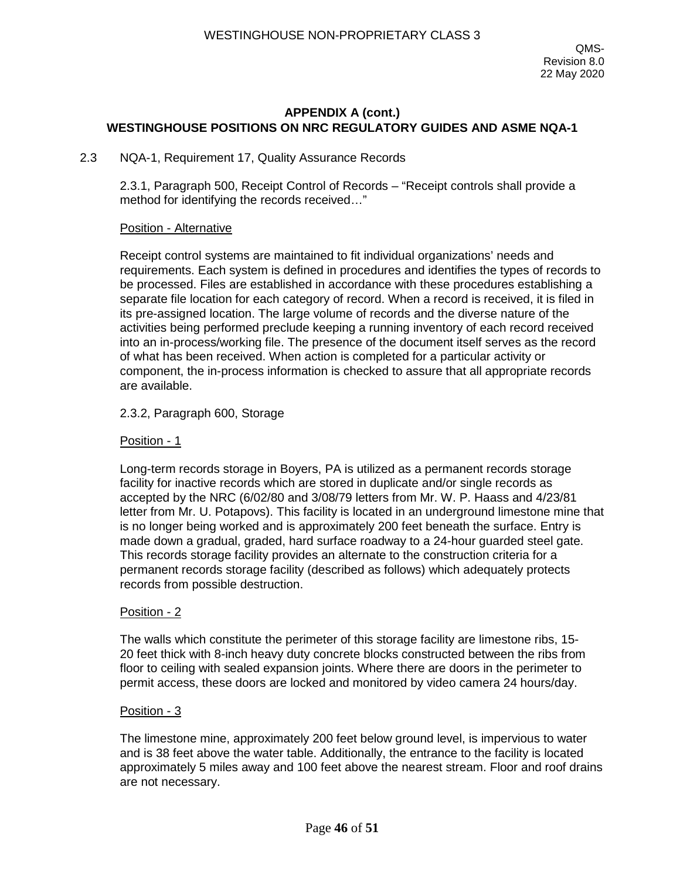## APPENDIX A (cont.)
## WESTINGHOUSE POSITIONS ON NRC REGULATORY GUIDES AND ASME NQA-1

2.3 NQA-1, Requirement 17, Quality Assurance Records

2.3.1, Paragraph 500, Receipt Control of Records – "Receipt controls shall provide a method for identifying the records received…"

Position - Alternative

Receipt control systems are maintained to fit individual organizations' needs and requirements. Each system is defined in procedures and identifies the types of records to be processed. Files are established in accordance with these procedures establishing a separate file location for each category of record. When a record is received, it is filed in its pre-assigned location. The large volume of records and the diverse nature of the activities being performed preclude keeping a running inventory of each record received into an in-process/working file. The presence of the document itself serves as the record of what has been received. When action is completed for a particular activity or component, the in-process information is checked to assure that all appropriate records are available.

2.3.2, Paragraph 600, Storage

Position - 1

Long-term records storage in Boyers, PA is utilized as a permanent records storage facility for inactive records which are stored in duplicate and/or single records as accepted by the NRC (6/02/80 and 3/08/79 letters from Mr. W. P. Haass and 4/23/81 letter from Mr. U. Potapovs). This facility is located in an underground limestone mine that is no longer being worked and is approximately 200 feet beneath the surface. Entry is made down a gradual, graded, hard surface roadway to a 24-hour guarded steel gate. This records storage facility provides an alternate to the construction criteria for a permanent records storage facility (described as follows) which adequately protects records from possible destruction.

Position - 2

The walls which constitute the perimeter of this storage facility are limestone ribs, 15-20 feet thick with 8-inch heavy duty concrete blocks constructed between the ribs from floor to ceiling with sealed expansion joints. Where there are doors in the perimeter to permit access, these doors are locked and monitored by video camera 24 hours/day.

Position - 3

The limestone mine, approximately 200 feet below ground level, is impervious to water and is 38 feet above the water table. Additionally, the entrance to the facility is located approximately 5 miles away and 100 feet above the nearest stream. Floor and roof drains are not necessary.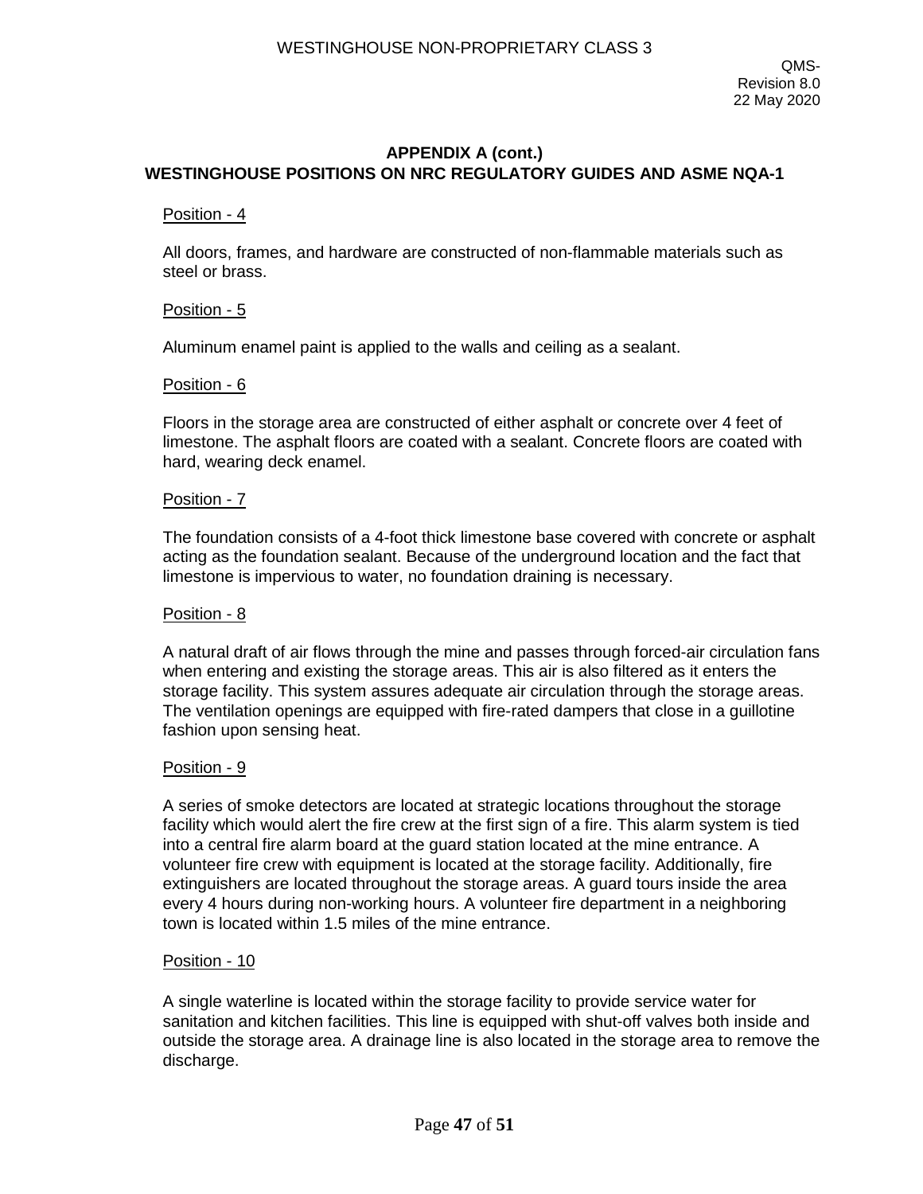## APPENDIX A (cont.)

## WESTINGHOUSE POSITIONS ON NRC REGULATORY GUIDES AND ASME NQA-1

Position - 4

All doors, frames, and hardware are constructed of non-flammable materials such as steel or brass.

Position - 5

Aluminum enamel paint is applied to the walls and ceiling as a sealant.

Position - 6

Floors in the storage area are constructed of either asphalt or concrete over 4 feet of limestone. The asphalt floors are coated with a sealant. Concrete floors are coated with hard, wearing deck enamel.

Position - 7

The foundation consists of a 4-foot thick limestone base covered with concrete or asphalt acting as the foundation sealant. Because of the underground location and the fact that limestone is impervious to water, no foundation draining is necessary.

Position - 8

A natural draft of air flows through the mine and passes through forced-air circulation fans when entering and existing the storage areas. This air is also filtered as it enters the storage facility. This system assures adequate air circulation through the storage areas. The ventilation openings are equipped with fire-rated dampers that close in a guillotine fashion upon sensing heat.

Position - 9

A series of smoke detectors are located at strategic locations throughout the storage facility which would alert the fire crew at the first sign of a fire. This alarm system is tied into a central fire alarm board at the guard station located at the mine entrance. A volunteer fire crew with equipment is located at the storage facility. Additionally, fire extinguishers are located throughout the storage areas. A guard tours inside the area every 4 hours during non-working hours. A volunteer fire department in a neighboring town is located within 1.5 miles of the mine entrance.

Position - 10

A single waterline is located within the storage facility to provide service water for sanitation and kitchen facilities. This line is equipped with shut-off valves both inside and outside the storage area. A drainage line is also located in the storage area to remove the discharge.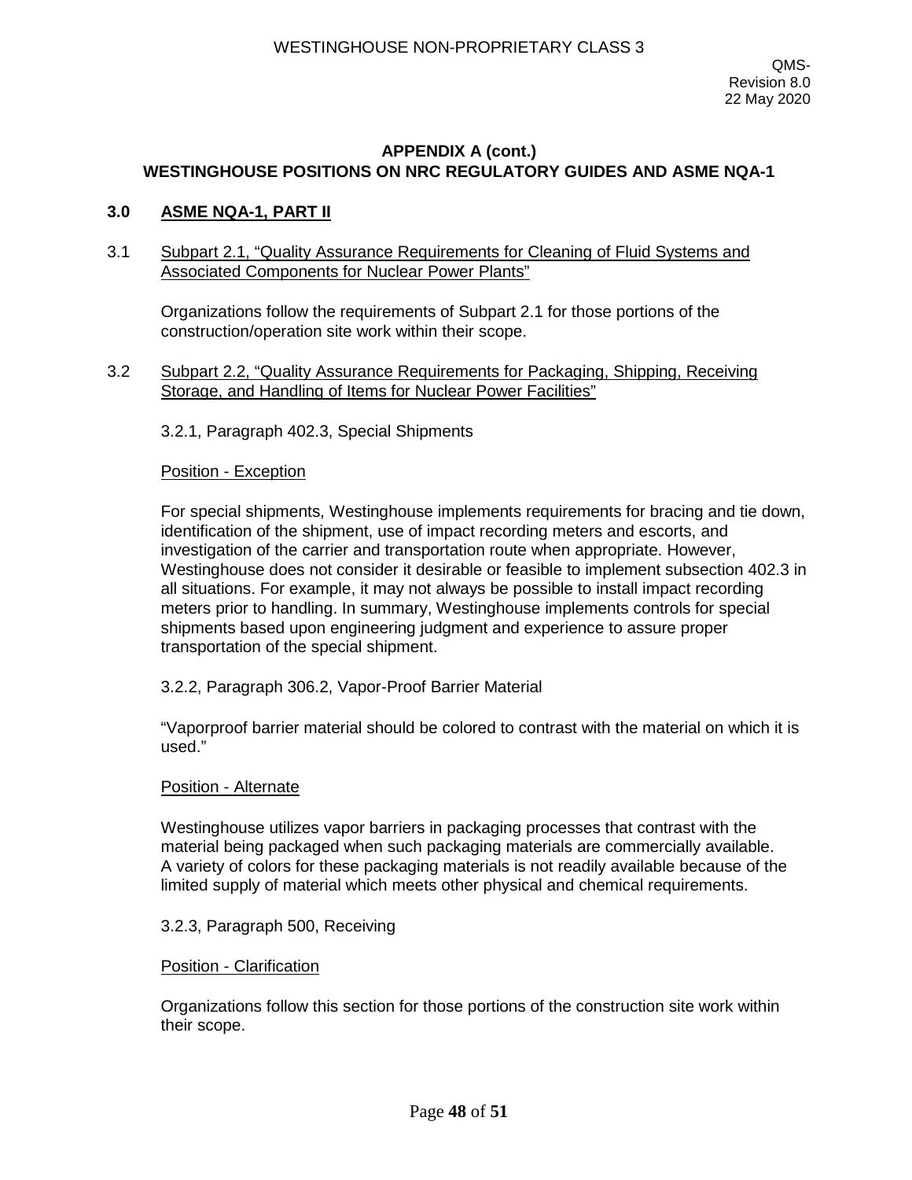## APPENDIX A (cont.)
## WESTINGHOUSE POSITIONS ON NRC REGULATORY GUIDES AND ASME NQA-1

### 3.0 ASME NQA-1, PART II

3.1 Subpart 2.1, "Quality Assurance Requirements for Cleaning of Fluid Systems and Associated Components for Nuclear Power Plants"

Organizations follow the requirements of Subpart 2.1 for those portions of the construction/operation site work within their scope.

3.2 Subpart 2.2, "Quality Assurance Requirements for Packaging, Shipping, Receiving Storage, and Handling of Items for Nuclear Power Facilities"

3.2.1, Paragraph 402.3, Special Shipments

Position - Exception

For special shipments, Westinghouse implements requirements for bracing and tie down, identification of the shipment, use of impact recording meters and escorts, and investigation of the carrier and transportation route when appropriate. However, Westinghouse does not consider it desirable or feasible to implement subsection 402.3 in all situations. For example, it may not always be possible to install impact recording meters prior to handling. In summary, Westinghouse implements controls for special shipments based upon engineering judgment and experience to assure proper transportation of the special shipment.

3.2.2, Paragraph 306.2, Vapor-Proof Barrier Material

"Vaporproof barrier material should be colored to contrast with the material on which it is used."

Position - Alternate

Westinghouse utilizes vapor barriers in packaging processes that contrast with the material being packaged when such packaging materials are commercially available. A variety of colors for these packaging materials is not readily available because of the limited supply of material which meets other physical and chemical requirements.

3.2.3, Paragraph 500, Receiving

Position - Clarification

Organizations follow this section for those portions of the construction site work within their scope.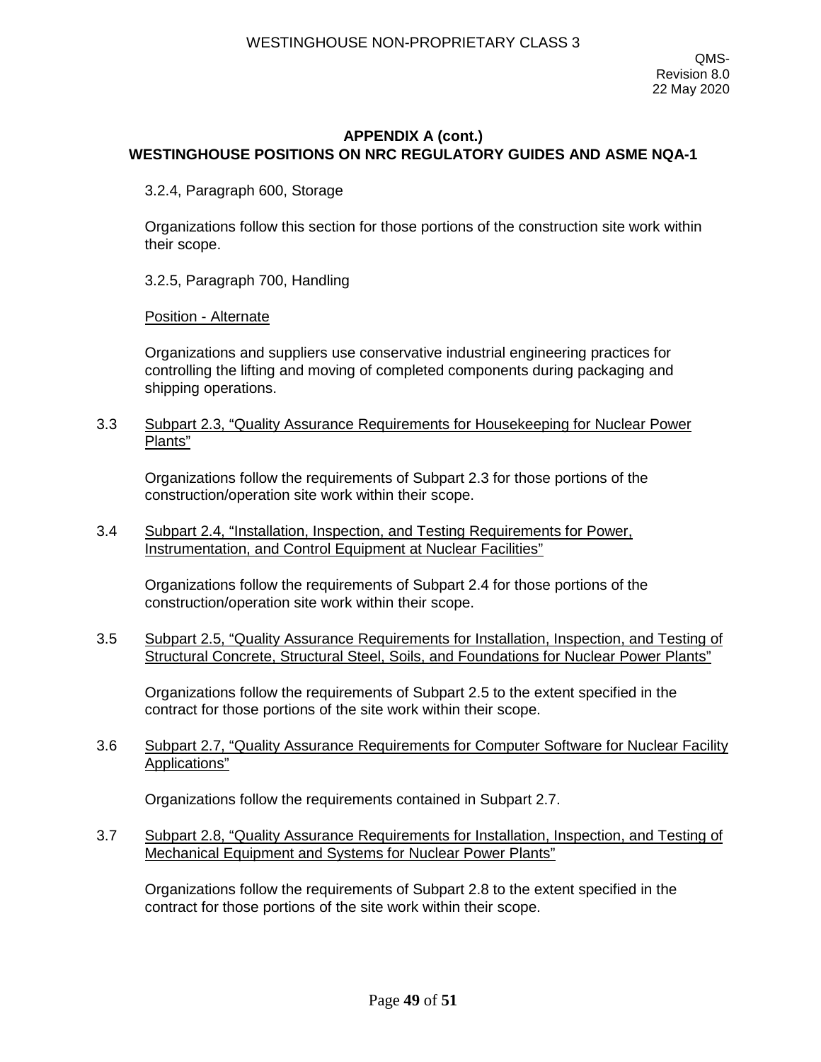## APPENDIX A (cont.)
## WESTINGHOUSE POSITIONS ON NRC REGULATORY GUIDES AND ASME NQA-1

3.2.4, Paragraph 600, Storage

Organizations follow this section for those portions of the construction site work within their scope.

3.2.5, Paragraph 700, Handling

Position - Alternate

Organizations and suppliers use conservative industrial engineering practices for controlling the lifting and moving of completed components during packaging and shipping operations.

3.3 Subpart 2.3, "Quality Assurance Requirements for Housekeeping for Nuclear Power Plants"

Organizations follow the requirements of Subpart 2.3 for those portions of the construction/operation site work within their scope.

3.4 Subpart 2.4, "Installation, Inspection, and Testing Requirements for Power, Instrumentation, and Control Equipment at Nuclear Facilities"

Organizations follow the requirements of Subpart 2.4 for those portions of the construction/operation site work within their scope.

3.5 Subpart 2.5, "Quality Assurance Requirements for Installation, Inspection, and Testing of Structural Concrete, Structural Steel, Soils, and Foundations for Nuclear Power Plants"

Organizations follow the requirements of Subpart 2.5 to the extent specified in the contract for those portions of the site work within their scope.

3.6 Subpart 2.7, "Quality Assurance Requirements for Computer Software for Nuclear Facility Applications"

Organizations follow the requirements contained in Subpart 2.7.

3.7 Subpart 2.8, "Quality Assurance Requirements for Installation, Inspection, and Testing of Mechanical Equipment and Systems for Nuclear Power Plants"

Organizations follow the requirements of Subpart 2.8 to the extent specified in the contract for those portions of the site work within their scope.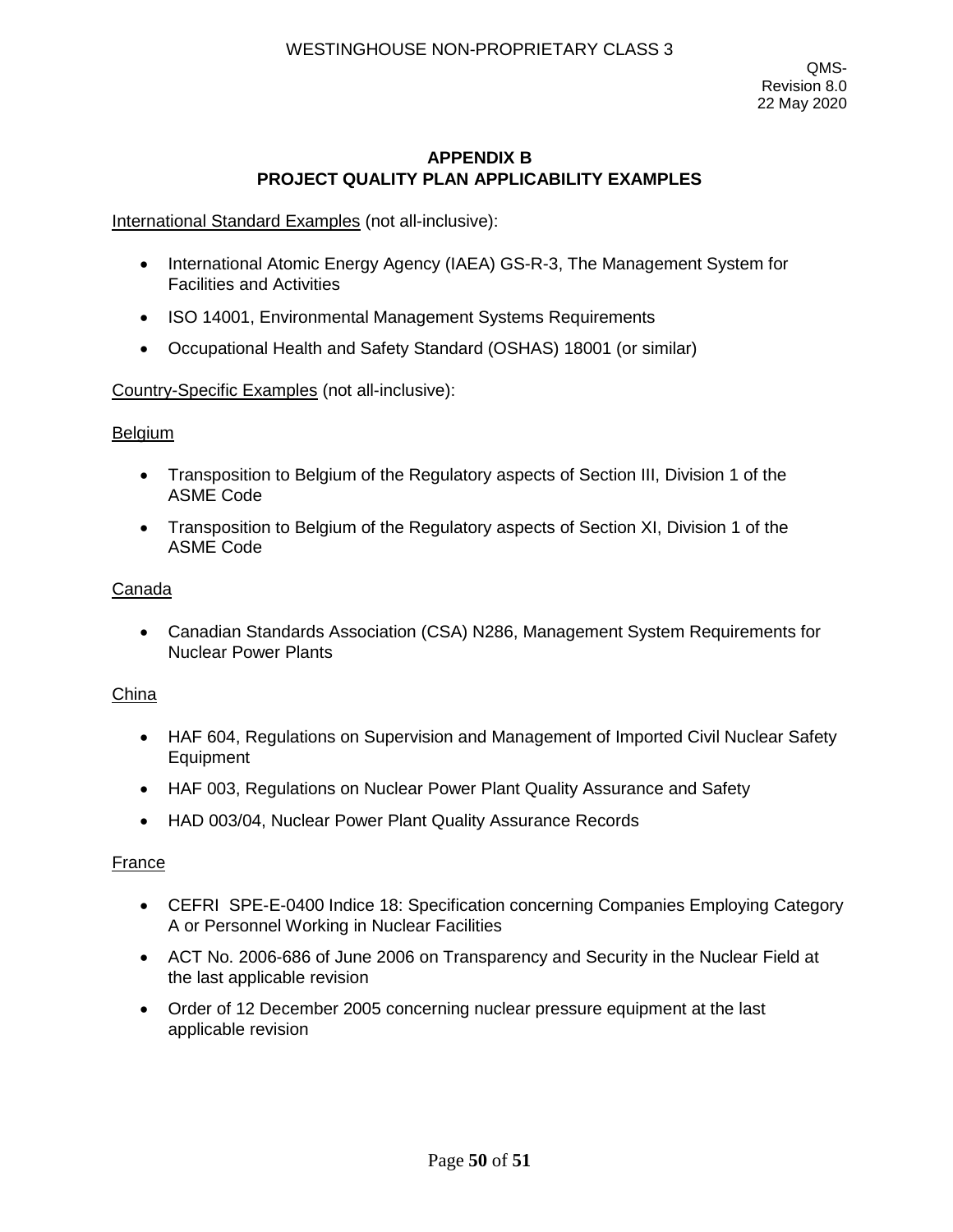# APPENDIX B
# PROJECT QUALITY PLAN APPLICABILITY EXAMPLES

International Standard Examples (not all-inclusive):

- International Atomic Energy Agency (IAEA) GS-R-3, The Management System for Facilities and Activities
- ISO 14001, Environmental Management Systems Requirements
- Occupational Health and Safety Standard (OSHAS) 18001 (or similar)

Country-Specific Examples (not all-inclusive):

Belgium

- Transposition to Belgium of the Regulatory aspects of Section III, Division 1 of the ASME Code
- Transposition to Belgium of the Regulatory aspects of Section XI, Division 1 of the ASME Code

Canada

- Canadian Standards Association (CSA) N286, Management System Requirements for Nuclear Power Plants

China

- HAF 604, Regulations on Supervision and Management of Imported Civil Nuclear Safety Equipment
- HAF 003, Regulations on Nuclear Power Plant Quality Assurance and Safety
- HAD 003/04, Nuclear Power Plant Quality Assurance Records

France

- CEFRI SPE-E-0400 Indice 18: Specification concerning Companies Employing Category A or Personnel Working in Nuclear Facilities
- ACT No. 2006-686 of June 2006 on Transparency and Security in the Nuclear Field at the last applicable revision
- Order of 12 December 2005 concerning nuclear pressure equipment at the last applicable revision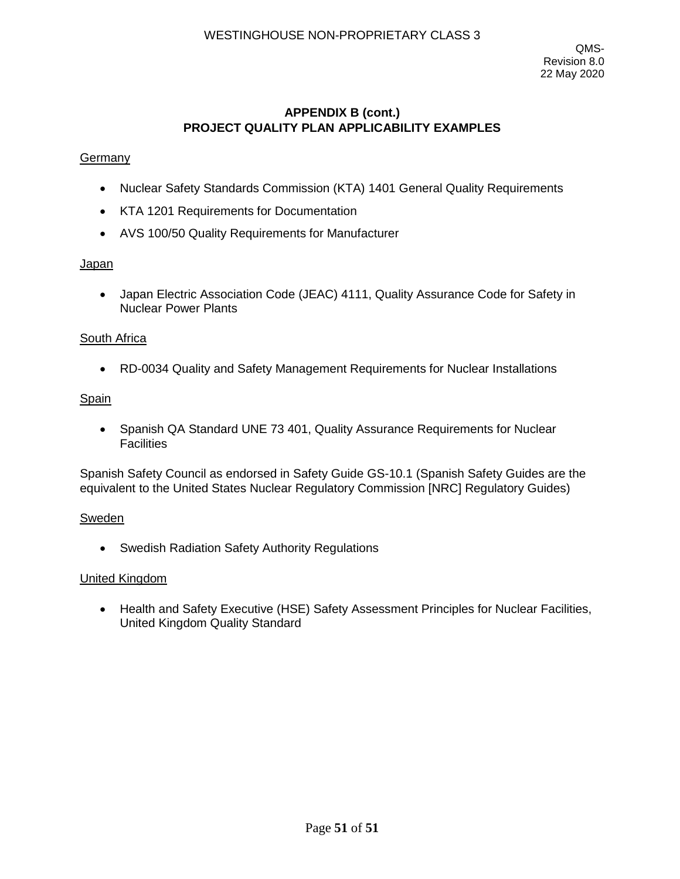## APPENDIX B (cont.)
## PROJECT QUALITY PLAN APPLICABILITY EXAMPLES

Germany

- Nuclear Safety Standards Commission (KTA) 1401 General Quality Requirements
- KTA 1201 Requirements for Documentation
- AVS 100/50 Quality Requirements for Manufacturer

Japan

- Japan Electric Association Code (JEAC) 4111, Quality Assurance Code for Safety in Nuclear Power Plants

South Africa

- RD-0034 Quality and Safety Management Requirements for Nuclear Installations

Spain

- Spanish QA Standard UNE 73 401, Quality Assurance Requirements for Nuclear Facilities

Spanish Safety Council as endorsed in Safety Guide GS-10.1 (Spanish Safety Guides are the equivalent to the United States Nuclear Regulatory Commission [NRC] Regulatory Guides)

Sweden

- Swedish Radiation Safety Authority Regulations

United Kingdom

- Health and Safety Executive (HSE) Safety Assessment Principles for Nuclear Facilities, United Kingdom Quality Standard